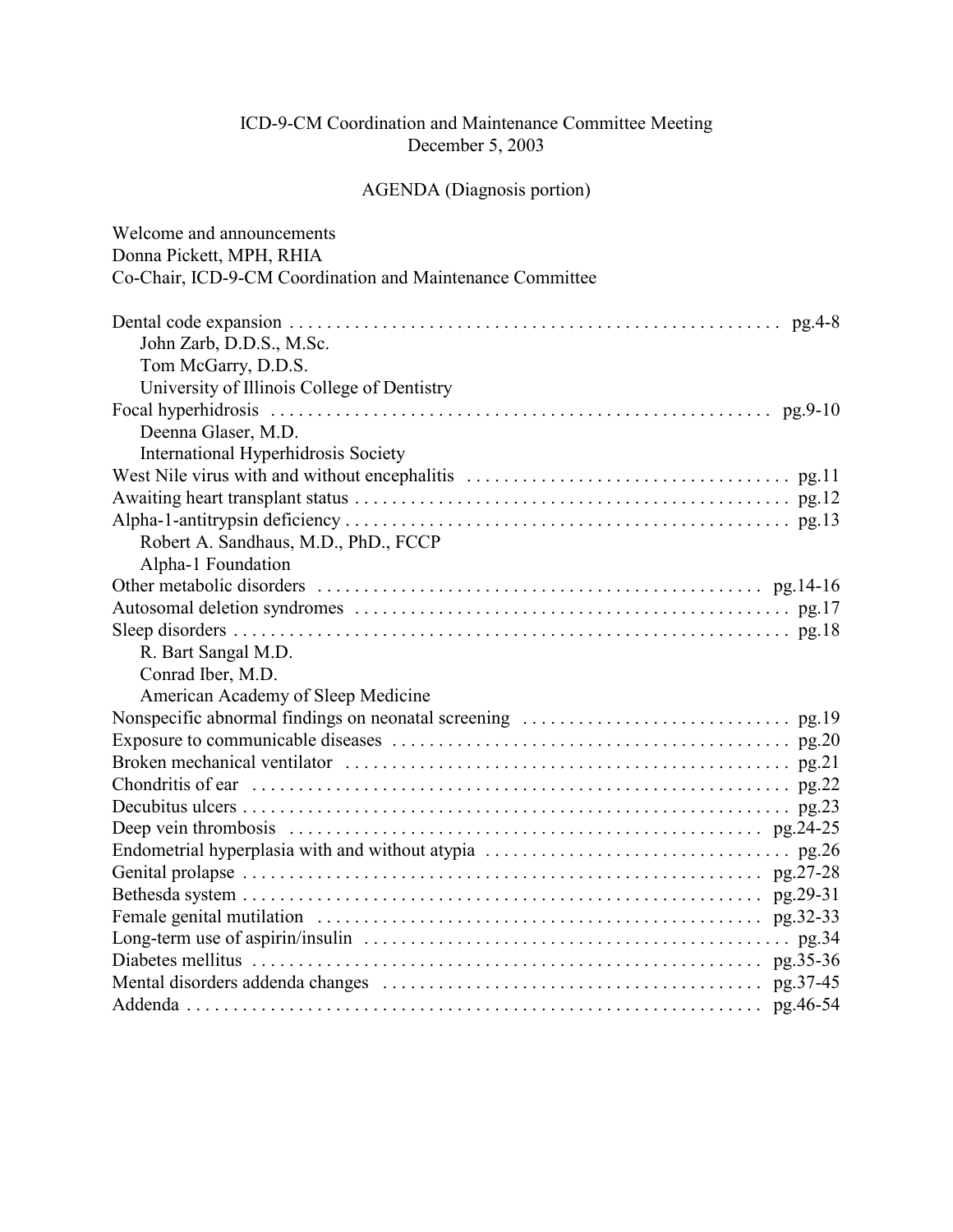# ICD-9-CM Coordination and Maintenance Committee Meeting
December 5, 2003

## AGENDA (Diagnosis portion)

Welcome and announcements
Donna Pickett, MPH, RHIA
Co-Chair, ICD-9-CM Coordination and Maintenance Committee

Dental code expansion ........................................................ pg.4-8
  John Zarb, D.D.S., M.Sc.
  Tom McGarry, D.D.S.
  University of Illinois College of Dentistry

Focal hyperhidrosis ........................................................ pg.9-10
  Deenna Glaser, M.D.
  International Hyperhidrosis Society

West Nile virus with and without encephalitis ........................................ pg.11

Awaiting heart transplant status ........................................................ pg.12

Alpha-1-antitrypsin deficiency ........................................................ pg.13
  Robert A. Sandhaus, M.D., PhD., FCCP
  Alpha-1 Foundation

Other metabolic disorders ........................................................ pg.14-16

Autosomal deletion syndromes ........................................................ pg.17

Sleep disorders ........................................................ pg.18
  R. Bart Sangal M.D.
  Conrad Iber, M.D.
  American Academy of Sleep Medicine

Nonspecific abnormal findings on neonatal screening ........................................ pg.19

Exposure to communicable diseases ........................................................ pg.20

Broken mechanical ventilator ........................................................ pg.21

Chondritis of ear ........................................................ pg.22

Decubitus ulcers ........................................................ pg.23

Deep vein thrombosis ........................................................ pg.24-25

Endometrial hyperplasia with and without atypia ........................................ pg.26

Genital prolapse ........................................................ pg.27-28

Bethesda system ........................................................ pg.29-31

Female genital mutilation ........................................................ pg.32-33

Long-term use of aspirin/insulin ........................................................ pg.34

Diabetes mellitus ........................................................ pg.35-36

Mental disorders addenda changes ........................................................ pg.37-45

Addenda ........................................................ pg.46-54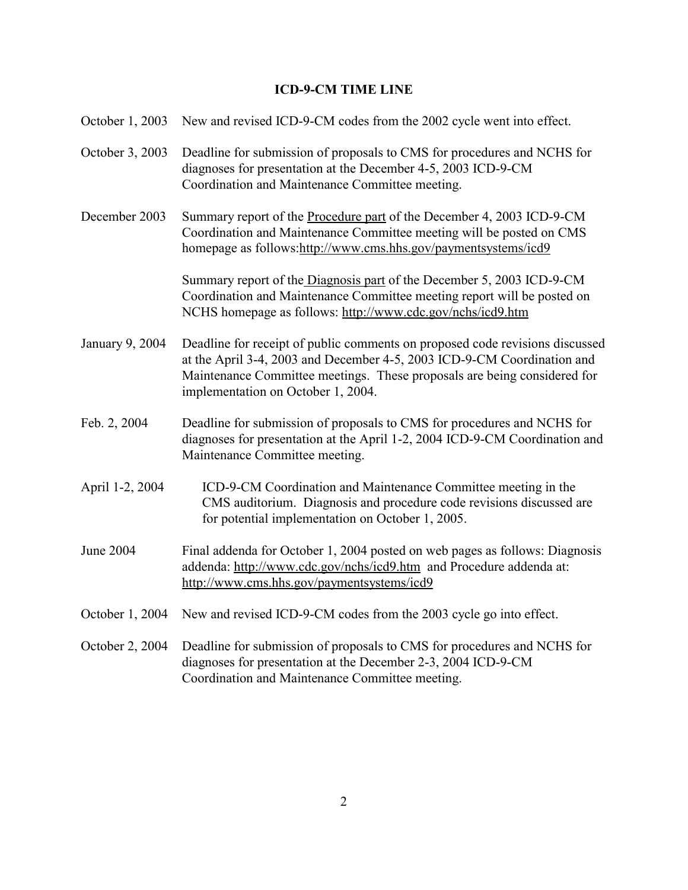# ICD-9-CM TIME LINE

October 1, 2003 New and revised ICD-9-CM codes from the 2002 cycle went into effect.

October 3, 2003 Deadline for submission of proposals to CMS for procedures and NCHS for diagnoses for presentation at the December 4-5, 2003 ICD-9-CM Coordination and Maintenance Committee meeting.

December 2003 Summary report of the Procedure part of the December 4, 2003 ICD-9-CM Coordination and Maintenance Committee meeting will be posted on CMS homepage as follows:http://www.cms.hhs.gov/paymentsystems/icd9

Summary report of the Diagnosis part of the December 5, 2003 ICD-9-CM Coordination and Maintenance Committee meeting report will be posted on NCHS homepage as follows: http://www.cdc.gov/nchs/icd9.htm

January 9, 2004 Deadline for receipt of public comments on proposed code revisions discussed at the April 3-4, 2003 and December 4-5, 2003 ICD-9-CM Coordination and Maintenance Committee meetings. These proposals are being considered for implementation on October 1, 2004.

Feb. 2, 2004 Deadline for submission of proposals to CMS for procedures and NCHS for diagnoses for presentation at the April 1-2, 2004 ICD-9-CM Coordination and Maintenance Committee meeting.

April 1-2, 2004 ICD-9-CM Coordination and Maintenance Committee meeting in the CMS auditorium. Diagnosis and procedure code revisions discussed are for potential implementation on October 1, 2005.

June 2004 Final addenda for October 1, 2004 posted on web pages as follows: Diagnosis addenda: http://www.cdc.gov/nchs/icd9.htm and Procedure addenda at: http://www.cms.hhs.gov/paymentsystems/icd9

October 1, 2004 New and revised ICD-9-CM codes from the 2003 cycle go into effect.

October 2, 2004 Deadline for submission of proposals to CMS for procedures and NCHS for diagnoses for presentation at the December 2-3, 2004 ICD-9-CM Coordination and Maintenance Committee meeting.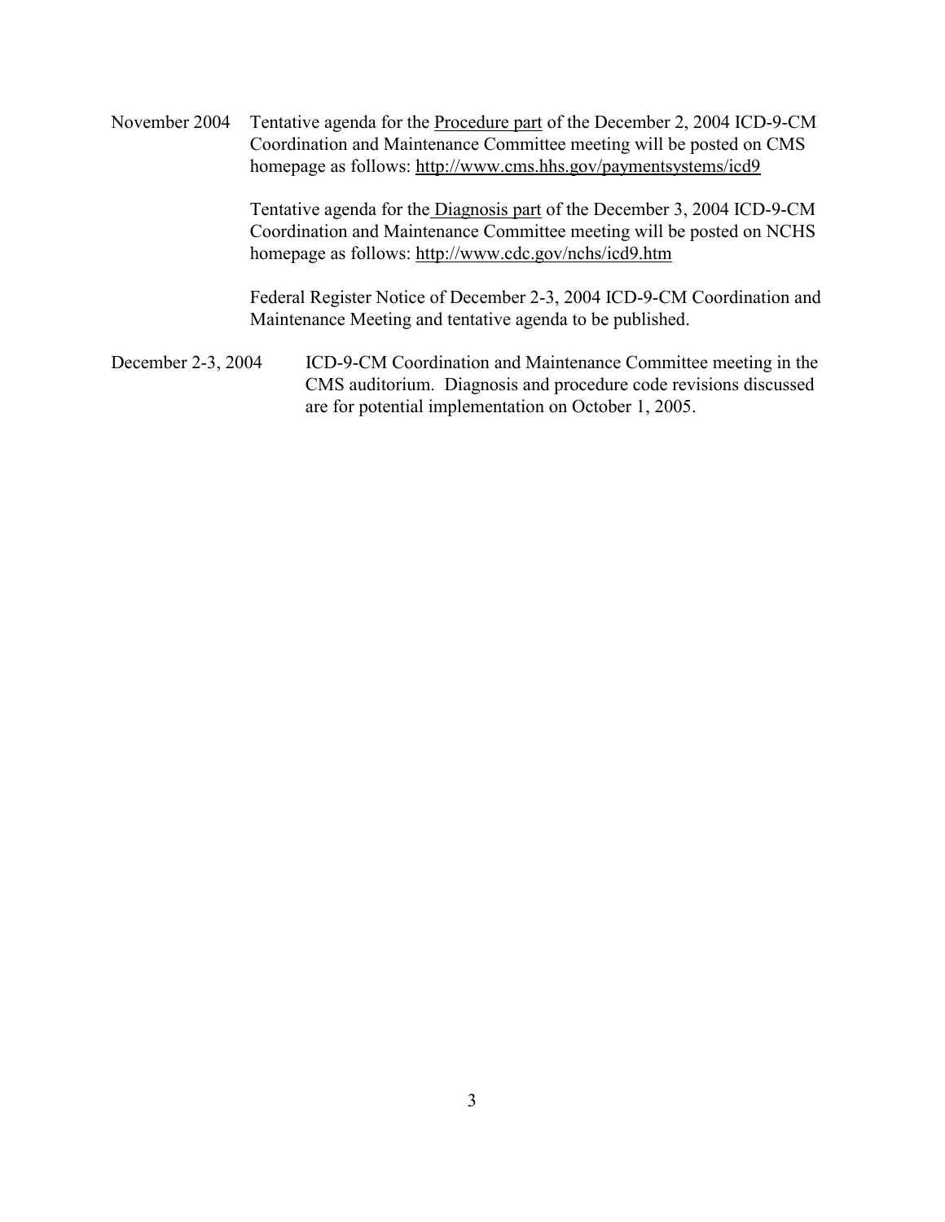November 2004 Tentative agenda for the Procedure part of the December 2, 2004 ICD-9-CM Coordination and Maintenance Committee meeting will be posted on CMS homepage as follows: http://www.cms.hhs.gov/paymentsystems/icd9

Tentative agenda for the Diagnosis part of the December 3, 2004 ICD-9-CM Coordination and Maintenance Committee meeting will be posted on NCHS homepage as follows: http://www.cdc.gov/nchs/icd9.htm

Federal Register Notice of December 2-3, 2004 ICD-9-CM Coordination and Maintenance Meeting and tentative agenda to be published.

December 2-3, 2004 ICD-9-CM Coordination and Maintenance Committee meeting in the CMS auditorium. Diagnosis and procedure code revisions discussed are for potential implementation on October 1, 2005.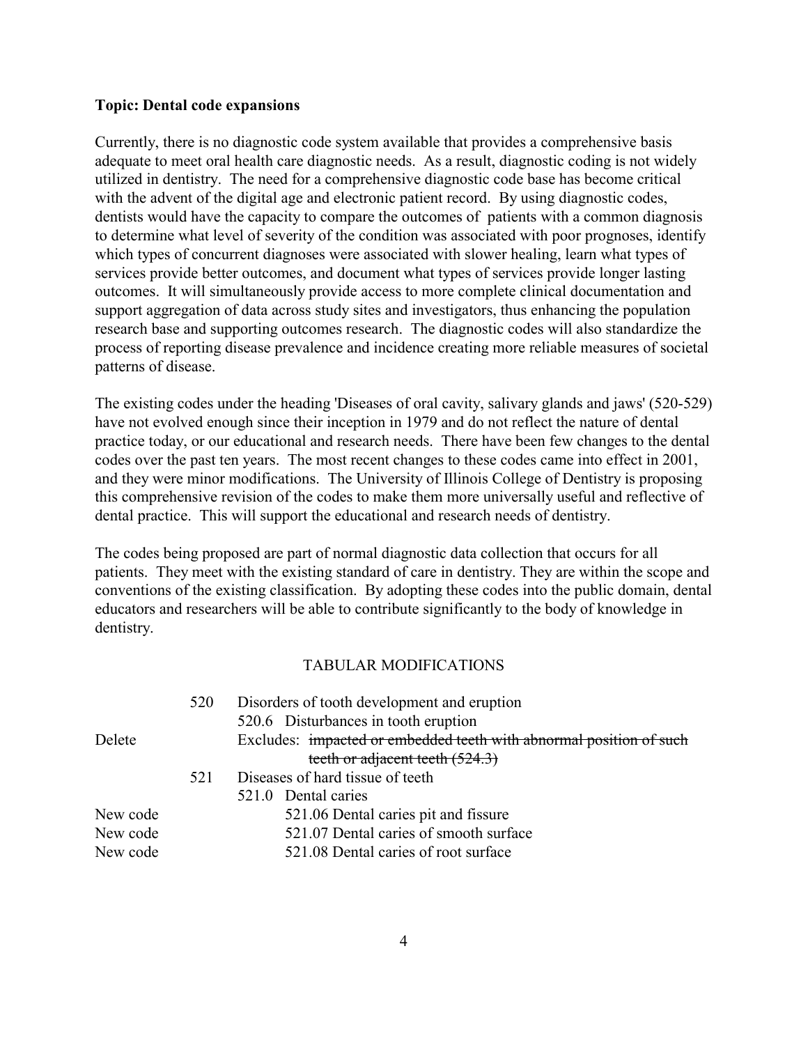**Topic: Dental code expansions**

Currently, there is no diagnostic code system available that provides a comprehensive basis adequate to meet oral health care diagnostic needs. As a result, diagnostic coding is not widely utilized in dentistry. The need for a comprehensive diagnostic code base has become critical with the advent of the digital age and electronic patient record. By using diagnostic codes, dentists would have the capacity to compare the outcomes of patients with a common diagnosis to determine what level of severity of the condition was associated with poor prognoses, identify which types of concurrent diagnoses were associated with slower healing, learn what types of services provide better outcomes, and document what types of services provide longer lasting outcomes. It will simultaneously provide access to more complete clinical documentation and support aggregation of data across study sites and investigators, thus enhancing the population research base and supporting outcomes research. The diagnostic codes will also standardize the process of reporting disease prevalence and incidence creating more reliable measures of societal patterns of disease.

The existing codes under the heading 'Diseases of oral cavity, salivary glands and jaws' (520-529) have not evolved enough since their inception in 1979 and do not reflect the nature of dental practice today, or our educational and research needs. There have been few changes to the dental codes over the past ten years. The most recent changes to these codes came into effect in 2001, and they were minor modifications. The University of Illinois College of Dentistry is proposing this comprehensive revision of the codes to make them more universally useful and reflective of dental practice. This will support the educational and research needs of dentistry.

The codes being proposed are part of normal diagnostic data collection that occurs for all patients. They meet with the existing standard of care in dentistry. They are within the scope and conventions of the existing classification. By adopting these codes into the public domain, dental educators and researchers will be able to contribute significantly to the body of knowledge in dentistry.

TABULAR MODIFICATIONS

| | | |
|---|---|---|
| | 520 | Disorders of tooth development and eruption |
| | | 520.6 Disturbances in tooth eruption |
| Delete | | Excludes: ~~impacted or embedded teeth with abnormal position of such teeth or adjacent teeth (524.3)~~ |
| | 521 | Diseases of hard tissue of teeth |
| | | 521.0 Dental caries |
| New code | | 521.06 Dental caries pit and fissure |
| New code | | 521.07 Dental caries of smooth surface |
| New code | | 521.08 Dental caries of root surface |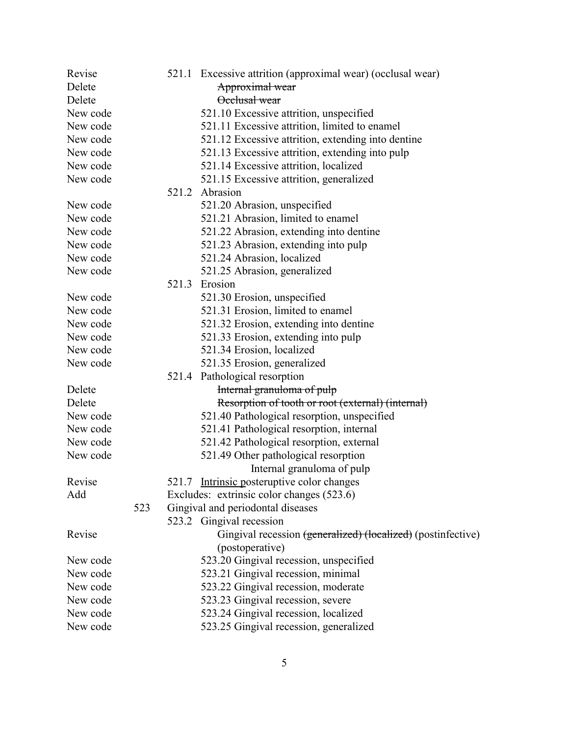| | | |
|---|---|---|
| Revise | | 521.1 Excessive attrition (approximal wear) (occlusal wear) |
| Delete | | ~~Approximal wear~~ |
| Delete | | ~~Occlusal wear~~ |
| New code | | 521.10 Excessive attrition, unspecified |
| New code | | 521.11 Excessive attrition, limited to enamel |
| New code | | 521.12 Excessive attrition, extending into dentine |
| New code | | 521.13 Excessive attrition, extending into pulp |
| New code | | 521.14 Excessive attrition, localized |
| New code | | 521.15 Excessive attrition, generalized |
| | | 521.2 Abrasion |
| New code | | 521.20 Abrasion, unspecified |
| New code | | 521.21 Abrasion, limited to enamel |
| New code | | 521.22 Abrasion, extending into dentine |
| New code | | 521.23 Abrasion, extending into pulp |
| New code | | 521.24 Abrasion, localized |
| New code | | 521.25 Abrasion, generalized |
| | | 521.3 Erosion |
| New code | | 521.30 Erosion, unspecified |
| New code | | 521.31 Erosion, limited to enamel |
| New code | | 521.32 Erosion, extending into dentine |
| New code | | 521.33 Erosion, extending into pulp |
| New code | | 521.34 Erosion, localized |
| New code | | 521.35 Erosion, generalized |
| | | 521.4 Pathological resorption |
| Delete | | ~~Internal granuloma of pulp~~ |
| Delete | | ~~Resorption of tooth or root (external) (internal)~~ |
| New code | | 521.40 Pathological resorption, unspecified |
| New code | | 521.41 Pathological resorption, internal |
| New code | | 521.42 Pathological resorption, external |
| New code | | 521.49 Other pathological resorption |
| | | Internal granuloma of pulp |
| Revise | | 521.7 <u>Intrinsic</u> posteruptive color changes |
| Add | | Excludes: extrinsic color changes (523.6) |
| | 523 | Gingival and periodontal diseases |
| | | 523.2 Gingival recession |
| Revise | | Gingival recession ~~(generalized) (localized)~~ (postinfective) (postoperative) |
| New code | | 523.20 Gingival recession, unspecified |
| New code | | 523.21 Gingival recession, minimal |
| New code | | 523.22 Gingival recession, moderate |
| New code | | 523.23 Gingival recession, severe |
| New code | | 523.24 Gingival recession, localized |
| New code | | 523.25 Gingival recession, generalized |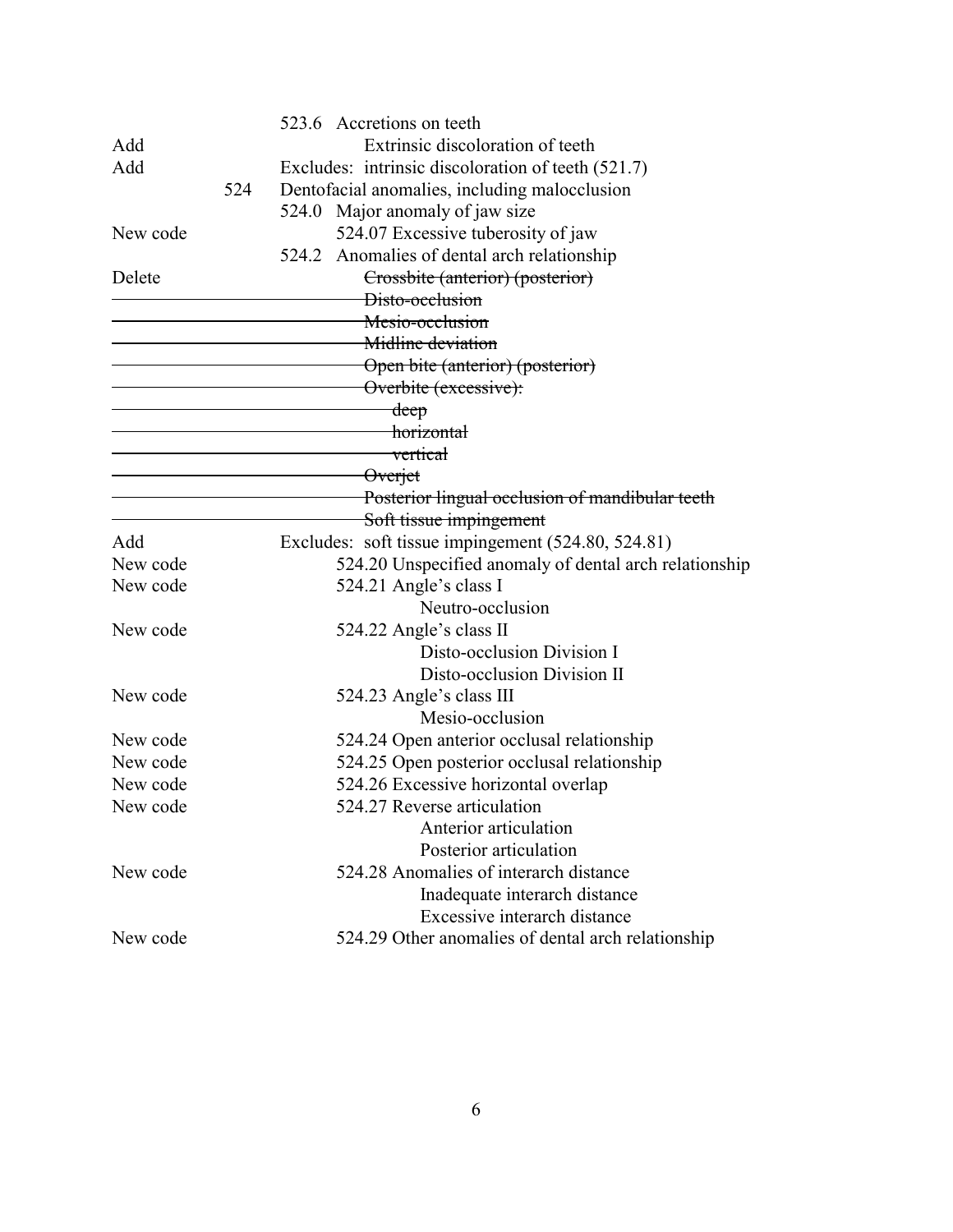| | | |
|---|---|---|
| | | 523.6 Accretions on teeth |
| Add | | Extrinsic discoloration of teeth |
| Add | | Excludes: intrinsic discoloration of teeth (521.7) |
| | 524 | Dentofacial anomalies, including malocclusion |
| | | 524.0 Major anomaly of jaw size |
| New code | | 524.07 Excessive tuberosity of jaw |
| | | 524.2 Anomalies of dental arch relationship |
| Delete | | ~~Crossbite (anterior) (posterior)~~ |
| | | ~~Disto-occlusion~~ |
| | | ~~Mesio-occlusion~~ |
| | | ~~Midline deviation~~ |
| | | ~~Open bite (anterior) (posterior)~~ |
| | | ~~Overbite (excessive):~~ |
| | | ~~deep~~ |
| | | ~~horizontal~~ |
| | | ~~vertical~~ |
| | | ~~Overjet~~ |
| | | ~~Posterior lingual occlusion of mandibular teeth~~ |
| | | ~~Soft tissue impingement~~ |
| Add | | Excludes: soft tissue impingement (524.80, 524.81) |
| New code | | 524.20 Unspecified anomaly of dental arch relationship |
| New code | | 524.21 Angle's class I |
| | | Neutro-occlusion |
| New code | | 524.22 Angle's class II |
| | | Disto-occlusion Division I |
| | | Disto-occlusion Division II |
| New code | | 524.23 Angle's class III |
| | | Mesio-occlusion |
| New code | | 524.24 Open anterior occlusal relationship |
| New code | | 524.25 Open posterior occlusal relationship |
| New code | | 524.26 Excessive horizontal overlap |
| New code | | 524.27 Reverse articulation |
| | | Anterior articulation |
| | | Posterior articulation |
| New code | | 524.28 Anomalies of interarch distance |
| | | Inadequate interarch distance |
| | | Excessive interarch distance |
| New code | | 524.29 Other anomalies of dental arch relationship |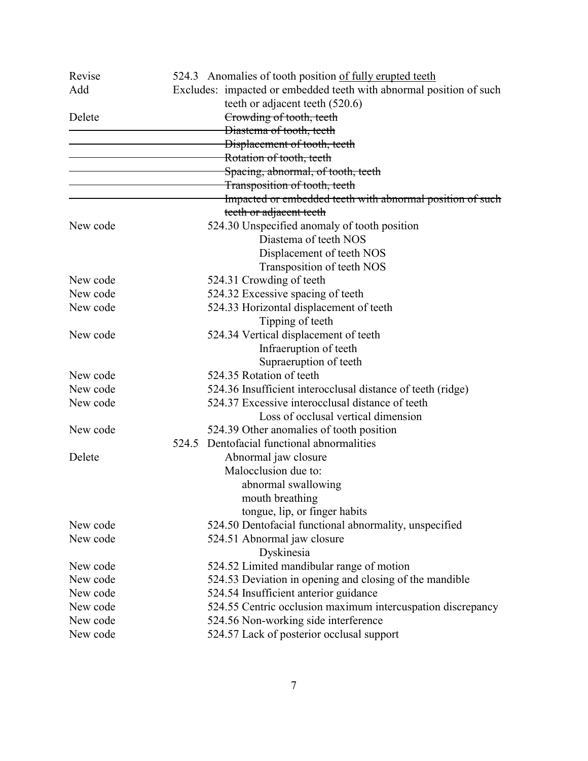| | |
|---|---|
| Revise | 524.3 Anomalies of tooth position <u>of fully erupted teeth</u> |
| Add | Excludes: impacted or embedded teeth with abnormal position of such teeth or adjacent teeth (520.6) |
| Delete | ~~Crowding of tooth, teeth~~ |
| | ~~Diastema of tooth, teeth~~ |
| | ~~Displacement of tooth, teeth~~ |
| | ~~Rotation of tooth, teeth~~ |
| | ~~Spacing, abnormal, of tooth, teeth~~ |
| | ~~Transposition of tooth, teeth~~ |
| | ~~Impacted or embedded teeth with abnormal position of such teeth or adjacent teeth~~ |
| New code | 524.30 Unspecified anomaly of tooth position<br>Diastema of teeth NOS<br>Displacement of teeth NOS<br>Transposition of teeth NOS |
| New code | 524.31 Crowding of teeth |
| New code | 524.32 Excessive spacing of teeth |
| New code | 524.33 Horizontal displacement of teeth<br>Tipping of teeth |
| New code | 524.34 Vertical displacement of teeth<br>Infraeruption of teeth<br>Supraeruption of teeth |
| New code | 524.35 Rotation of teeth |
| New code | 524.36 Insufficient interocclusal distance of teeth (ridge) |
| New code | 524.37 Excessive interocclusal distance of teeth<br>Loss of occlusal vertical dimension |
| New code | 524.39 Other anomalies of tooth position |
| | 524.5 Dentofacial functional abnormalities |
| Delete | Abnormal jaw closure<br>Malocclusion due to:<br>abnormal swallowing<br>mouth breathing<br>tongue, lip, or finger habits |
| New code | 524.50 Dentofacial functional abnormality, unspecified |
| New code | 524.51 Abnormal jaw closure<br>Dyskinesia |
| New code | 524.52 Limited mandibular range of motion |
| New code | 524.53 Deviation in opening and closing of the mandible |
| New code | 524.54 Insufficient anterior guidance |
| New code | 524.55 Centric occlusion maximum intercuspation discrepancy |
| New code | 524.56 Non-working side interference |
| New code | 524.57 Lack of posterior occlusal support |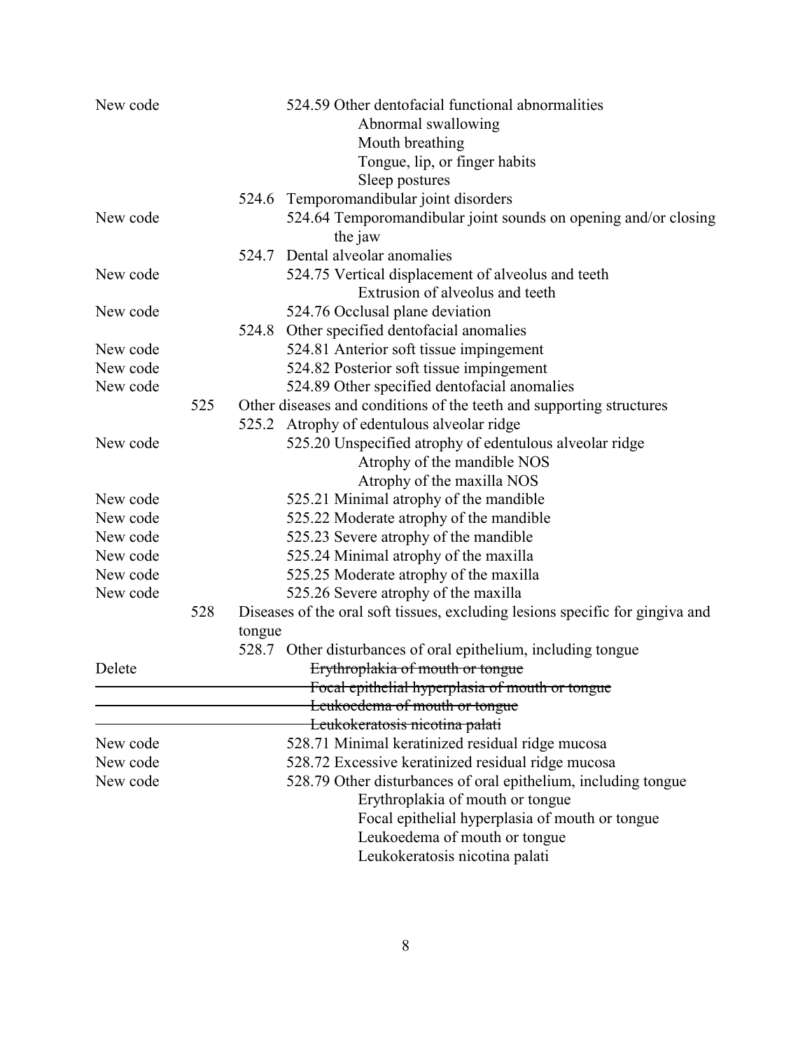| | | | |
|---|---|---|---|
| New code | | | 524.59 Other dentofacial functional abnormalities<br>Abnormal swallowing<br>Mouth breathing<br>Tongue, lip, or finger habits<br>Sleep postures |
| | | 524.6 | Temporomandibular joint disorders |
| New code | | | 524.64 Temporomandibular joint sounds on opening and/or closing the jaw |
| | | 524.7 | Dental alveolar anomalies |
| New code | | | 524.75 Vertical displacement of alveolus and teeth<br>Extrusion of alveolus and teeth |
| New code | | | 524.76 Occlusal plane deviation |
| | | 524.8 | Other specified dentofacial anomalies |
| New code | | | 524.81 Anterior soft tissue impingement |
| New code | | | 524.82 Posterior soft tissue impingement |
| New code | | | 524.89 Other specified dentofacial anomalies |
| | 525 | | Other diseases and conditions of the teeth and supporting structures |
| | | 525.2 | Atrophy of edentulous alveolar ridge |
| New code | | | 525.20 Unspecified atrophy of edentulous alveolar ridge<br>Atrophy of the mandible NOS<br>Atrophy of the maxilla NOS |
| New code | | | 525.21 Minimal atrophy of the mandible |
| New code | | | 525.22 Moderate atrophy of the mandible |
| New code | | | 525.23 Severe atrophy of the mandible |
| New code | | | 525.24 Minimal atrophy of the maxilla |
| New code | | | 525.25 Moderate atrophy of the maxilla |
| New code | | | 525.26 Severe atrophy of the maxilla |
| | 528 | | Diseases of the oral soft tissues, excluding lesions specific for gingiva and tongue |
| | | 528.7 | Other disturbances of oral epithelium, including tongue |
| Delete | | | ~~Erythroplakia of mouth or tongue~~<br>~~Focal epithelial hyperplasia of mouth or tongue~~<br>~~Leukoedema of mouth or tongue~~<br>~~Leukokeratosis nicotina palati~~ |
| New code | | | 528.71 Minimal keratinized residual ridge mucosa |
| New code | | | 528.72 Excessive keratinized residual ridge mucosa |
| New code | | | 528.79 Other disturbances of oral epithelium, including tongue<br>Erythroplakia of mouth or tongue<br>Focal epithelial hyperplasia of mouth or tongue<br>Leukoedema of mouth or tongue<br>Leukokeratosis nicotina palati |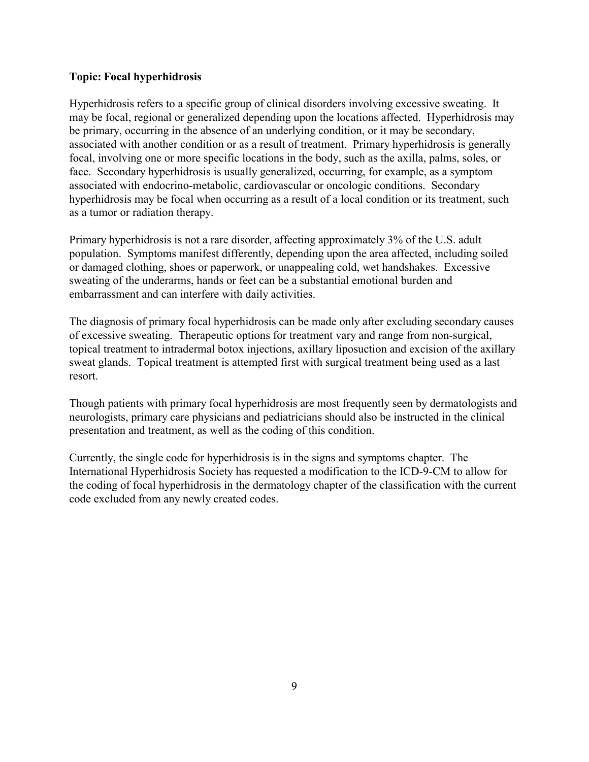**Topic: Focal hyperhidrosis**

Hyperhidrosis refers to a specific group of clinical disorders involving excessive sweating. It may be focal, regional or generalized depending upon the locations affected. Hyperhidrosis may be primary, occurring in the absence of an underlying condition, or it may be secondary, associated with another condition or as a result of treatment. Primary hyperhidrosis is generally focal, involving one or more specific locations in the body, such as the axilla, palms, soles, or face. Secondary hyperhidrosis is usually generalized, occurring, for example, as a symptom associated with endocrino-metabolic, cardiovascular or oncologic conditions. Secondary hyperhidrosis may be focal when occurring as a result of a local condition or its treatment, such as a tumor or radiation therapy.

Primary hyperhidrosis is not a rare disorder, affecting approximately 3% of the U.S. adult population. Symptoms manifest differently, depending upon the area affected, including soiled or damaged clothing, shoes or paperwork, or unappealing cold, wet handshakes. Excessive sweating of the underarms, hands or feet can be a substantial emotional burden and embarrassment and can interfere with daily activities.

The diagnosis of primary focal hyperhidrosis can be made only after excluding secondary causes of excessive sweating. Therapeutic options for treatment vary and range from non-surgical, topical treatment to intradermal botox injections, axillary liposuction and excision of the axillary sweat glands. Topical treatment is attempted first with surgical treatment being used as a last resort.

Though patients with primary focal hyperhidrosis are most frequently seen by dermatologists and neurologists, primary care physicians and pediatricians should also be instructed in the clinical presentation and treatment, as well as the coding of this condition.

Currently, the single code for hyperhidrosis is in the signs and symptoms chapter. The International Hyperhidrosis Society has requested a modification to the ICD-9-CM to allow for the coding of focal hyperhidrosis in the dermatology chapter of the classification with the current code excluded from any newly created codes.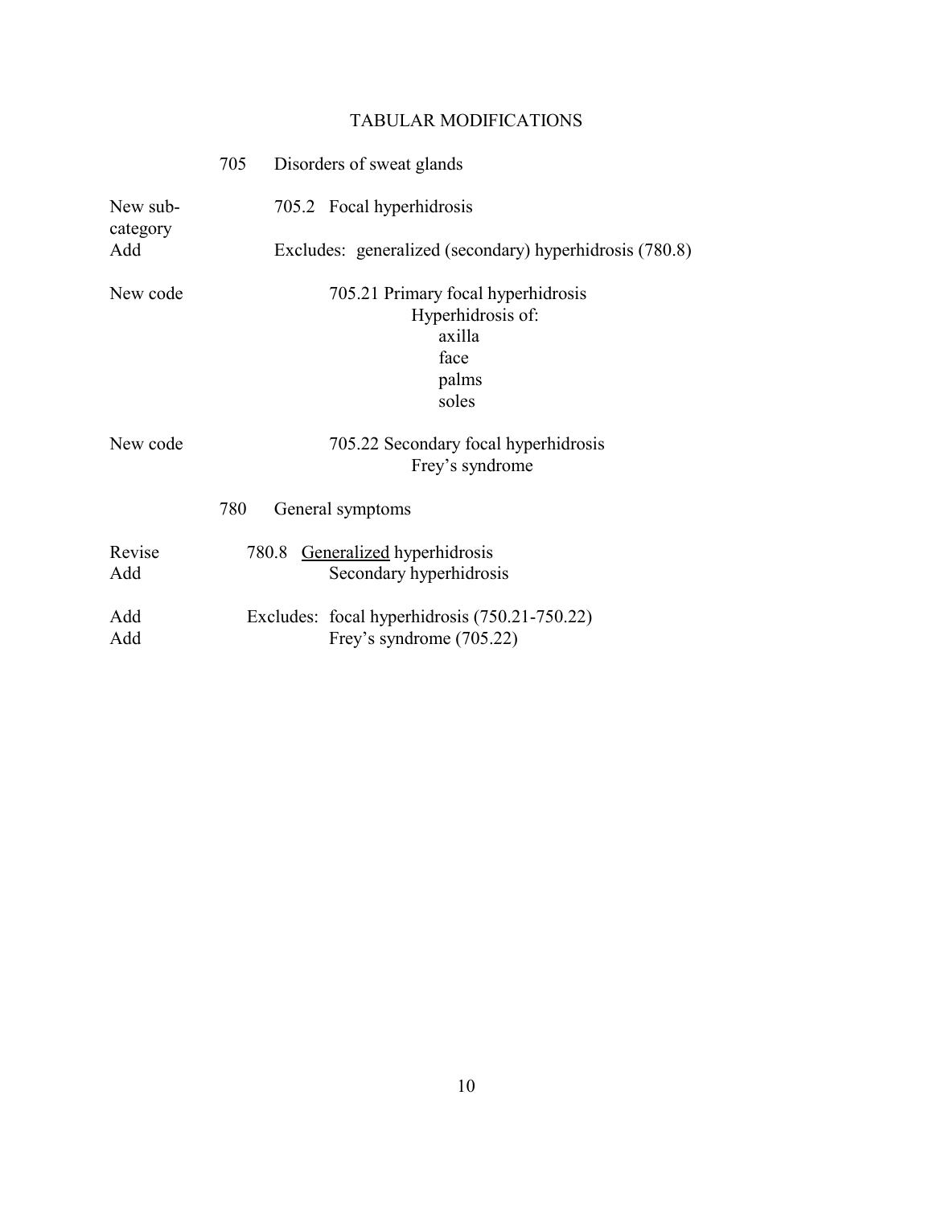# TABULAR MODIFICATIONS

| | | |
|---|---|---|
| | 705 | Disorders of sweat glands |
| New sub-category | | 705.2 Focal hyperhidrosis |
| Add | | Excludes: generalized (secondary) hyperhidrosis (780.8) |
| New code | | 705.21 Primary focal hyperhidrosis<br>Hyperhidrosis of:<br>axilla<br>face<br>palms<br>soles |
| New code | | 705.22 Secondary focal hyperhidrosis<br>Frey's syndrome |
| | 780 | General symptoms |
| Revise | | 780.8 <u>Generalized</u> hyperhidrosis |
| Add | | Secondary hyperhidrosis |
| Add | | Excludes: focal hyperhidrosis (750.21-750.22) |
| Add | | Frey's syndrome (705.22) |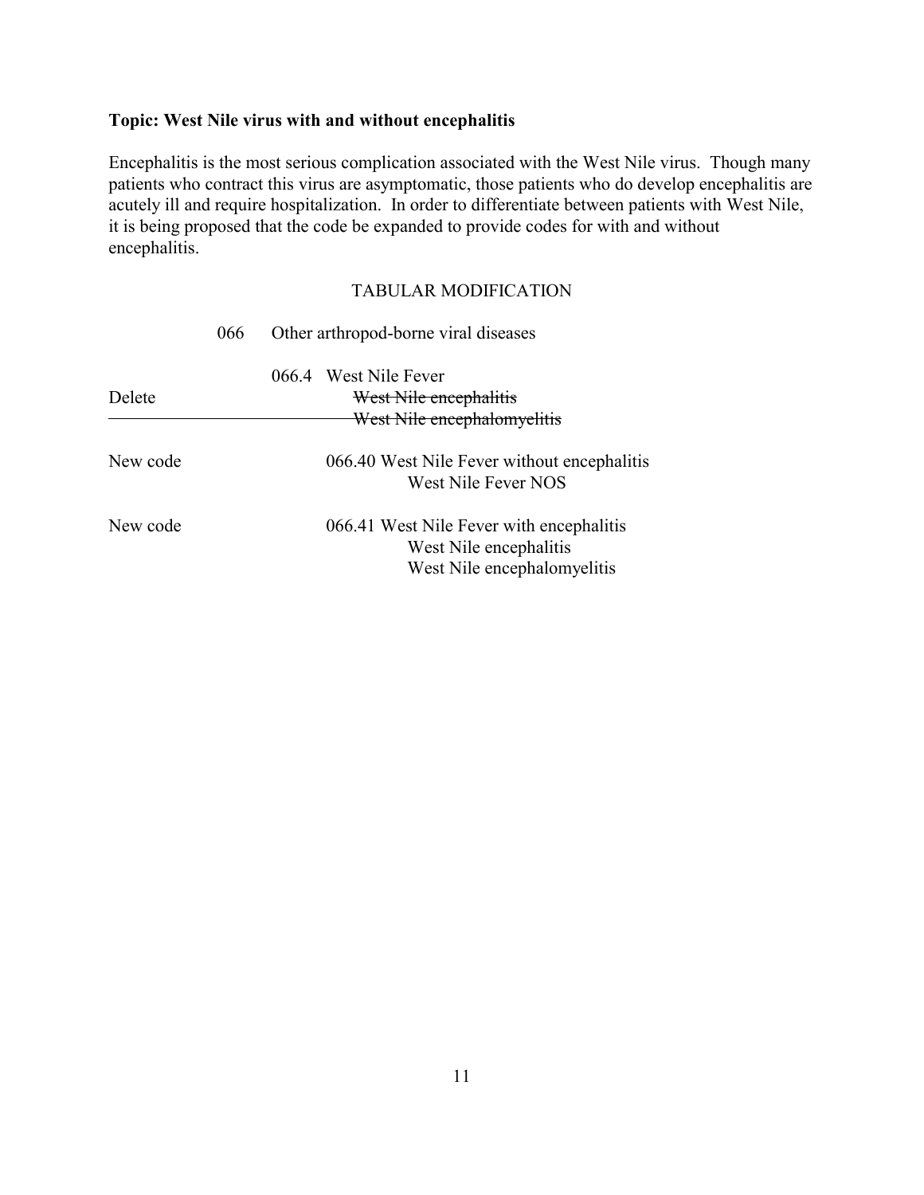**Topic: West Nile virus with and without encephalitis**

Encephalitis is the most serious complication associated with the West Nile virus. Though many patients who contract this virus are asymptomatic, those patients who do develop encephalitis are acutely ill and require hospitalization. In order to differentiate between patients with West Nile, it is being proposed that the code be expanded to provide codes for with and without encephalitis.

TABULAR MODIFICATION

066 Other arthropod-borne viral diseases

066.4 West Nile Fever

Delete ~~West Nile encephalitis~~
~~West Nile encephalomyelitis~~

New code 066.40 West Nile Fever without encephalitis
West Nile Fever NOS

New code 066.41 West Nile Fever with encephalitis
West Nile encephalitis
West Nile encephalomyelitis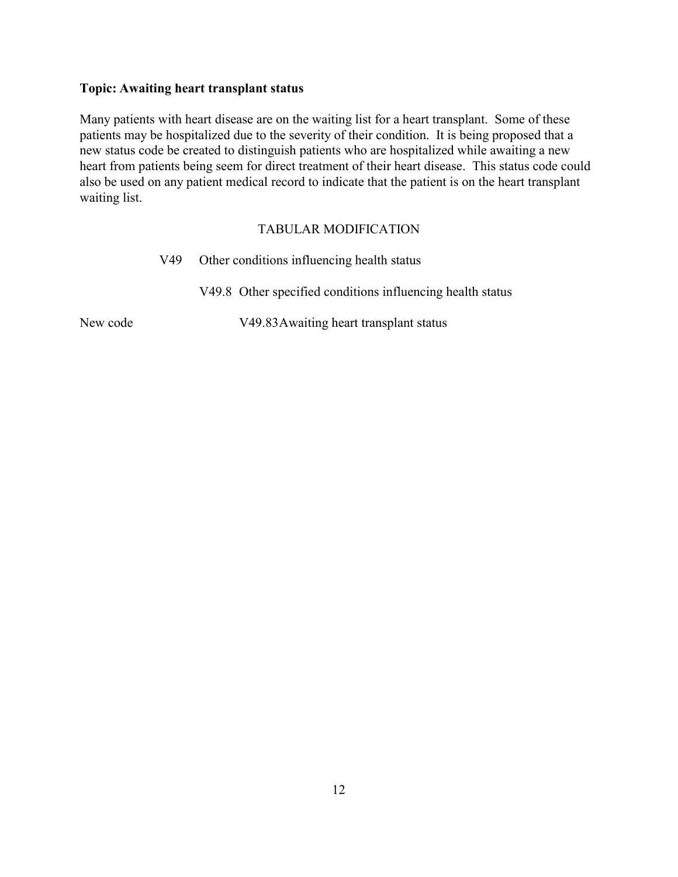**Topic: Awaiting heart transplant status**

Many patients with heart disease are on the waiting list for a heart transplant. Some of these patients may be hospitalized due to the severity of their condition. It is being proposed that a new status code be created to distinguish patients who are hospitalized while awaiting a new heart from patients being seem for direct treatment of their heart disease. This status code could also be used on any patient medical record to indicate that the patient is on the heart transplant waiting list.

TABULAR MODIFICATION

V49 Other conditions influencing health status

V49.8 Other specified conditions influencing health status

New code V49.83 Awaiting heart transplant status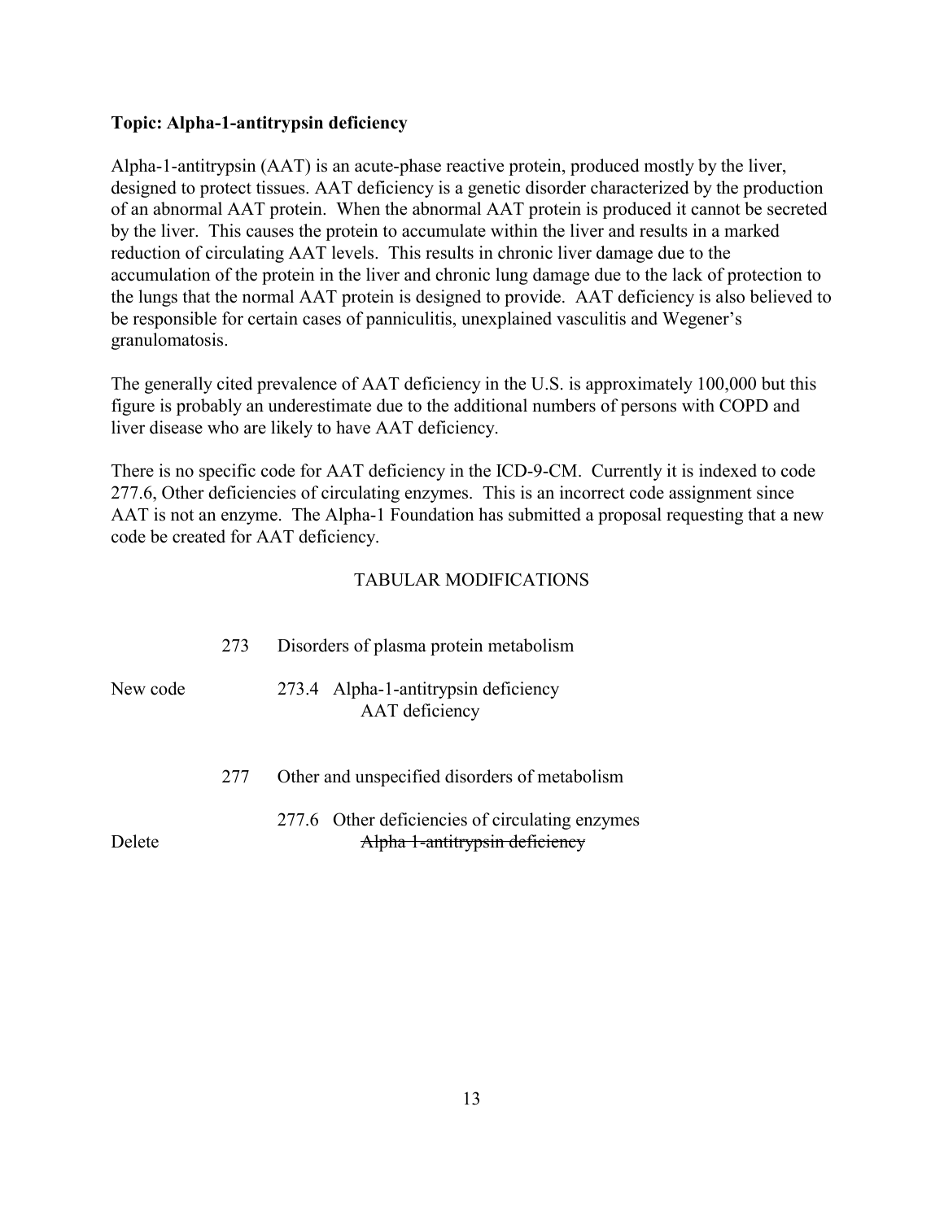**Topic: Alpha-1-antitrypsin deficiency**

Alpha-1-antitrypsin (AAT) is an acute-phase reactive protein, produced mostly by the liver, designed to protect tissues. AAT deficiency is a genetic disorder characterized by the production of an abnormal AAT protein. When the abnormal AAT protein is produced it cannot be secreted by the liver. This causes the protein to accumulate within the liver and results in a marked reduction of circulating AAT levels. This results in chronic liver damage due to the accumulation of the protein in the liver and chronic lung damage due to the lack of protection to the lungs that the normal AAT protein is designed to provide. AAT deficiency is also believed to be responsible for certain cases of panniculitis, unexplained vasculitis and Wegener's granulomatosis.

The generally cited prevalence of AAT deficiency in the U.S. is approximately 100,000 but this figure is probably an underestimate due to the additional numbers of persons with COPD and liver disease who are likely to have AAT deficiency.

There is no specific code for AAT deficiency in the ICD-9-CM. Currently it is indexed to code 277.6, Other deficiencies of circulating enzymes. This is an incorrect code assignment since AAT is not an enzyme. The Alpha-1 Foundation has submitted a proposal requesting that a new code be created for AAT deficiency.

TABULAR MODIFICATIONS

273 Disorders of plasma protein metabolism

New code 273.4 Alpha-1-antitrypsin deficiency
AAT deficiency

277 Other and unspecified disorders of metabolism

277.6 Other deficiencies of circulating enzymes
Delete ~~Alpha 1-antitrypsin deficiency~~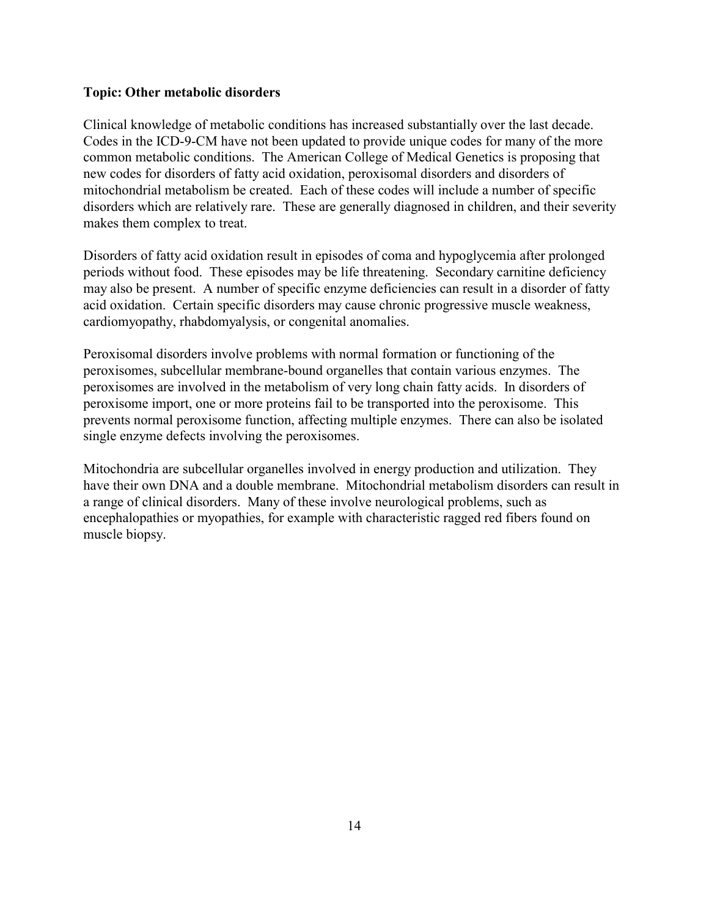**Topic: Other metabolic disorders**

Clinical knowledge of metabolic conditions has increased substantially over the last decade. Codes in the ICD-9-CM have not been updated to provide unique codes for many of the more common metabolic conditions. The American College of Medical Genetics is proposing that new codes for disorders of fatty acid oxidation, peroxisomal disorders and disorders of mitochondrial metabolism be created. Each of these codes will include a number of specific disorders which are relatively rare. These are generally diagnosed in children, and their severity makes them complex to treat.

Disorders of fatty acid oxidation result in episodes of coma and hypoglycemia after prolonged periods without food. These episodes may be life threatening. Secondary carnitine deficiency may also be present. A number of specific enzyme deficiencies can result in a disorder of fatty acid oxidation. Certain specific disorders may cause chronic progressive muscle weakness, cardiomyopathy, rhabdomyalysis, or congenital anomalies.

Peroxisomal disorders involve problems with normal formation or functioning of the peroxisomes, subcellular membrane-bound organelles that contain various enzymes. The peroxisomes are involved in the metabolism of very long chain fatty acids. In disorders of peroxisome import, one or more proteins fail to be transported into the peroxisome. This prevents normal peroxisome function, affecting multiple enzymes. There can also be isolated single enzyme defects involving the peroxisomes.

Mitochondria are subcellular organelles involved in energy production and utilization. They have their own DNA and a double membrane. Mitochondrial metabolism disorders can result in a range of clinical disorders. Many of these involve neurological problems, such as encephalopathies or myopathies, for example with characteristic ragged red fibers found on muscle biopsy.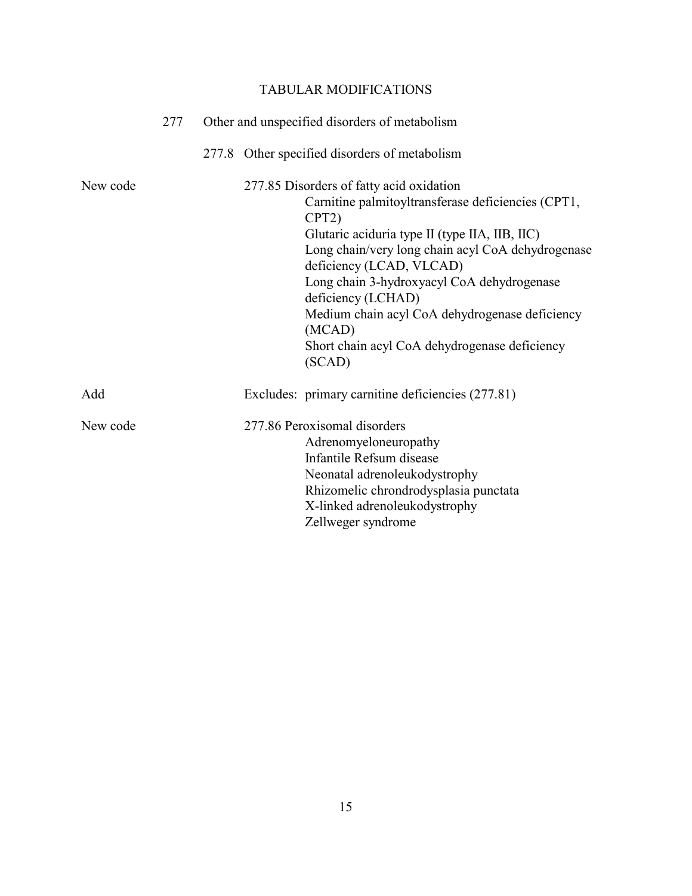# TABULAR MODIFICATIONS

277 Other and unspecified disorders of metabolism

277.8 Other specified disorders of metabolism

New code — 277.85 Disorders of fatty acid oxidation

- Carnitine palmitoyltransferase deficiencies (CPT1, CPT2)
- Glutaric aciduria type II (type IIA, IIB, IIC)
- Long chain/very long chain acyl CoA dehydrogenase deficiency (LCAD, VLCAD)
- Long chain 3-hydroxyacyl CoA dehydrogenase deficiency (LCHAD)
- Medium chain acyl CoA dehydrogenase deficiency (MCAD)
- Short chain acyl CoA dehydrogenase deficiency (SCAD)

Add — Excludes: primary carnitine deficiencies (277.81)

New code — 277.86 Peroxisomal disorders

- Adrenomyeloneuropathy
- Infantile Refsum disease
- Neonatal adrenoleukodystrophy
- Rhizomelic chrondrodysplasia punctata
- X-linked adrenoleukodystrophy
- Zellweger syndrome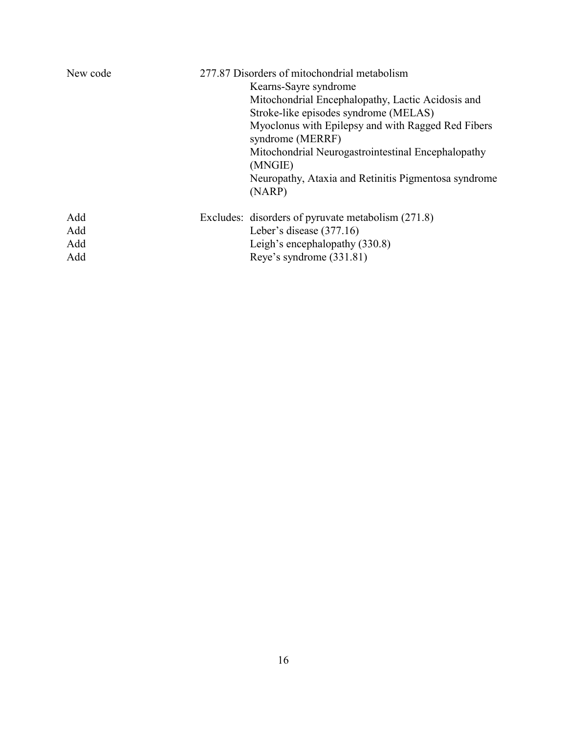| | |
|---|---|
| New code | 277.87 Disorders of mitochondrial metabolism |
| | Kearns-Sayre syndrome |
| | Mitochondrial Encephalopathy, Lactic Acidosis and Stroke-like episodes syndrome (MELAS) |
| | Myoclonus with Epilepsy and with Ragged Red Fibers syndrome (MERRF) |
| | Mitochondrial Neurogastrointestinal Encephalopathy (MNGIE) |
| | Neuropathy, Ataxia and Retinitis Pigmentosa syndrome (NARP) |
| Add | Excludes: disorders of pyruvate metabolism (271.8) |
| Add | Leber's disease (377.16) |
| Add | Leigh's encephalopathy (330.8) |
| Add | Reye's syndrome (331.81) |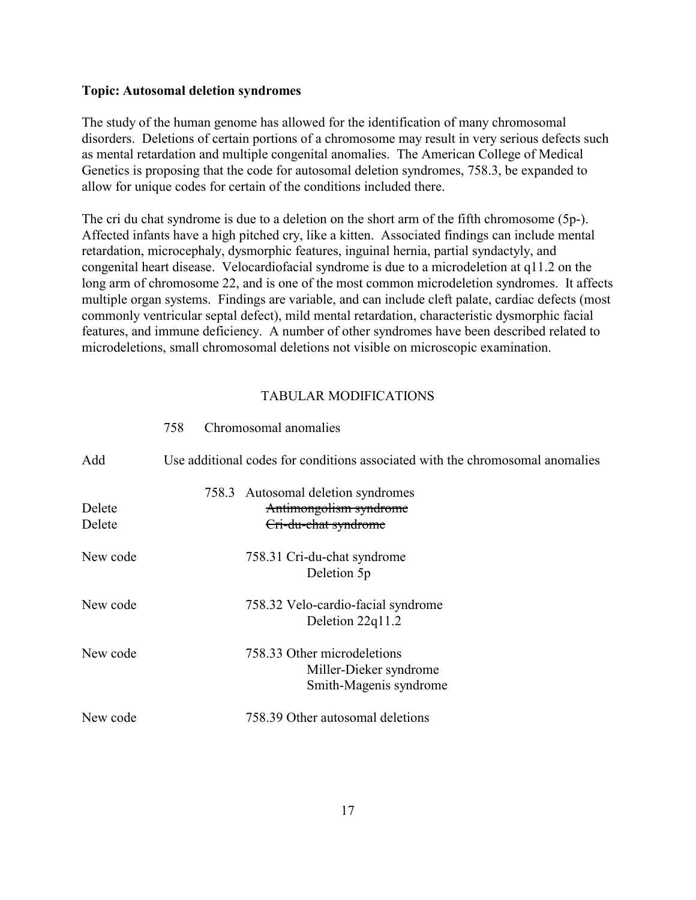**Topic: Autosomal deletion syndromes**

The study of the human genome has allowed for the identification of many chromosomal disorders. Deletions of certain portions of a chromosome may result in very serious defects such as mental retardation and multiple congenital anomalies. The American College of Medical Genetics is proposing that the code for autosomal deletion syndromes, 758.3, be expanded to allow for unique codes for certain of the conditions included there.

The cri du chat syndrome is due to a deletion on the short arm of the fifth chromosome (5p-). Affected infants have a high pitched cry, like a kitten. Associated findings can include mental retardation, microcephaly, dysmorphic features, inguinal hernia, partial syndactyly, and congenital heart disease. Velocardiofacial syndrome is due to a microdeletion at q11.2 on the long arm of chromosome 22, and is one of the most common microdeletion syndromes. It affects multiple organ systems. Findings are variable, and can include cleft palate, cardiac defects (most commonly ventricular septal defect), mild mental retardation, characteristic dysmorphic facial features, and immune deficiency. A number of other syndromes have been described related to microdeletions, small chromosomal deletions not visible on microscopic examination.

TABULAR MODIFICATIONS

| | |
|---|---|
| | 758 Chromosomal anomalies |
| Add | Use additional codes for conditions associated with the chromosomal anomalies |
| | 758.3 Autosomal deletion syndromes |
| Delete | ~~Antimongolism syndrome~~ |
| Delete | ~~Cri-du-chat syndrome~~ |
| New code | 758.31 Cri-du-chat syndrome<br>Deletion 5p |
| New code | 758.32 Velo-cardio-facial syndrome<br>Deletion 22q11.2 |
| New code | 758.33 Other microdeletions<br>Miller-Dieker syndrome<br>Smith-Magenis syndrome |
| New code | 758.39 Other autosomal deletions |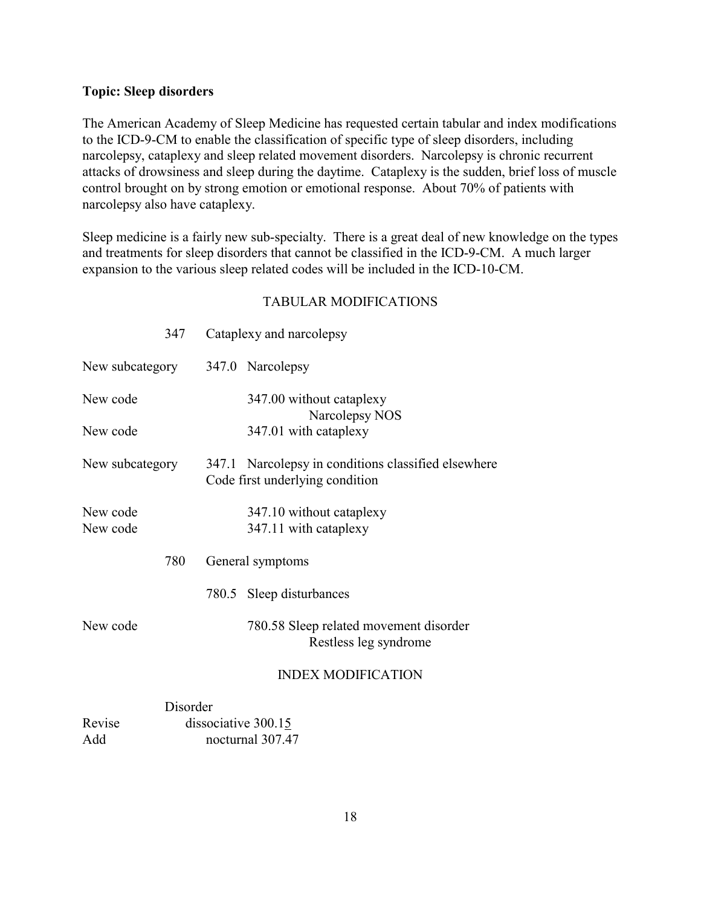**Topic: Sleep disorders**

The American Academy of Sleep Medicine has requested certain tabular and index modifications to the ICD-9-CM to enable the classification of specific type of sleep disorders, including narcolepsy, cataplexy and sleep related movement disorders. Narcolepsy is chronic recurrent attacks of drowsiness and sleep during the daytime. Cataplexy is the sudden, brief loss of muscle control brought on by strong emotion or emotional response. About 70% of patients with narcolepsy also have cataplexy.

Sleep medicine is a fairly new sub-specialty. There is a great deal of new knowledge on the types and treatments for sleep disorders that cannot be classified in the ICD-9-CM. A much larger expansion to the various sleep related codes will be included in the ICD-10-CM.

TABULAR MODIFICATIONS

| | |
|---|---|
| 347 | Cataplexy and narcolepsy |
| New subcategory | 347.0 Narcolepsy |
| New code | 347.00 without cataplexy<br>Narcolepsy NOS |
| New code | 347.01 with cataplexy |
| New subcategory | 347.1 Narcolepsy in conditions classified elsewhere<br>Code first underlying condition |
| New code | 347.10 without cataplexy |
| New code | 347.11 with cataplexy |
| 780 | General symptoms |
| | 780.5 Sleep disturbances |
| New code | 780.58 Sleep related movement disorder<br>Restless leg syndrome |

INDEX MODIFICATION

| | |
|---|---|
| | Disorder |
| Revise | dissociative 300.1<u>5</u> |
| Add | nocturnal 307.47 |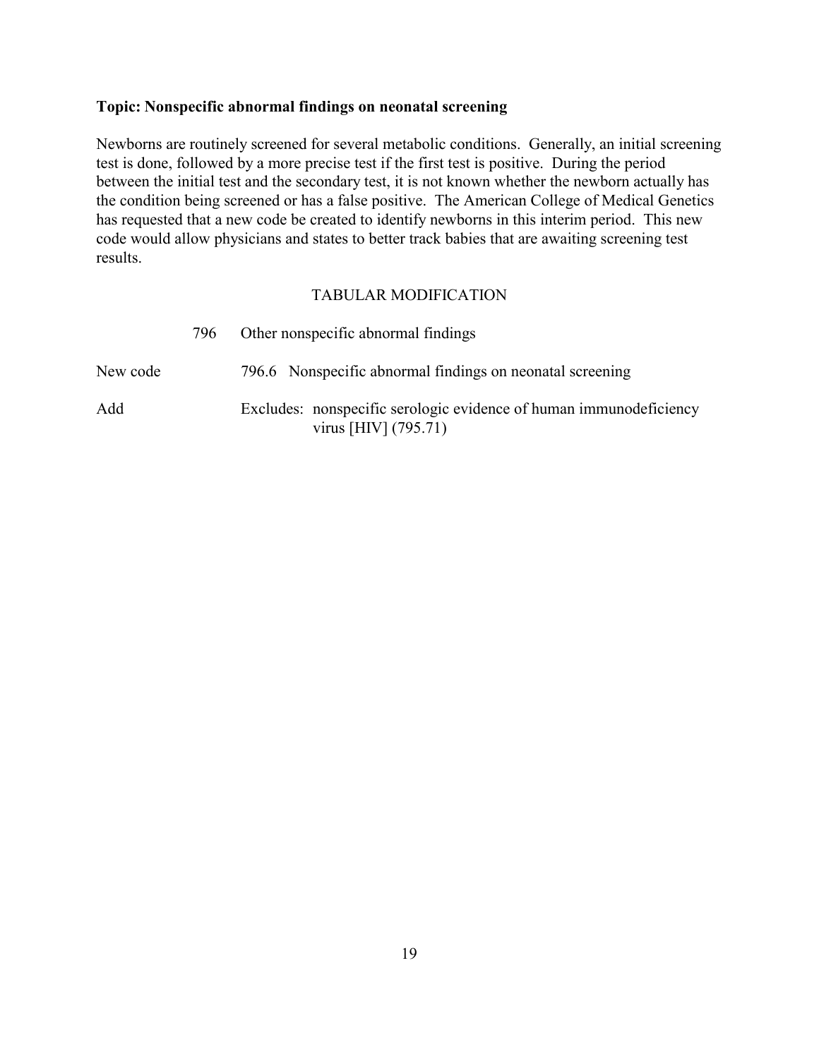**Topic: Nonspecific abnormal findings on neonatal screening**

Newborns are routinely screened for several metabolic conditions. Generally, an initial screening test is done, followed by a more precise test if the first test is positive. During the period between the initial test and the secondary test, it is not known whether the newborn actually has the condition being screened or has a false positive. The American College of Medical Genetics has requested that a new code be created to identify newborns in this interim period. This new code would allow physicians and states to better track babies that are awaiting screening test results.

TABULAR MODIFICATION

| | |
|---|---|
| | 796 Other nonspecific abnormal findings |
| New code | 796.6 Nonspecific abnormal findings on neonatal screening |
| Add | Excludes: nonspecific serologic evidence of human immunodeficiency virus [HIV] (795.71) |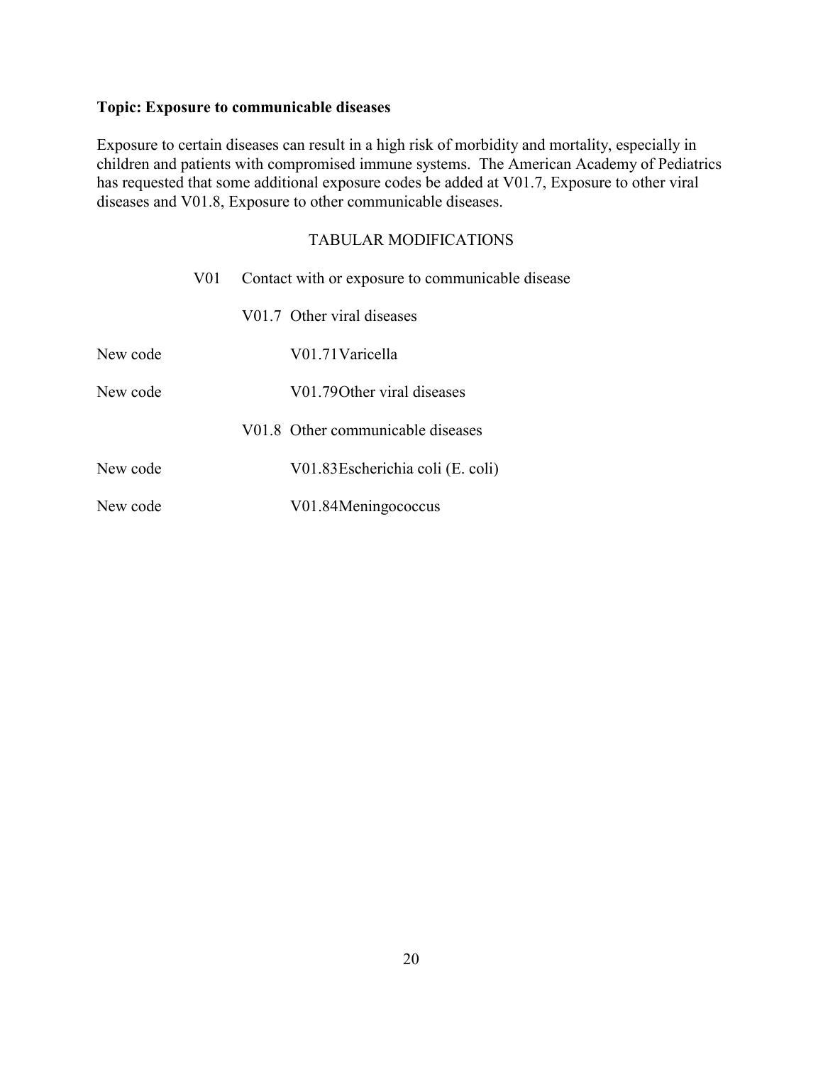**Topic: Exposure to communicable diseases**

Exposure to certain diseases can result in a high risk of morbidity and mortality, especially in children and patients with compromised immune systems. The American Academy of Pediatrics has requested that some additional exposure codes be added at V01.7, Exposure to other viral diseases and V01.8, Exposure to other communicable diseases.

TABULAR MODIFICATIONS

V01 Contact with or exposure to communicable disease

V01.7 Other viral diseases

New code V01.71 Varicella

New code V01.79 Other viral diseases

V01.8 Other communicable diseases

New code V01.83 Escherichia coli (E. coli)

New code V01.84 Meningococcus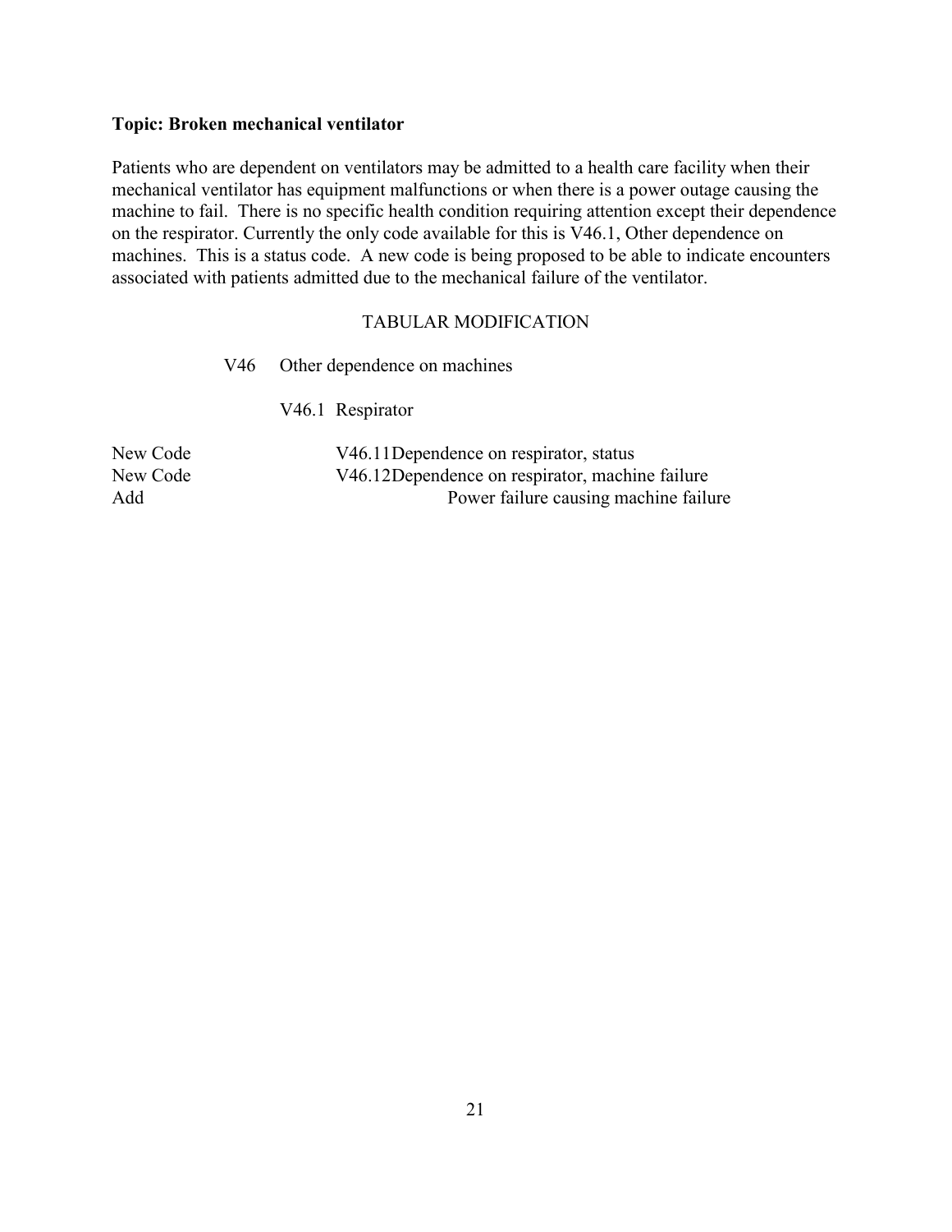**Topic: Broken mechanical ventilator**

Patients who are dependent on ventilators may be admitted to a health care facility when their mechanical ventilator has equipment malfunctions or when there is a power outage causing the machine to fail. There is no specific health condition requiring attention except their dependence on the respirator. Currently the only code available for this is V46.1, Other dependence on machines. This is a status code. A new code is being proposed to be able to indicate encounters associated with patients admitted due to the mechanical failure of the ventilator.

TABULAR MODIFICATION

V46 Other dependence on machines

V46.1 Respirator

| | | |
|---|---|---|
| New Code | V46.11 | Dependence on respirator, status |
| New Code | V46.12 | Dependence on respirator, machine failure |
| Add | | Power failure causing machine failure |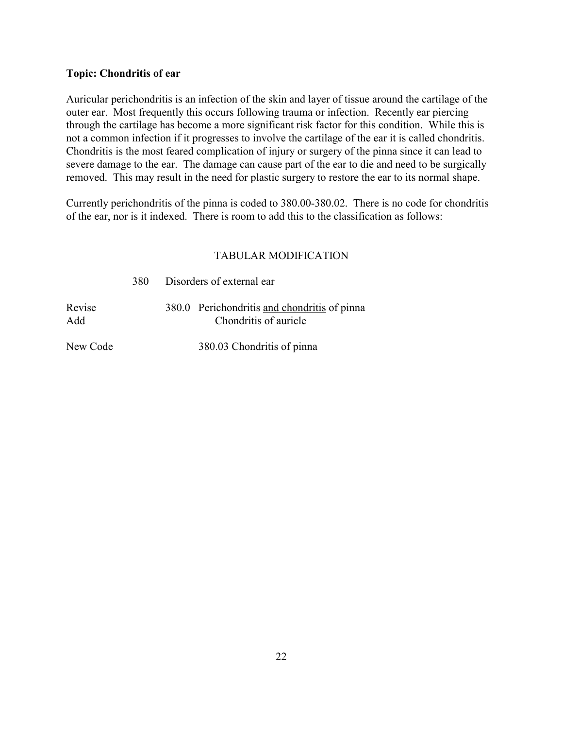**Topic: Chondritis of ear**

Auricular perichondritis is an infection of the skin and layer of tissue around the cartilage of the outer ear. Most frequently this occurs following trauma or infection. Recently ear piercing through the cartilage has become a more significant risk factor for this condition. While this is not a common infection if it progresses to involve the cartilage of the ear it is called chondritis. Chondritis is the most feared complication of injury or surgery of the pinna since it can lead to severe damage to the ear. The damage can cause part of the ear to die and need to be surgically removed. This may result in the need for plastic surgery to restore the ear to its normal shape.

Currently perichondritis of the pinna is coded to 380.00-380.02. There is no code for chondritis of the ear, nor is it indexed. There is room to add this to the classification as follows:

TABULAR MODIFICATION

380 Disorders of external ear

Revise 380.0 Perichondritis <u>and chondritis</u> of pinna

Add Chondritis of auricle

New Code 380.03 Chondritis of pinna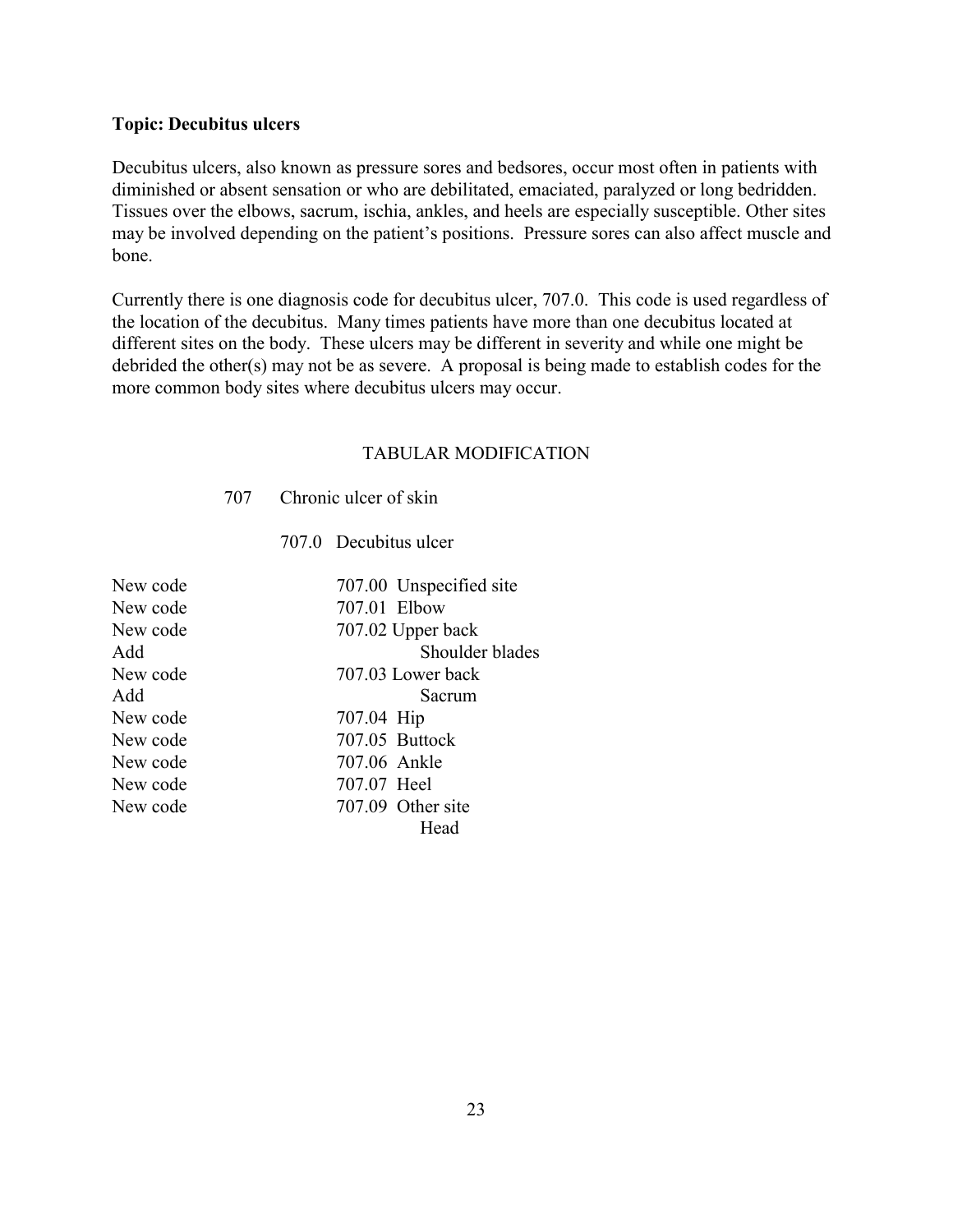**Topic: Decubitus ulcers**

Decubitus ulcers, also known as pressure sores and bedsores, occur most often in patients with diminished or absent sensation or who are debilitated, emaciated, paralyzed or long bedridden. Tissues over the elbows, sacrum, ischia, ankles, and heels are especially susceptible. Other sites may be involved depending on the patient's positions. Pressure sores can also affect muscle and bone.

Currently there is one diagnosis code for decubitus ulcer, 707.0. This code is used regardless of the location of the decubitus. Many times patients have more than one decubitus located at different sites on the body. These ulcers may be different in severity and while one might be debrided the other(s) may not be as severe. A proposal is being made to establish codes for the more common body sites where decubitus ulcers may occur.

TABULAR MODIFICATION

| | | |
|---|---|---|
| | 707 | Chronic ulcer of skin |
| | 707.0 | Decubitus ulcer |
| New code | 707.00 | Unspecified site |
| New code | 707.01 | Elbow |
| New code | 707.02 | Upper back |
| Add | | Shoulder blades |
| New code | 707.03 | Lower back |
| Add | | Sacrum |
| New code | 707.04 | Hip |
| New code | 707.05 | Buttock |
| New code | 707.06 | Ankle |
| New code | 707.07 | Heel |
| New code | 707.09 | Other site |
| | | Head |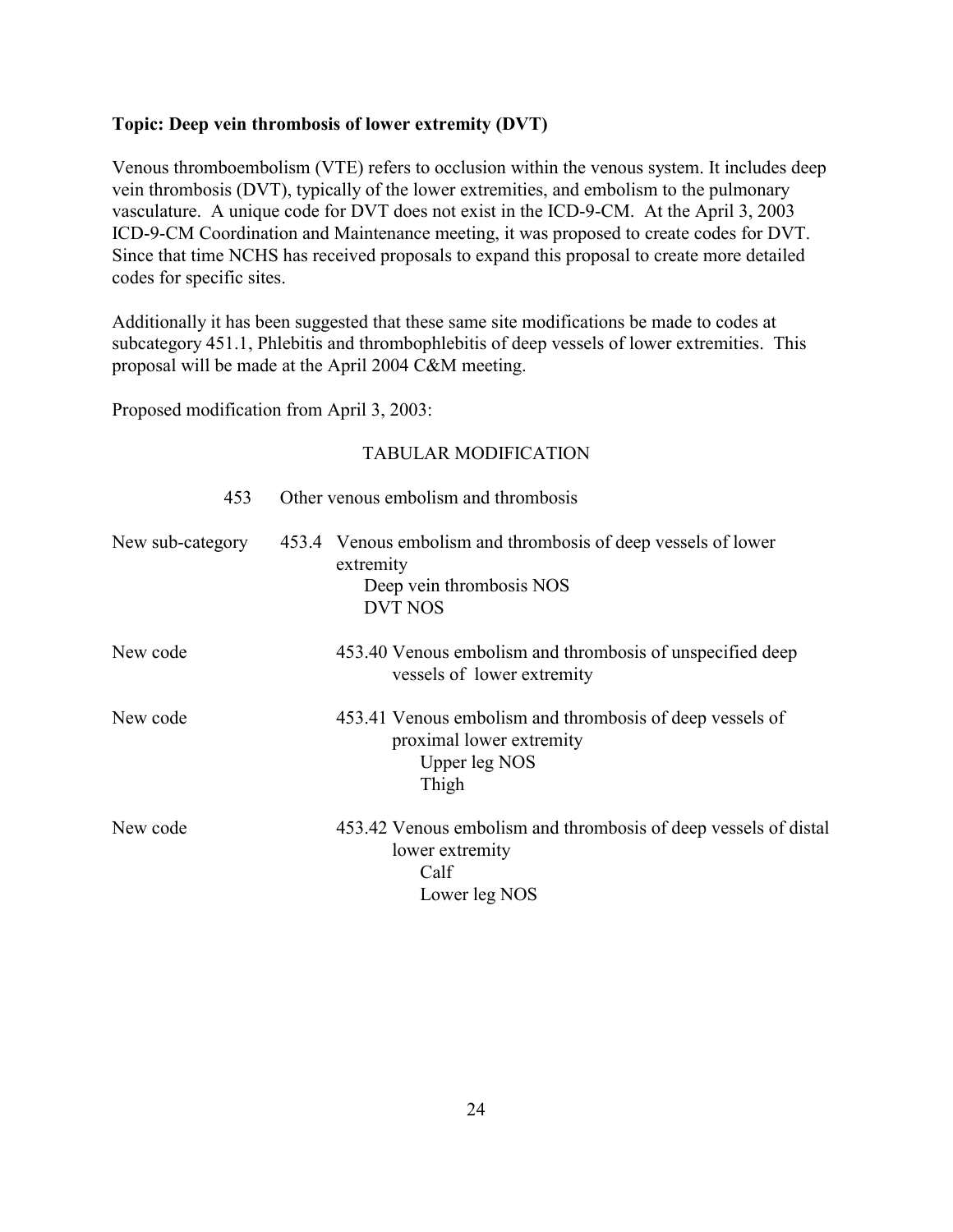**Topic: Deep vein thrombosis of lower extremity (DVT)**

Venous thromboembolism (VTE) refers to occlusion within the venous system. It includes deep vein thrombosis (DVT), typically of the lower extremities, and embolism to the pulmonary vasculature. A unique code for DVT does not exist in the ICD-9-CM. At the April 3, 2003 ICD-9-CM Coordination and Maintenance meeting, it was proposed to create codes for DVT. Since that time NCHS has received proposals to expand this proposal to create more detailed codes for specific sites.

Additionally it has been suggested that these same site modifications be made to codes at subcategory 451.1, Phlebitis and thrombophlebitis of deep vessels of lower extremities. This proposal will be made at the April 2004 C&M meeting.

Proposed modification from April 3, 2003:

TABULAR MODIFICATION

| | |
|---|---|
| 453 | Other venous embolism and thrombosis |
| New sub-category | 453.4 Venous embolism and thrombosis of deep vessels of lower extremity<br>Deep vein thrombosis NOS<br>DVT NOS |
| New code | 453.40 Venous embolism and thrombosis of unspecified deep vessels of lower extremity |
| New code | 453.41 Venous embolism and thrombosis of deep vessels of proximal lower extremity<br>Upper leg NOS<br>Thigh |
| New code | 453.42 Venous embolism and thrombosis of deep vessels of distal lower extremity<br>Calf<br>Lower leg NOS |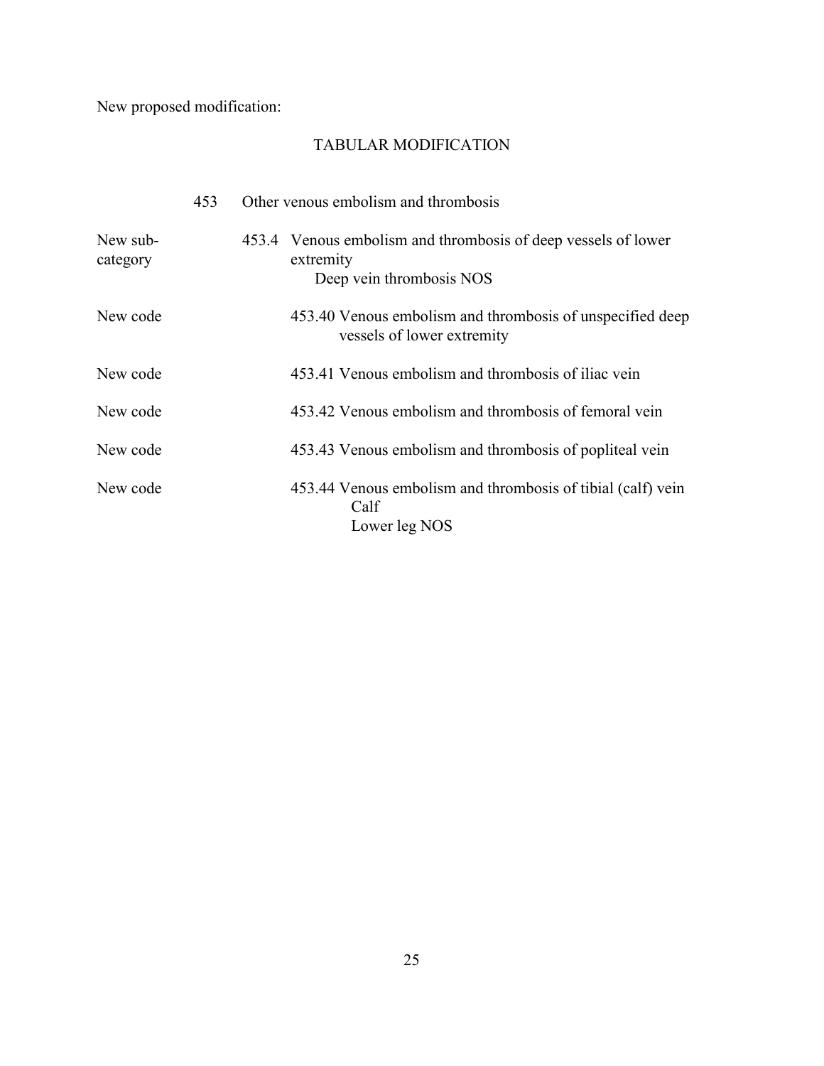New proposed modification:

## TABULAR MODIFICATION

| | | |
|---|---|---|
| | 453 | Other venous embolism and thrombosis |
| New sub-category | 453.4 | Venous embolism and thrombosis of deep vessels of lower extremity<br>Deep vein thrombosis NOS |
| New code | 453.40 | Venous embolism and thrombosis of unspecified deep vessels of lower extremity |
| New code | 453.41 | Venous embolism and thrombosis of iliac vein |
| New code | 453.42 | Venous embolism and thrombosis of femoral vein |
| New code | 453.43 | Venous embolism and thrombosis of popliteal vein |
| New code | 453.44 | Venous embolism and thrombosis of tibial (calf) vein<br>Calf<br>Lower leg NOS |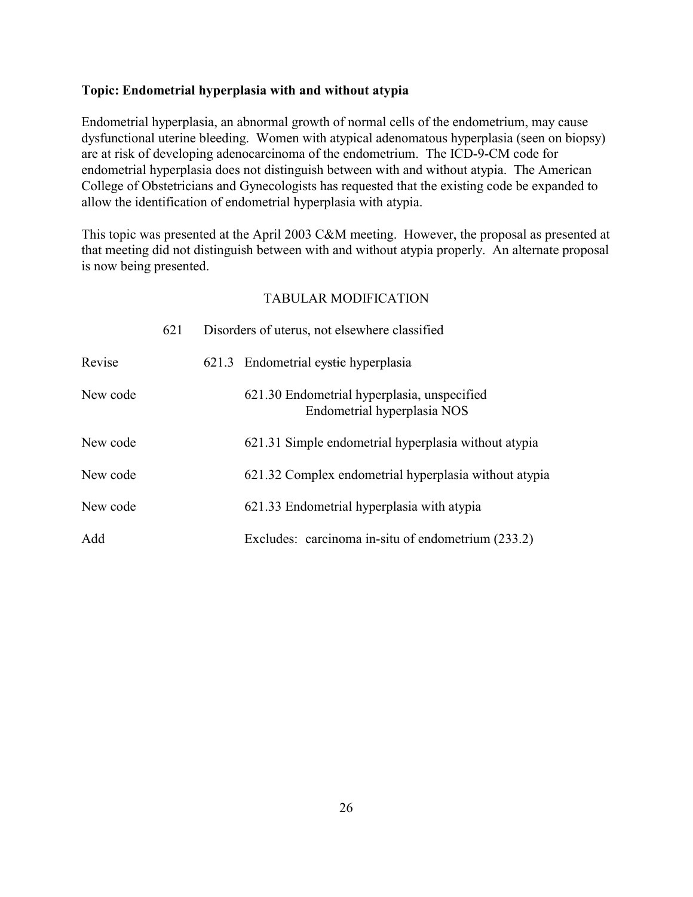**Topic: Endometrial hyperplasia with and without atypia**

Endometrial hyperplasia, an abnormal growth of normal cells of the endometrium, may cause dysfunctional uterine bleeding. Women with atypical adenomatous hyperplasia (seen on biopsy) are at risk of developing adenocarcinoma of the endometrium. The ICD-9-CM code for endometrial hyperplasia does not distinguish between with and without atypia. The American College of Obstetricians and Gynecologists has requested that the existing code be expanded to allow the identification of endometrial hyperplasia with atypia.

This topic was presented at the April 2003 C&M meeting. However, the proposal as presented at that meeting did not distinguish between with and without atypia properly. An alternate proposal is now being presented.

TABULAR MODIFICATION

| | |
|---|---|
| | 621 Disorders of uterus, not elsewhere classified |
| Revise | 621.3 Endometrial ~~cystic~~ hyperplasia |
| New code | 621.30 Endometrial hyperplasia, unspecified<br>Endometrial hyperplasia NOS |
| New code | 621.31 Simple endometrial hyperplasia without atypia |
| New code | 621.32 Complex endometrial hyperplasia without atypia |
| New code | 621.33 Endometrial hyperplasia with atypia |
| Add | Excludes: carcinoma in-situ of endometrium (233.2) |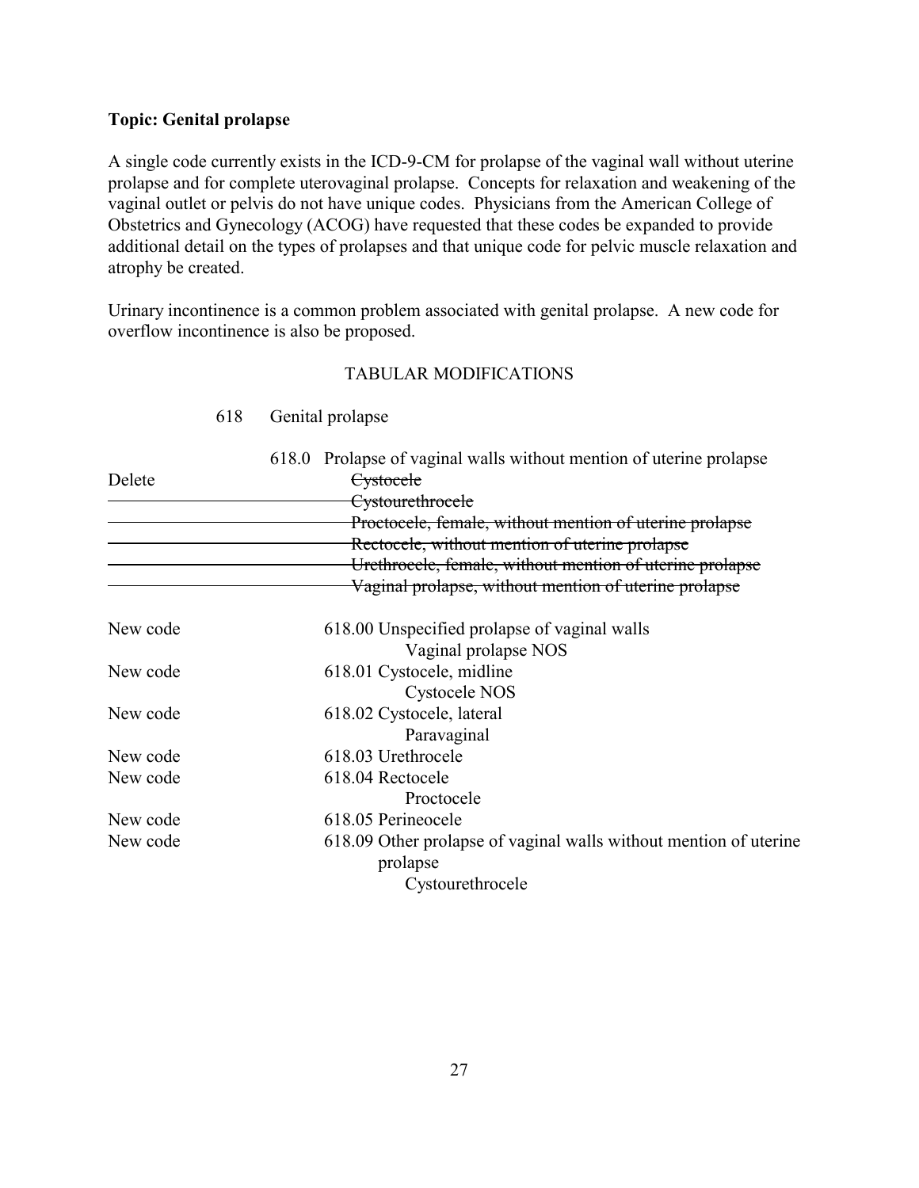**Topic: Genital prolapse**

A single code currently exists in the ICD-9-CM for prolapse of the vaginal wall without uterine prolapse and for complete uterovaginal prolapse. Concepts for relaxation and weakening of the vaginal outlet or pelvis do not have unique codes. Physicians from the American College of Obstetrics and Gynecology (ACOG) have requested that these codes be expanded to provide additional detail on the types of prolapses and that unique code for pelvic muscle relaxation and atrophy be created.

Urinary incontinence is a common problem associated with genital prolapse. A new code for overflow incontinence is also be proposed.

TABULAR MODIFICATIONS

618 Genital prolapse

618.0 Prolapse of vaginal walls without mention of uterine prolapse

Delete ~~Cystocele~~
~~Cystourethrocele~~
~~Proctocele, female, without mention of uterine prolapse~~
~~Rectocele, without mention of uterine prolapse~~
~~Urethrocele, female, without mention of uterine prolapse~~
~~Vaginal prolapse, without mention of uterine prolapse~~

New code 618.00 Unspecified prolapse of vaginal walls
Vaginal prolapse NOS

New code 618.01 Cystocele, midline
Cystocele NOS

New code 618.02 Cystocele, lateral
Paravaginal

New code 618.03 Urethrocele

New code 618.04 Rectocele
Proctocele

New code 618.05 Perineocele

New code 618.09 Other prolapse of vaginal walls without mention of uterine prolapse
Cystourethrocele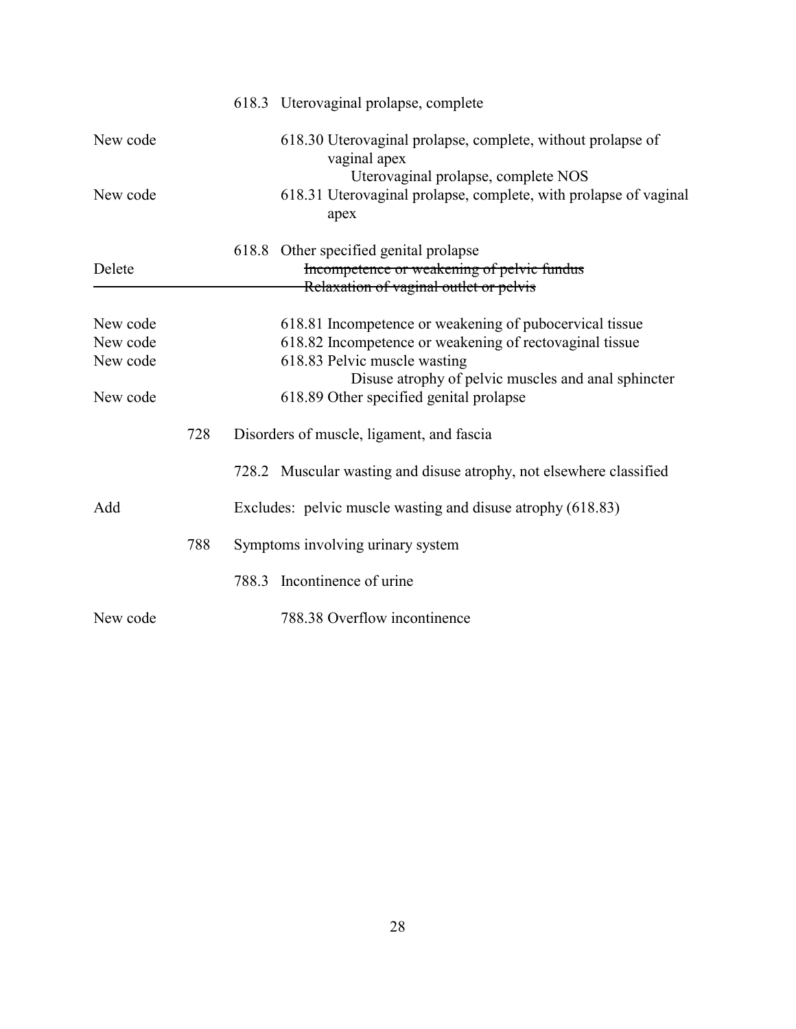618.3 Uterovaginal prolapse, complete

New code — 618.30 Uterovaginal prolapse, complete, without prolapse of vaginal apex
Uterovaginal prolapse, complete NOS

New code — 618.31 Uterovaginal prolapse, complete, with prolapse of vaginal apex

618.8 Other specified genital prolapse

Delete — ~~Incompetence or weakening of pelvic fundus~~
~~Relaxation of vaginal outlet or pelvis~~

New code — 618.81 Incompetence or weakening of pubocervical tissue

New code — 618.82 Incompetence or weakening of rectovaginal tissue

New code — 618.83 Pelvic muscle wasting
Disuse atrophy of pelvic muscles and anal sphincter

New code — 618.89 Other specified genital prolapse

728 Disorders of muscle, ligament, and fascia

728.2 Muscular wasting and disuse atrophy, not elsewhere classified

Add — Excludes: pelvic muscle wasting and disuse atrophy (618.83)

788 Symptoms involving urinary system

788.3 Incontinence of urine

New code — 788.38 Overflow incontinence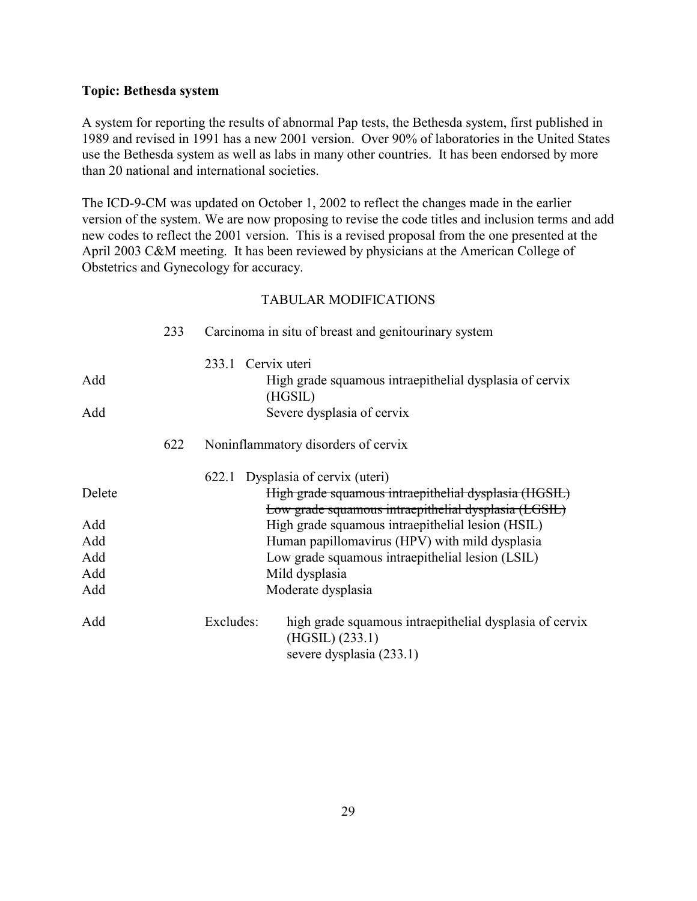**Topic: Bethesda system**

A system for reporting the results of abnormal Pap tests, the Bethesda system, first published in 1989 and revised in 1991 has a new 2001 version. Over 90% of laboratories in the United States use the Bethesda system as well as labs in many other countries. It has been endorsed by more than 20 national and international societies.

The ICD-9-CM was updated on October 1, 2002 to reflect the changes made in the earlier version of the system. We are now proposing to revise the code titles and inclusion terms and add new codes to reflect the 2001 version. This is a revised proposal from the one presented at the April 2003 C&M meeting. It has been reviewed by physicians at the American College of Obstetrics and Gynecology for accuracy.

TABULAR MODIFICATIONS

| | | |
|---|---|---|
| | 233 | Carcinoma in situ of breast and genitourinary system |
| | | 233.1 Cervix uteri |
| Add | | High grade squamous intraepithelial dysplasia of cervix (HGSIL) |
| Add | | Severe dysplasia of cervix |
| | 622 | Noninflammatory disorders of cervix |
| | | 622.1 Dysplasia of cervix (uteri) |
| Delete | | ~~High grade squamous intraepithelial dysplasia (HGSIL)~~ |
| | | ~~Low grade squamous intraepithelial dysplasia (LGSIL)~~ |
| Add | | High grade squamous intraepithelial lesion (HSIL) |
| Add | | Human papillomavirus (HPV) with mild dysplasia |
| Add | | Low grade squamous intraepithelial lesion (LSIL) |
| Add | | Mild dysplasia |
| Add | | Moderate dysplasia |
| Add | | Excludes: high grade squamous intraepithelial dysplasia of cervix (HGSIL) (233.1) |
| | | severe dysplasia (233.1) |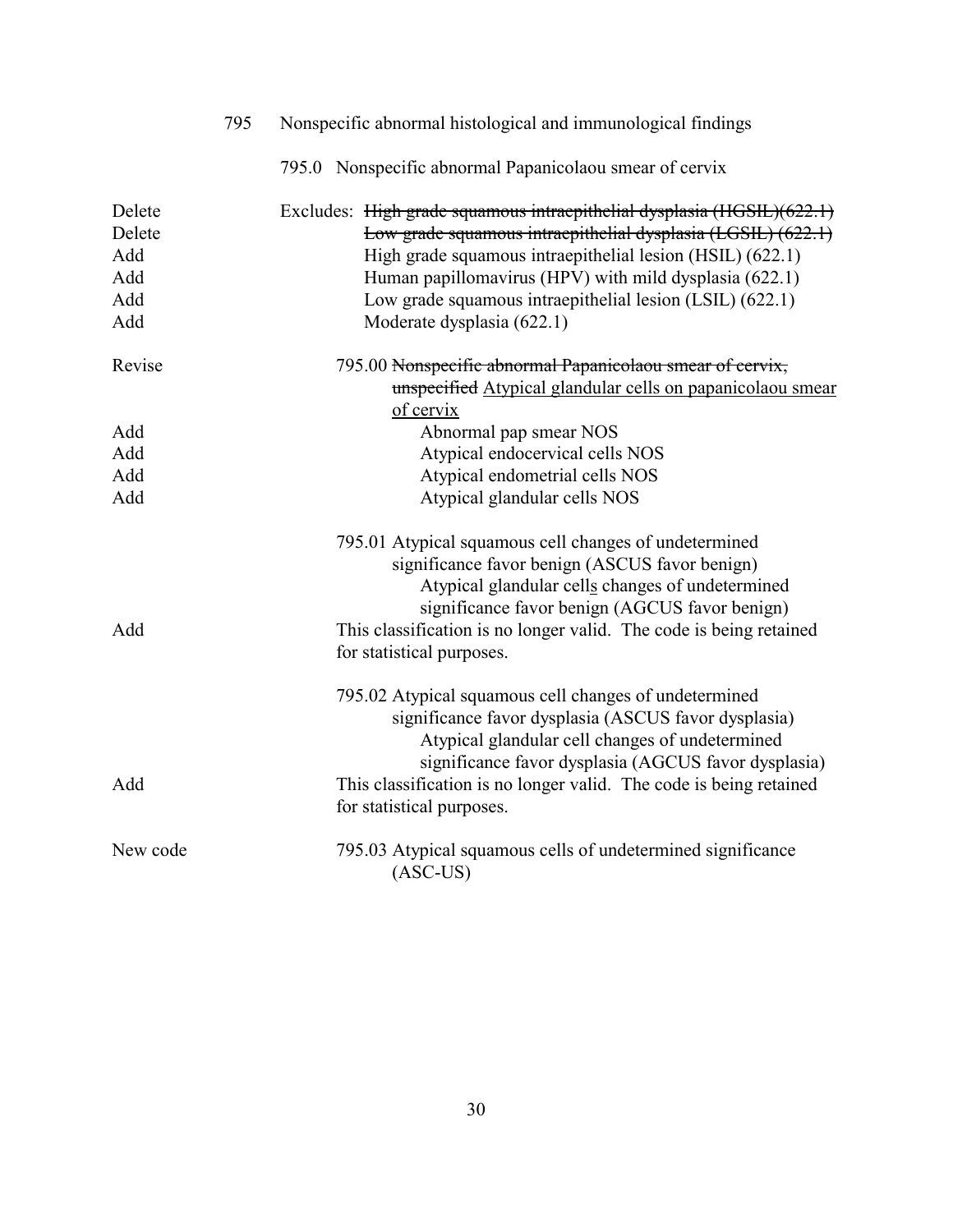795 Nonspecific abnormal histological and immunological findings

795.0 Nonspecific abnormal Papanicolaou smear of cervix

| Action | Text |
|---|---|
| Delete | Excludes: ~~High grade squamous intraepithelial dysplasia (HGSIL)(622.1)~~ |
| Delete | ~~Low grade squamous intraepithelial dysplasia (LGSIL) (622.1)~~ |
| Add | High grade squamous intraepithelial lesion (HSIL) (622.1) |
| Add | Human papillomavirus (HPV) with mild dysplasia (622.1) |
| Add | Low grade squamous intraepithelial lesion (LSIL) (622.1) |
| Add | Moderate dysplasia (622.1) |
| Revise | 795.00 ~~Nonspecific abnormal Papanicolaou smear of cervix, unspecified~~ <u>Atypical glandular cells on papanicolaou smear of cervix</u> |
| Add | Abnormal pap smear NOS |
| Add | Atypical endocervical cells NOS |
| Add | Atypical endometrial cells NOS |
| Add | Atypical glandular cells NOS |
| | 795.01 Atypical squamous cell changes of undetermined significance favor benign (ASCUS favor benign) |
| | Atypical glandular cell<u>s</u> changes of undetermined significance favor benign (AGCUS favor benign) |
| Add | This classification is no longer valid. The code is being retained for statistical purposes. |
| | 795.02 Atypical squamous cell changes of undetermined significance favor dysplasia (ASCUS favor dysplasia) |
| | Atypical glandular cell changes of undetermined significance favor dysplasia (AGCUS favor dysplasia) |
| Add | This classification is no longer valid. The code is being retained for statistical purposes. |
| New code | 795.03 Atypical squamous cells of undetermined significance (ASC-US) |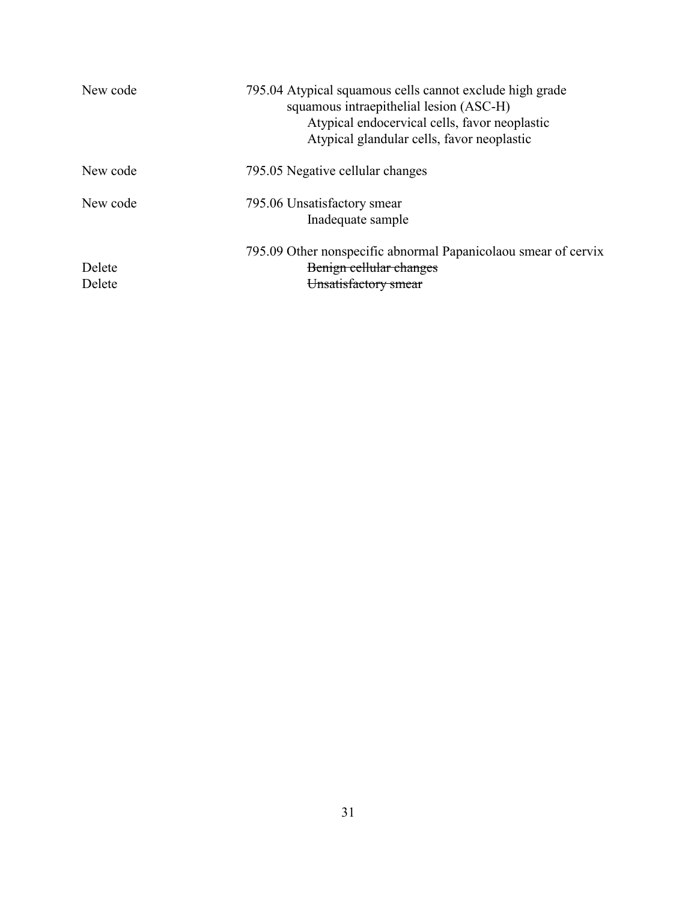| | |
|---|---|
| New code | 795.04 Atypical squamous cells cannot exclude high grade squamous intraepithelial lesion (ASC-H) |
| | Atypical endocervical cells, favor neoplastic |
| | Atypical glandular cells, favor neoplastic |
| New code | 795.05 Negative cellular changes |
| New code | 795.06 Unsatisfactory smear |
| | Inadequate sample |
| | 795.09 Other nonspecific abnormal Papanicolaou smear of cervix |
| Delete | ~~Benign cellular changes~~ |
| Delete | ~~Unsatisfactory smear~~ |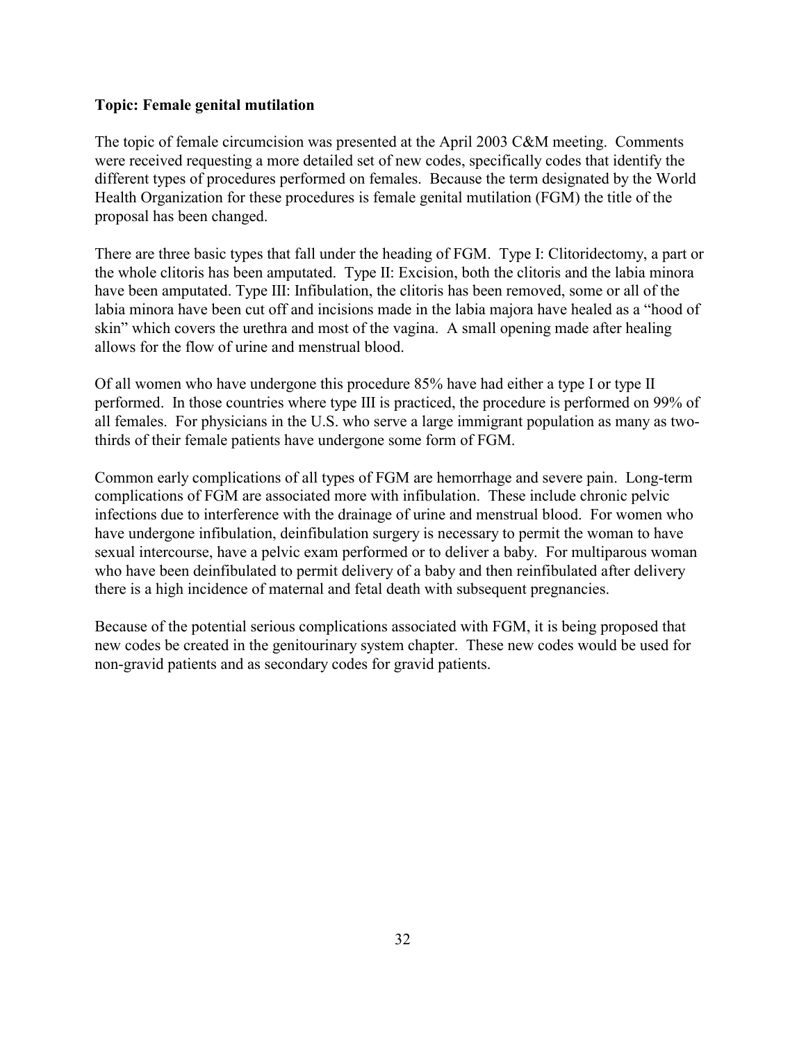**Topic: Female genital mutilation**

The topic of female circumcision was presented at the April 2003 C&M meeting. Comments were received requesting a more detailed set of new codes, specifically codes that identify the different types of procedures performed on females. Because the term designated by the World Health Organization for these procedures is female genital mutilation (FGM) the title of the proposal has been changed.

There are three basic types that fall under the heading of FGM. Type I: Clitoridectomy, a part or the whole clitoris has been amputated. Type II: Excision, both the clitoris and the labia minora have been amputated. Type III: Infibulation, the clitoris has been removed, some or all of the labia minora have been cut off and incisions made in the labia majora have healed as a "hood of skin" which covers the urethra and most of the vagina. A small opening made after healing allows for the flow of urine and menstrual blood.

Of all women who have undergone this procedure 85% have had either a type I or type II performed. In those countries where type III is practiced, the procedure is performed on 99% of all females. For physicians in the U.S. who serve a large immigrant population as many as two-thirds of their female patients have undergone some form of FGM.

Common early complications of all types of FGM are hemorrhage and severe pain. Long-term complications of FGM are associated more with infibulation. These include chronic pelvic infections due to interference with the drainage of urine and menstrual blood. For women who have undergone infibulation, deinfibulation surgery is necessary to permit the woman to have sexual intercourse, have a pelvic exam performed or to deliver a baby. For multiparous woman who have been deinfibulated to permit delivery of a baby and then reinfibulated after delivery there is a high incidence of maternal and fetal death with subsequent pregnancies.

Because of the potential serious complications associated with FGM, it is being proposed that new codes be created in the genitourinary system chapter. These new codes would be used for non-gravid patients and as secondary codes for gravid patients.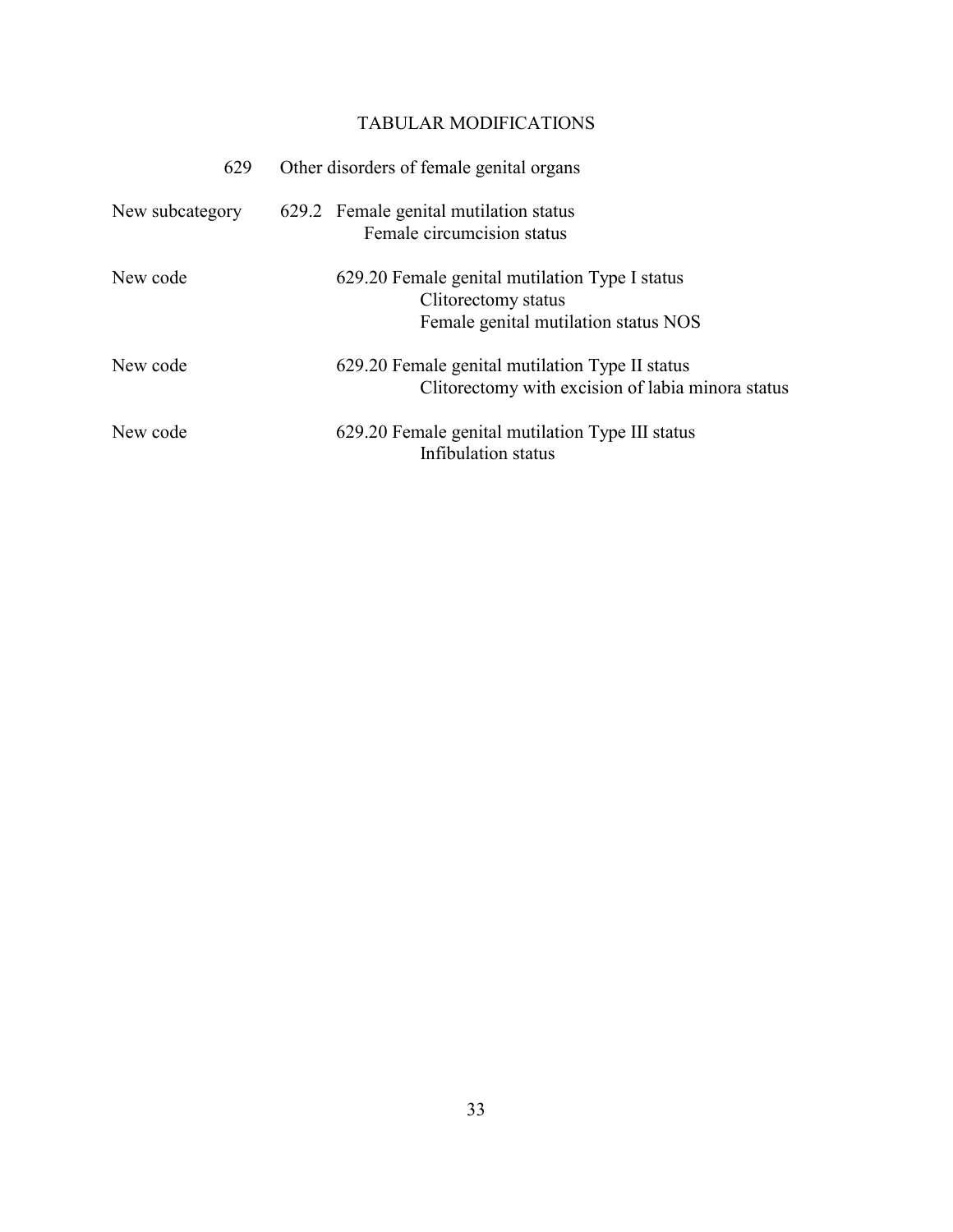# TABULAR MODIFICATIONS

| | |
|---|---|
| 629 | Other disorders of female genital organs |
| New subcategory | 629.2 Female genital mutilation status<br>Female circumcision status |
| New code | 629.20 Female genital mutilation Type I status<br>Clitorectomy status<br>Female genital mutilation status NOS |
| New code | 629.20 Female genital mutilation Type II status<br>Clitorectomy with excision of labia minora status |
| New code | 629.20 Female genital mutilation Type III status<br>Infibulation status |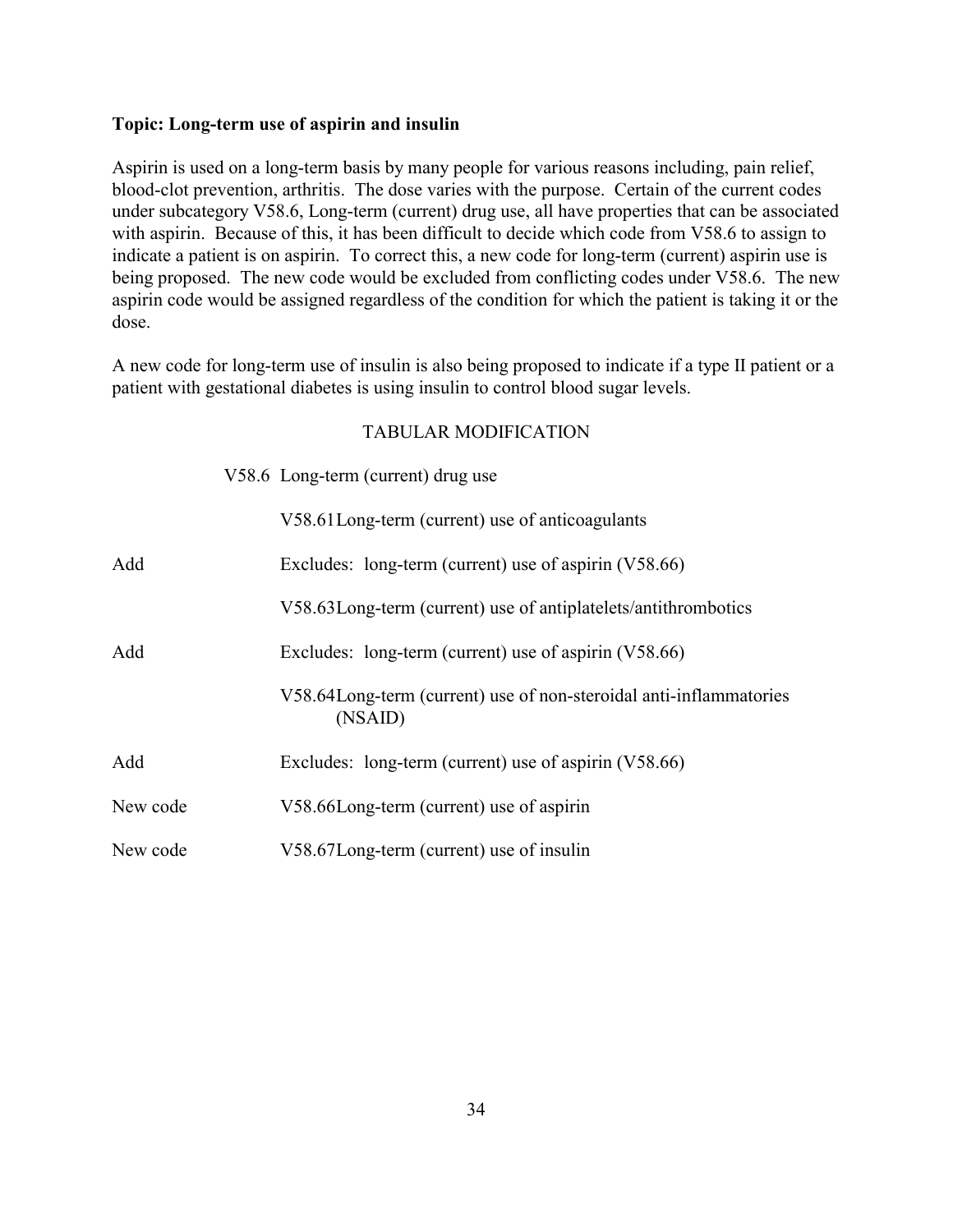**Topic: Long-term use of aspirin and insulin**

Aspirin is used on a long-term basis by many people for various reasons including, pain relief, blood-clot prevention, arthritis. The dose varies with the purpose. Certain of the current codes under subcategory V58.6, Long-term (current) drug use, all have properties that can be associated with aspirin. Because of this, it has been difficult to decide which code from V58.6 to assign to indicate a patient is on aspirin. To correct this, a new code for long-term (current) aspirin use is being proposed. The new code would be excluded from conflicting codes under V58.6. The new aspirin code would be assigned regardless of the condition for which the patient is taking it or the dose.

A new code for long-term use of insulin is also being proposed to indicate if a type II patient or a patient with gestational diabetes is using insulin to control blood sugar levels.

TABULAR MODIFICATION

| | |
|---|---|
| | V58.6 Long-term (current) drug use |
| | V58.61 Long-term (current) use of anticoagulants |
| Add | Excludes: long-term (current) use of aspirin (V58.66) |
| | V58.63 Long-term (current) use of antiplatelets/antithrombotics |
| Add | Excludes: long-term (current) use of aspirin (V58.66) |
| | V58.64 Long-term (current) use of non-steroidal anti-inflammatories (NSAID) |
| Add | Excludes: long-term (current) use of aspirin (V58.66) |
| New code | V58.66 Long-term (current) use of aspirin |
| New code | V58.67 Long-term (current) use of insulin |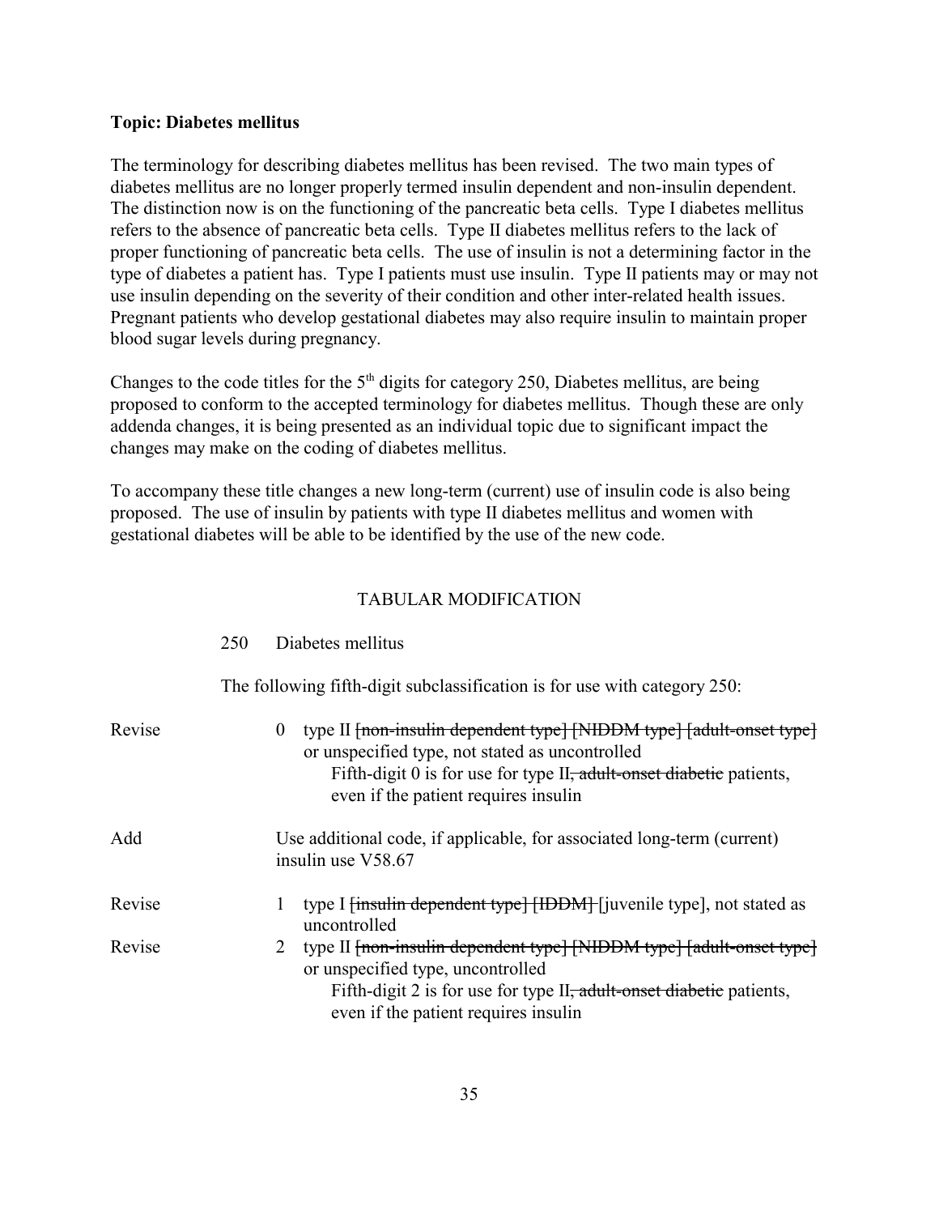**Topic: Diabetes mellitus**

The terminology for describing diabetes mellitus has been revised. The two main types of diabetes mellitus are no longer properly termed insulin dependent and non-insulin dependent. The distinction now is on the functioning of the pancreatic beta cells. Type I diabetes mellitus refers to the absence of pancreatic beta cells. Type II diabetes mellitus refers to the lack of proper functioning of pancreatic beta cells. The use of insulin is not a determining factor in the type of diabetes a patient has. Type I patients must use insulin. Type II patients may or may not use insulin depending on the severity of their condition and other inter-related health issues. Pregnant patients who develop gestational diabetes may also require insulin to maintain proper blood sugar levels during pregnancy.

Changes to the code titles for the 5th digits for category 250, Diabetes mellitus, are being proposed to conform to the accepted terminology for diabetes mellitus. Though these are only addenda changes, it is being presented as an individual topic due to significant impact the changes may make on the coding of diabetes mellitus.

To accompany these title changes a new long-term (current) use of insulin code is also being proposed. The use of insulin by patients with type II diabetes mellitus and women with gestational diabetes will be able to be identified by the use of the new code.

TABULAR MODIFICATION

250 Diabetes mellitus

The following fifth-digit subclassification is for use with category 250:

Revise 0 type II ~~[non-insulin dependent type] [NIDDM type] [adult-onset type]~~ or unspecified type, not stated as uncontrolled
Fifth-digit 0 is for use for type II~~, adult-onset diabetic~~ patients, even if the patient requires insulin

Add Use additional code, if applicable, for associated long-term (current) insulin use V58.67

Revise 1 type I ~~[insulin dependent type] [IDDM]~~ [juvenile type], not stated as uncontrolled

Revise 2 type II ~~[non-insulin dependent type] [NIDDM type] [adult-onset type]~~ or unspecified type, uncontrolled
Fifth-digit 2 is for use for type II~~, adult-onset diabetic~~ patients, even if the patient requires insulin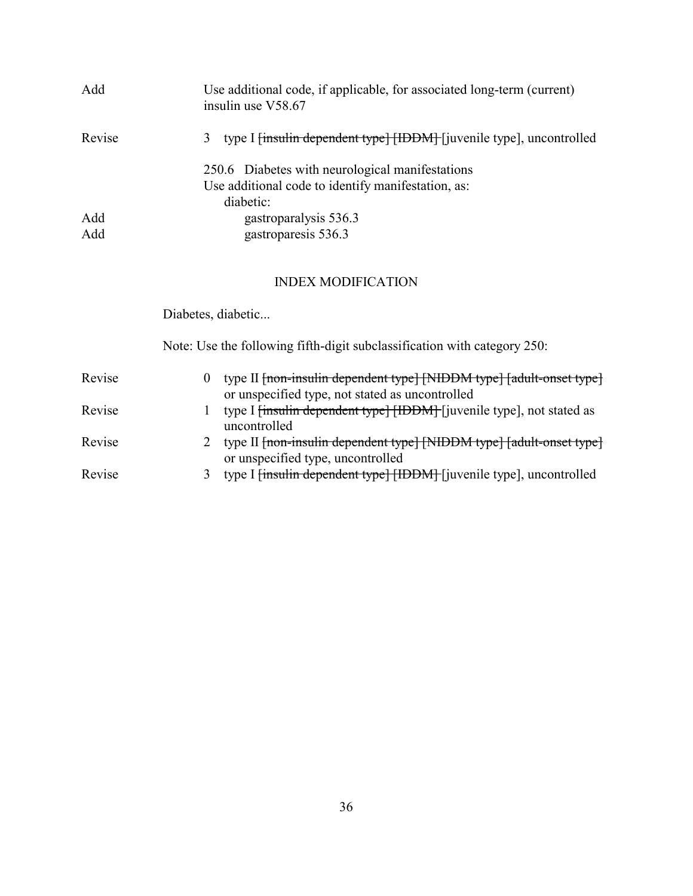| | |
|---|---|
| Add | Use additional code, if applicable, for associated long-term (current) insulin use V58.67 |
| Revise | 3 type I ~~[insulin dependent type] [IDDM]~~ [juvenile type], uncontrolled |
| | 250.6 Diabetes with neurological manifestations<br>Use additional code to identify manifestation, as:<br>diabetic: |
| Add | gastroparalysis 536.3 |
| Add | gastroparesis 536.3 |

## INDEX MODIFICATION

Diabetes, diabetic...

Note: Use the following fifth-digit subclassification with category 250:

| | |
|---|---|
| Revise | 0 type II ~~[non-insulin dependent type] [NIDDM type] [adult-onset type]~~ or unspecified type, not stated as uncontrolled |
| Revise | 1 type I ~~[insulin dependent type] [IDDM]~~ [juvenile type], not stated as uncontrolled |
| Revise | 2 type II ~~[non-insulin dependent type] [NIDDM type] [adult-onset type]~~ or unspecified type, uncontrolled |
| Revise | 3 type I ~~[insulin dependent type] [IDDM]~~ [juvenile type], uncontrolled |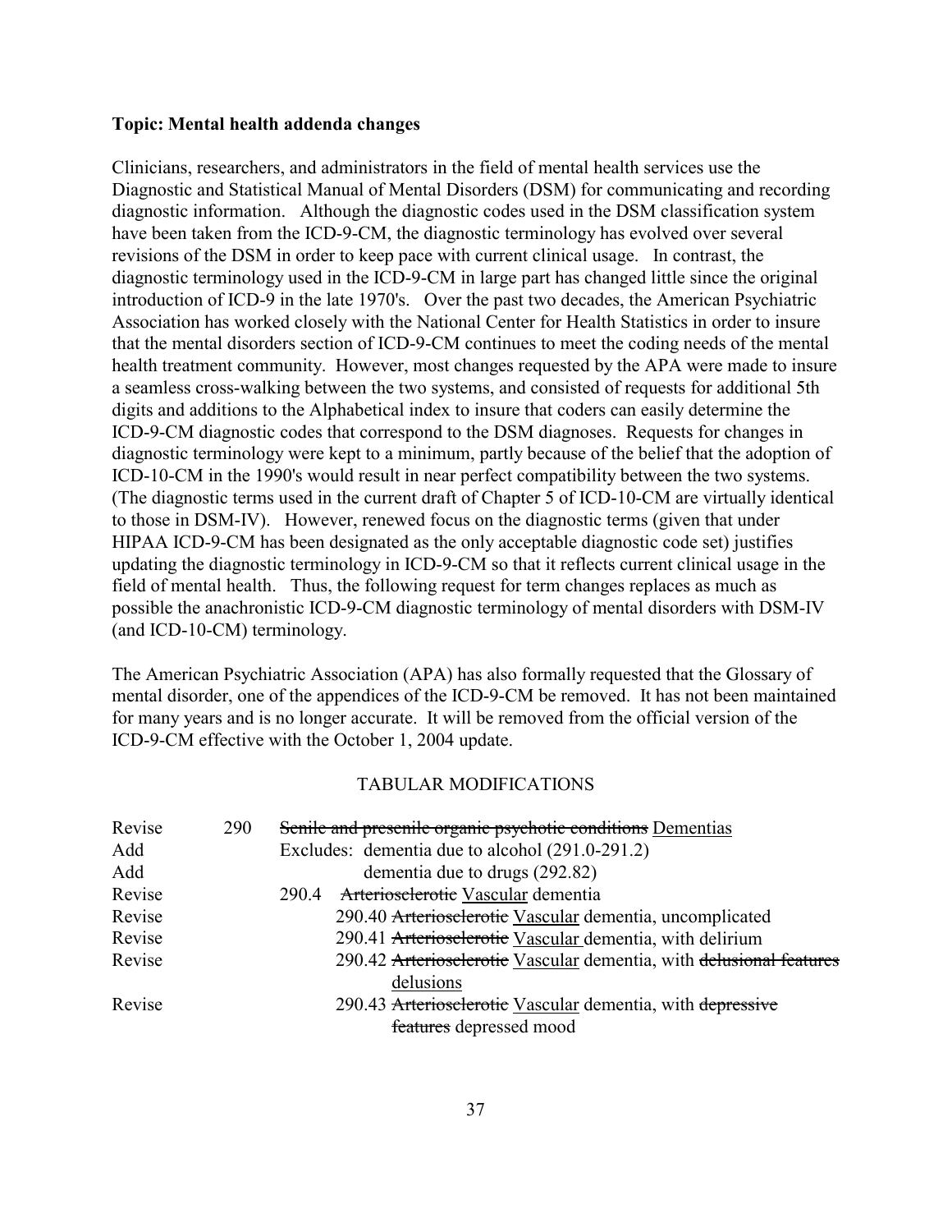**Topic: Mental health addenda changes**

Clinicians, researchers, and administrators in the field of mental health services use the Diagnostic and Statistical Manual of Mental Disorders (DSM) for communicating and recording diagnostic information. Although the diagnostic codes used in the DSM classification system have been taken from the ICD-9-CM, the diagnostic terminology has evolved over several revisions of the DSM in order to keep pace with current clinical usage. In contrast, the diagnostic terminology used in the ICD-9-CM in large part has changed little since the original introduction of ICD-9 in the late 1970's. Over the past two decades, the American Psychiatric Association has worked closely with the National Center for Health Statistics in order to insure that the mental disorders section of ICD-9-CM continues to meet the coding needs of the mental health treatment community. However, most changes requested by the APA were made to insure a seamless cross-walking between the two systems, and consisted of requests for additional 5th digits and additions to the Alphabetical index to insure that coders can easily determine the ICD-9-CM diagnostic codes that correspond to the DSM diagnoses. Requests for changes in diagnostic terminology were kept to a minimum, partly because of the belief that the adoption of ICD-10-CM in the 1990's would result in near perfect compatibility between the two systems. (The diagnostic terms used in the current draft of Chapter 5 of ICD-10-CM are virtually identical to those in DSM-IV). However, renewed focus on the diagnostic terms (given that under HIPAA ICD-9-CM has been designated as the only acceptable diagnostic code set) justifies updating the diagnostic terminology in ICD-9-CM so that it reflects current clinical usage in the field of mental health. Thus, the following request for term changes replaces as much as possible the anachronistic ICD-9-CM diagnostic terminology of mental disorders with DSM-IV (and ICD-10-CM) terminology.

The American Psychiatric Association (APA) has also formally requested that the Glossary of mental disorder, one of the appendices of the ICD-9-CM be removed. It has not been maintained for many years and is no longer accurate. It will be removed from the official version of the ICD-9-CM effective with the October 1, 2004 update.

TABULAR MODIFICATIONS

| | | |
|---|---|---|
| Revise | 290 | ~~Senile and presenile organic psychotic conditions~~ <u>Dementias</u> |
| Add | | Excludes: dementia due to alcohol (291.0-291.2) |
| Add | | dementia due to drugs (292.82) |
| Revise | | 290.4 ~~Arteriosclerotic~~ <u>Vascular</u> dementia |
| Revise | | 290.40 ~~Arteriosclerotic~~ <u>Vascular</u> dementia, uncomplicated |
| Revise | | 290.41 ~~Arteriosclerotic~~ <u>Vascular</u> dementia, with delirium |
| Revise | | 290.42 ~~Arteriosclerotic~~ <u>Vascular</u> dementia, with ~~delusional features~~ <u>delusions</u> |
| Revise | | 290.43 ~~Arteriosclerotic~~ <u>Vascular</u> dementia, with ~~depressive features~~ depressed mood |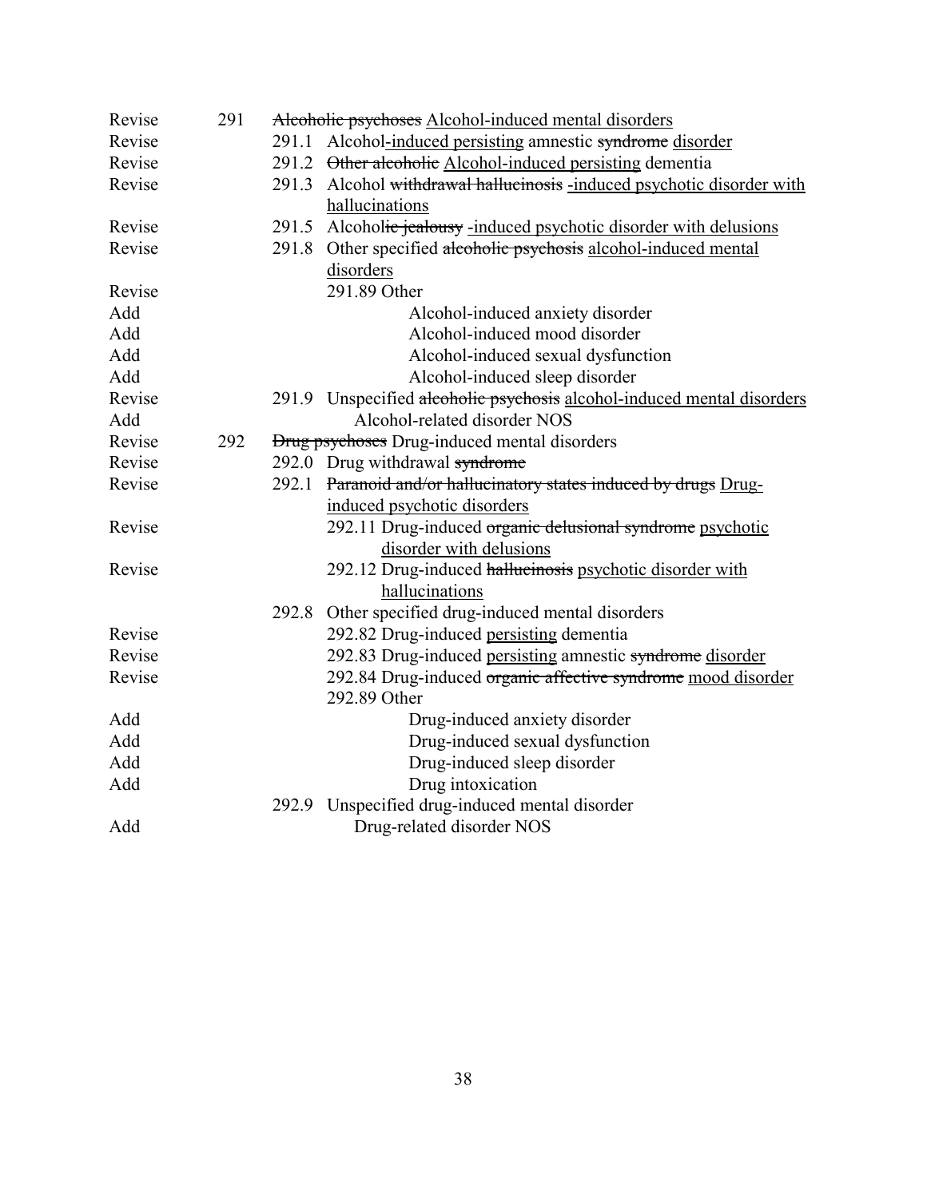| Action | Code | Description |
|---|---|---|
| Revise | 291 | ~~Alcoholic psychoses~~ <u>Alcohol-induced mental disorders</u> |
| Revise | | 291.1 Alcohol<u>-induced persisting</u> amnestic ~~syndrome~~ <u>disorder</u> |
| Revise | | 291.2 ~~Other alcoholic~~ <u>Alcohol-induced persisting</u> dementia |
| Revise | | 291.3 Alcohol ~~withdrawal hallucinosis~~ <u>-induced psychotic disorder with hallucinations</u> |
| Revise | | 291.5 Alcohol~~ic jealousy~~ <u>-induced psychotic disorder with delusions</u> |
| Revise | | 291.8 Other specified ~~alcoholic psychosis~~ <u>alcohol-induced mental disorders</u> |
| Revise | | 291.89 Other |
| Add | | Alcohol-induced anxiety disorder |
| Add | | Alcohol-induced mood disorder |
| Add | | Alcohol-induced sexual dysfunction |
| Add | | Alcohol-induced sleep disorder |
| Revise | | 291.9 Unspecified ~~alcoholic psychosis~~ <u>alcohol-induced mental disorders</u> |
| Add | | Alcohol-related disorder NOS |
| Revise | 292 | ~~Drug psychoses~~ Drug-induced mental disorders |
| Revise | | 292.0 Drug withdrawal ~~syndrome~~ |
| Revise | | 292.1 ~~Paranoid and/or hallucinatory states induced by drugs~~ <u>Drug-induced psychotic disorders</u> |
| Revise | | 292.11 Drug-induced ~~organic delusional syndrome~~ <u>psychotic disorder with delusions</u> |
| Revise | | 292.12 Drug-induced ~~hallucinosis~~ <u>psychotic disorder with hallucinations</u> |
| | | 292.8 Other specified drug-induced mental disorders |
| Revise | | 292.82 Drug-induced <u>persisting</u> dementia |
| Revise | | 292.83 Drug-induced <u>persisting</u> amnestic ~~syndrome~~ <u>disorder</u> |
| Revise | | 292.84 Drug-induced ~~organic affective syndrome~~ <u>mood disorder</u> |
| | | 292.89 Other |
| Add | | Drug-induced anxiety disorder |
| Add | | Drug-induced sexual dysfunction |
| Add | | Drug-induced sleep disorder |
| Add | | Drug intoxication |
| | | 292.9 Unspecified drug-induced mental disorder |
| Add | | Drug-related disorder NOS |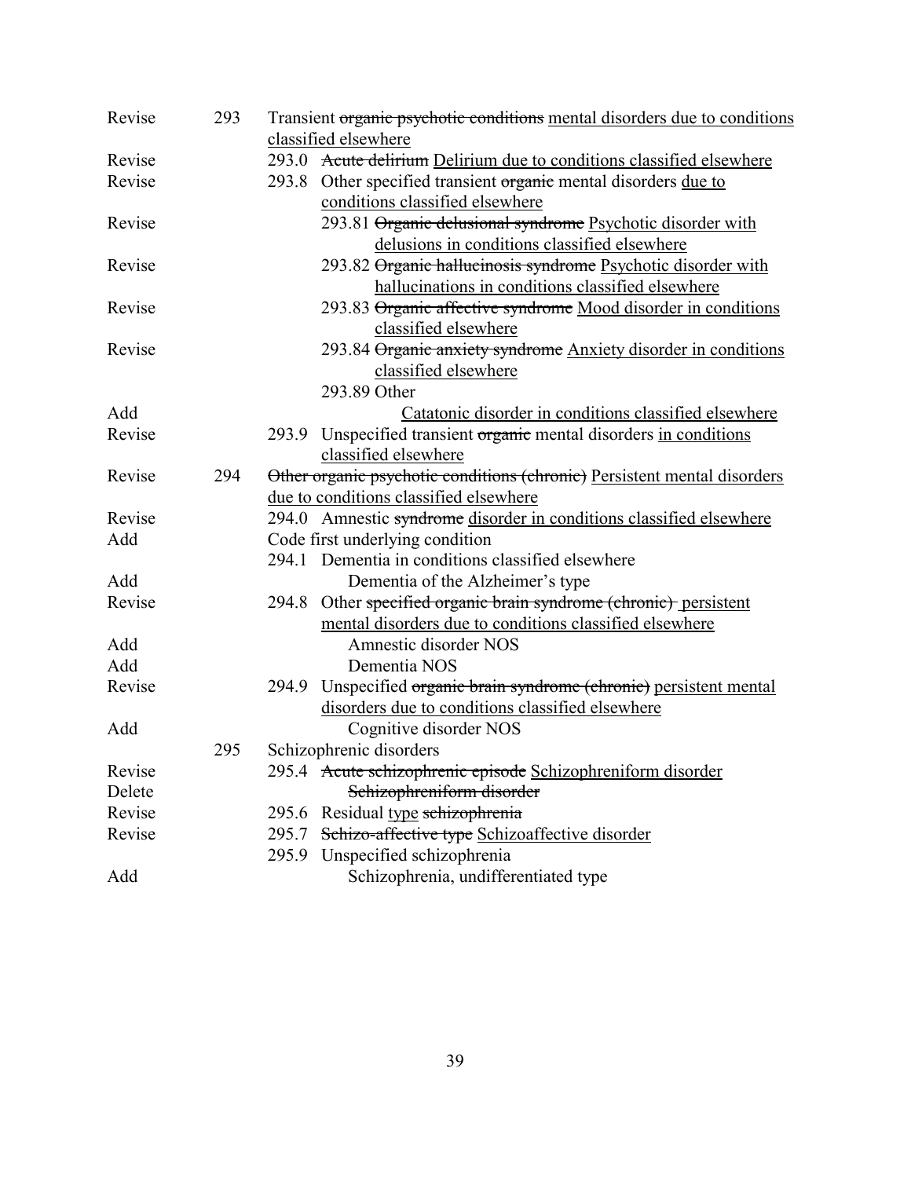| Action | Code | Description |
|---|---|---|
| Revise | 293 | Transient ~~organic psychotic conditions~~ <u>mental disorders due to conditions classified elsewhere</u> |
| Revise | | 293.0 ~~Acute delirium~~ <u>Delirium due to conditions classified elsewhere</u> |
| Revise | | 293.8 Other specified transient ~~organic~~ mental disorders <u>due to conditions classified elsewhere</u> |
| Revise | | 293.81 ~~Organic delusional syndrome~~ <u>Psychotic disorder with delusions in conditions classified elsewhere</u> |
| Revise | | 293.82 ~~Organic hallucinosis syndrome~~ <u>Psychotic disorder with hallucinations in conditions classified elsewhere</u> |
| Revise | | 293.83 ~~Organic affective syndrome~~ <u>Mood disorder in conditions classified elsewhere</u> |
| Revise | | 293.84 ~~Organic anxiety syndrome~~ <u>Anxiety disorder in conditions classified elsewhere</u> |
| | | 293.89 Other |
| Add | | <u>Catatonic disorder in conditions classified elsewhere</u> |
| Revise | | 293.9 Unspecified transient ~~organic~~ mental disorders <u>in conditions classified elsewhere</u> |
| Revise | 294 | ~~Other organic psychotic conditions (chronic)~~ <u>Persistent mental disorders due to conditions classified elsewhere</u> |
| Revise | | 294.0 Amnestic ~~syndrome~~ <u>disorder in conditions classified elsewhere</u> |
| Add | | Code first underlying condition |
| | | 294.1 Dementia in conditions classified elsewhere |
| Add | | Dementia of the Alzheimer's type |
| Revise | | 294.8 Other ~~specified organic brain syndrome (chronic)~~ <u>persistent mental disorders due to conditions classified elsewhere</u> |
| Add | | Amnestic disorder NOS |
| Add | | Dementia NOS |
| Revise | | 294.9 Unspecified ~~organic brain syndrome (chronic)~~ <u>persistent mental disorders due to conditions classified elsewhere</u> |
| Add | | Cognitive disorder NOS |
| | 295 | Schizophrenic disorders |
| Revise | | 295.4 ~~Acute schizophrenic episode~~ <u>Schizophreniform disorder</u> |
| Delete | | ~~Schizophreniform disorder~~ |
| Revise | | 295.6 Residual <u>type</u> ~~schizophrenia~~ |
| Revise | | 295.7 ~~Schizo-affective type~~ <u>Schizoaffective disorder</u> |
| | | 295.9 Unspecified schizophrenia |
| Add | | Schizophrenia, undifferentiated type |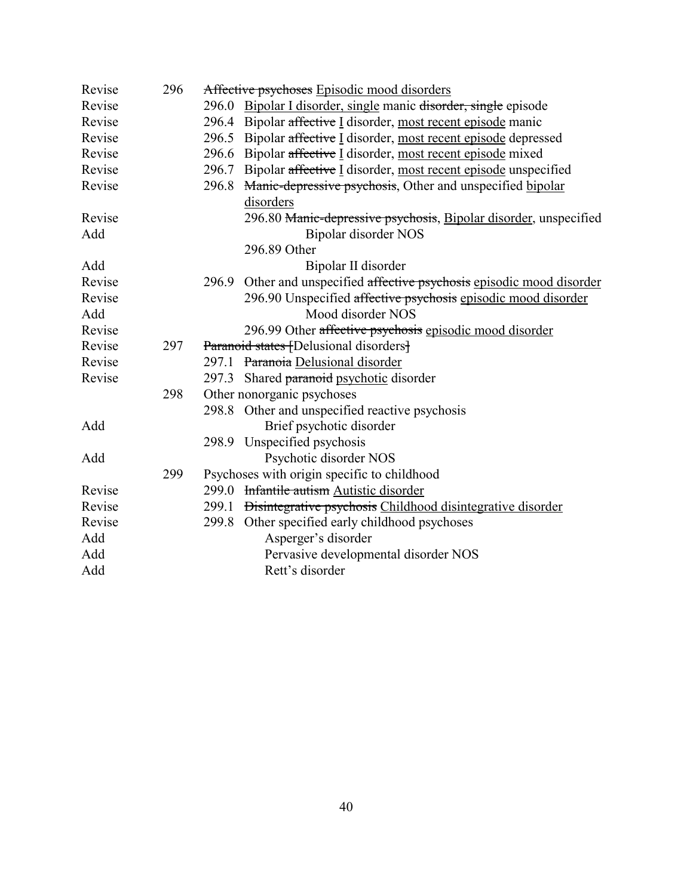| | | |
|---|---|---|
| Revise | 296 | ~~Affective psychoses~~ <u>Episodic mood disorders</u> |
| Revise | | 296.0 <u>Bipolar I disorder, single</u> manic ~~disorder, single~~ episode |
| Revise | | 296.4 Bipolar ~~affective~~ <u>I</u> disorder, <u>most recent episode</u> manic |
| Revise | | 296.5 Bipolar ~~affective~~ <u>I</u> disorder, <u>most recent episode</u> depressed |
| Revise | | 296.6 Bipolar ~~affective~~ <u>I</u> disorder, <u>most recent episode</u> mixed |
| Revise | | 296.7 Bipolar ~~affective~~ <u>I</u> disorder, <u>most recent episode</u> unspecified |
| Revise | | 296.8 ~~Manic-depressive psychosis~~, Other and unspecified <u>bipolar disorders</u> |
| Revise | | 296.80 ~~Manic-depressive psychosis~~, <u>Bipolar disorder</u>, unspecified |
| Add | | Bipolar disorder NOS |
| | | 296.89 Other |
| Add | | Bipolar II disorder |
| Revise | | 296.9 Other and unspecified ~~affective psychosis~~ <u>episodic mood disorder</u> |
| Revise | | 296.90 Unspecified ~~affective psychosis~~ <u>episodic mood disorder</u> |
| Add | | Mood disorder NOS |
| Revise | | 296.99 Other ~~affective psychosis~~ <u>episodic mood disorder</u> |
| Revise | 297 | ~~Paranoid states [~~Delusional disorders~~]~~ |
| Revise | | 297.1 ~~Paranoia~~ <u>Delusional disorder</u> |
| Revise | | 297.3 Shared ~~paranoid~~ <u>psychotic</u> disorder |
| | 298 | Other nonorganic psychoses |
| | | 298.8 Other and unspecified reactive psychosis |
| Add | | Brief psychotic disorder |
| | | 298.9 Unspecified psychosis |
| Add | | Psychotic disorder NOS |
| | 299 | Psychoses with origin specific to childhood |
| Revise | | 299.0 ~~Infantile autism~~ <u>Autistic disorder</u> |
| Revise | | 299.1 ~~Disintegrative psychosis~~ <u>Childhood disintegrative disorder</u> |
| Revise | | 299.8 Other specified early childhood psychoses |
| Add | | Asperger's disorder |
| Add | | Pervasive developmental disorder NOS |
| Add | | Rett's disorder |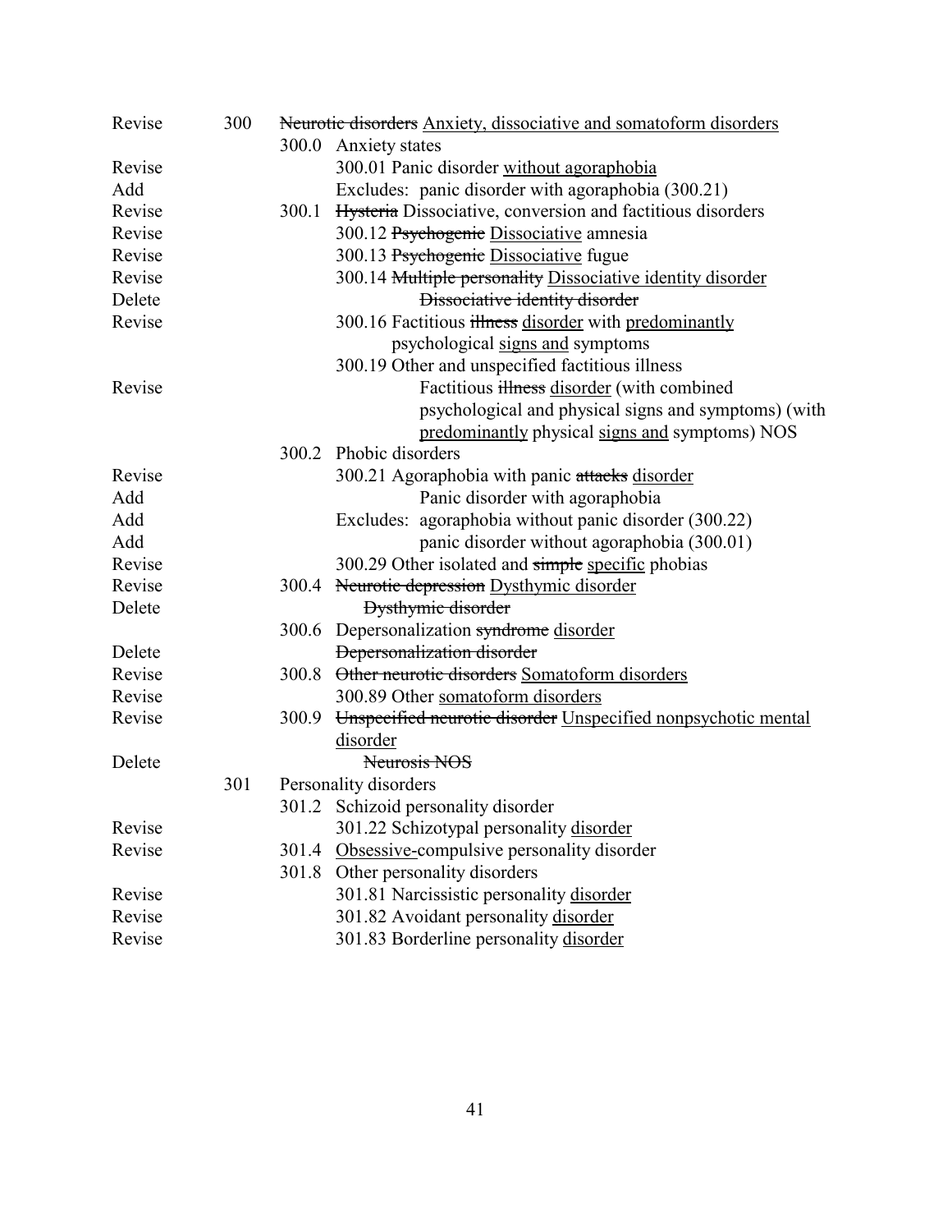| | | | |
|---|---|---|---|
| Revise | 300 | | ~~Neurotic disorders~~ <u>Anxiety, dissociative and somatoform disorders</u> |
| | | 300.0 | Anxiety states |
| Revise | | | 300.01 Panic disorder <u>without agoraphobia</u> |
| Add | | | Excludes: panic disorder with agoraphobia (300.21) |
| Revise | | 300.1 | ~~Hysteria~~ Dissociative, conversion and factitious disorders |
| Revise | | | 300.12 ~~Psychogenic~~ <u>Dissociative</u> amnesia |
| Revise | | | 300.13 ~~Psychogenic~~ <u>Dissociative</u> fugue |
| Revise | | | 300.14 ~~Multiple personality~~ <u>Dissociative identity disorder</u> |
| Delete | | | ~~Dissociative identity disorder~~ |
| Revise | | | 300.16 Factitious ~~illness~~ <u>disorder</u> with <u>predominantly</u> psychological <u>signs and</u> symptoms |
| | | | 300.19 Other and unspecified factitious illness |
| Revise | | | Factitious ~~illness~~ <u>disorder</u> (with combined psychological and physical signs and symptoms) (with <u>predominantly</u> physical <u>signs and</u> symptoms) NOS |
| | | 300.2 | Phobic disorders |
| Revise | | | 300.21 Agoraphobia with panic ~~attacks~~ <u>disorder</u> |
| Add | | | Panic disorder with agoraphobia |
| Add | | | Excludes: agoraphobia without panic disorder (300.22) |
| Add | | | panic disorder without agoraphobia (300.01) |
| Revise | | | 300.29 Other isolated and ~~simple~~ <u>specific</u> phobias |
| Revise | | 300.4 | ~~Neurotic depression~~ <u>Dysthymic disorder</u> |
| Delete | | | ~~Dysthymic disorder~~ |
| | | 300.6 | Depersonalization ~~syndrome~~ <u>disorder</u> |
| Delete | | | ~~Depersonalization disorder~~ |
| Revise | | 300.8 | ~~Other neurotic disorders~~ <u>Somatoform disorders</u> |
| Revise | | | 300.89 Other <u>somatoform disorders</u> |
| Revise | | 300.9 | ~~Unspecified neurotic disorder~~ <u>Unspecified nonpsychotic mental disorder</u> |
| Delete | | | ~~Neurosis NOS~~ |
| | 301 | | Personality disorders |
| | | 301.2 | Schizoid personality disorder |
| Revise | | | 301.22 Schizotypal personality <u>disorder</u> |
| Revise | | 301.4 | <u>Obsessive-</u>compulsive personality disorder |
| | | 301.8 | Other personality disorders |
| Revise | | | 301.81 Narcissistic personality <u>disorder</u> |
| Revise | | | 301.82 Avoidant personality <u>disorder</u> |
| Revise | | | 301.83 Borderline personality <u>disorder</u> |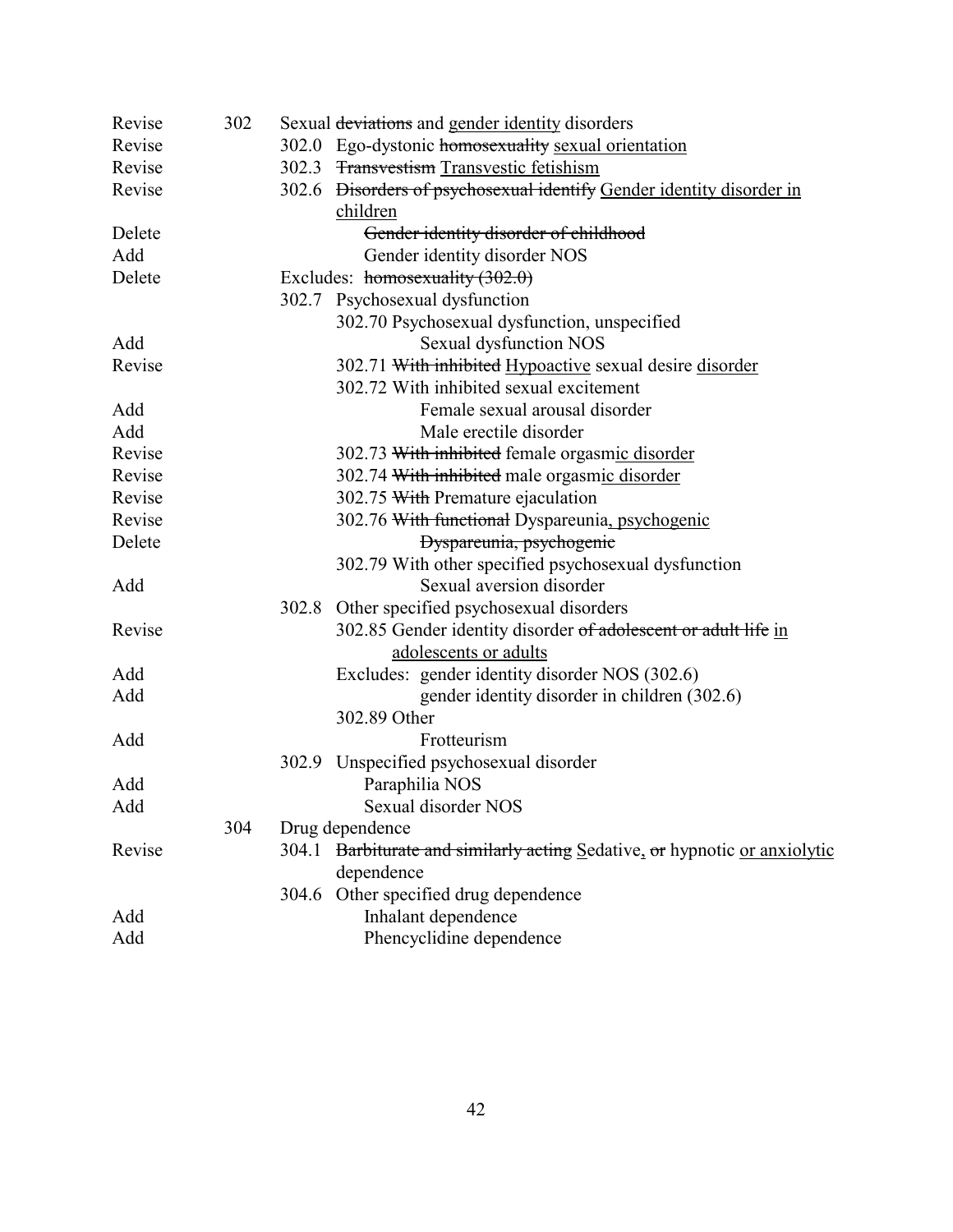| Action | Code | Description |
|---|---|---|
| Revise | 302 | Sexual ~~deviations~~ and <u>gender identity</u> disorders |
| Revise | 302.0 | Ego-dystonic ~~homosexuality~~ <u>sexual orientation</u> |
| Revise | 302.3 | ~~Transvestism~~ <u>Transvestic fetishism</u> |
| Revise | 302.6 | ~~Disorders of psychosexual identify~~ <u>Gender identity disorder in children</u> |
| Delete | | ~~Gender identity disorder of childhood~~ |
| Add | | Gender identity disorder NOS |
| Delete | | Excludes: ~~homosexuality (302.0)~~ |
| | 302.7 | Psychosexual dysfunction |
| | 302.70 | Psychosexual dysfunction, unspecified |
| Add | | Sexual dysfunction NOS |
| Revise | 302.71 | ~~With inhibited~~ <u>Hypoactive</u> sexual desire <u>disorder</u> |
| | 302.72 | With inhibited sexual excitement |
| Add | | Female sexual arousal disorder |
| Add | | Male erectile disorder |
| Revise | 302.73 | ~~With inhibited~~ female orgasm<u>ic disorder</u> |
| Revise | 302.74 | ~~With inhibited~~ male orgasm<u>ic disorder</u> |
| Revise | 302.75 | ~~With~~ Premature ejaculation |
| Revise | 302.76 | ~~With functional~~ Dyspareunia<u>, psychogenic</u> |
| Delete | | ~~Dyspareunia, psychogenic~~ |
| | 302.79 | With other specified psychosexual dysfunction |
| Add | | Sexual aversion disorder |
| | 302.8 | Other specified psychosexual disorders |
| Revise | 302.85 | Gender identity disorder ~~of adolescent or adult life~~ <u>in adolescents or adults</u> |
| Add | | Excludes: gender identity disorder NOS (302.6) |
| Add | | gender identity disorder in children (302.6) |
| | 302.89 | Other |
| Add | | Frotteurism |
| | 302.9 | Unspecified psychosexual disorder |
| Add | | Paraphilia NOS |
| Add | | Sexual disorder NOS |
| | 304 | Drug dependence |
| Revise | 304.1 | ~~Barbiturate and similarly acting~~ <u>S</u>edative<u>,</u> ~~or~~ hypnotic <u>or anxiolytic</u> dependence |
| | 304.6 | Other specified drug dependence |
| Add | | Inhalant dependence |
| Add | | Phencyclidine dependence |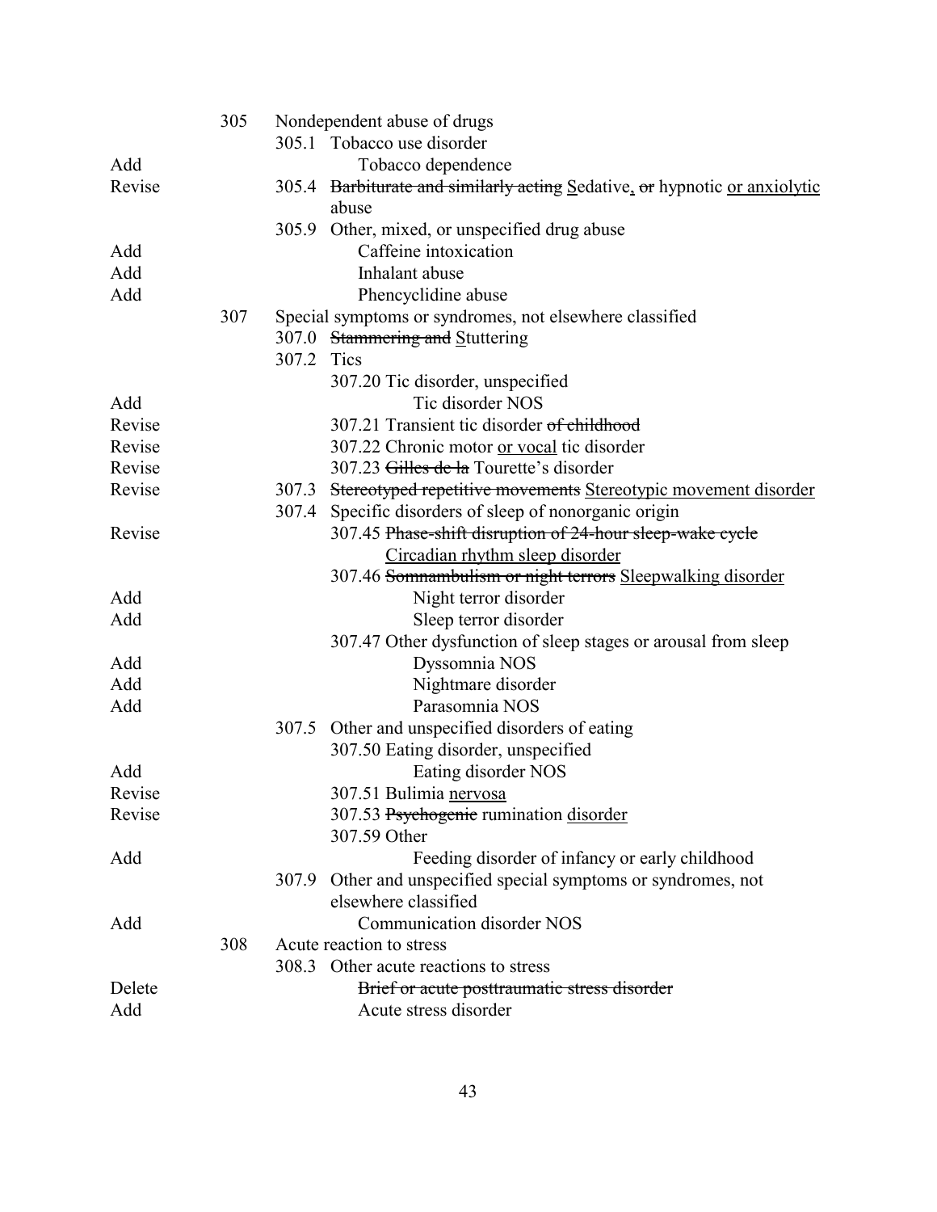| Action | Category | Code | Description |
|---|---|---|---|
| | 305 | | Nondependent abuse of drugs |
| | | 305.1 | Tobacco use disorder |
| Add | | | Tobacco dependence |
| Revise | | 305.4 | ~~Barbiturate and similarly acting~~ <u>S</u>edative<u>,</u> ~~or~~ hypnotic <u>or anxiolytic</u> abuse |
| | | 305.9 | Other, mixed, or unspecified drug abuse |
| Add | | | Caffeine intoxication |
| Add | | | Inhalant abuse |
| Add | | | Phencyclidine abuse |
| | 307 | | Special symptoms or syndromes, not elsewhere classified |
| | | 307.0 | ~~Stammering and~~ <u>S</u>tuttering |
| | | 307.2 | Tics |
| | | | 307.20 Tic disorder, unspecified |
| Add | | | Tic disorder NOS |
| Revise | | | 307.21 Transient tic disorder ~~of childhood~~ |
| Revise | | | 307.22 Chronic motor <u>or vocal</u> tic disorder |
| Revise | | | 307.23 ~~Gilles de la~~ Tourette's disorder |
| Revise | | 307.3 | ~~Stereotyped repetitive movements~~ <u>Stereotypic movement disorder</u> |
| | | 307.4 | Specific disorders of sleep of nonorganic origin |
| Revise | | | 307.45 ~~Phase-shift disruption of 24-hour sleep-wake cycle~~ <u>Circadian rhythm sleep disorder</u> |
| | | | 307.46 ~~Somnambulism or night terrors~~ <u>Sleepwalking disorder</u> |
| Add | | | Night terror disorder |
| Add | | | Sleep terror disorder |
| | | | 307.47 Other dysfunction of sleep stages or arousal from sleep |
| Add | | | Dyssomnia NOS |
| Add | | | Nightmare disorder |
| Add | | | Parasomnia NOS |
| | | 307.5 | Other and unspecified disorders of eating |
| | | | 307.50 Eating disorder, unspecified |
| Add | | | Eating disorder NOS |
| Revise | | | 307.51 Bulimia <u>nervosa</u> |
| Revise | | | 307.53 ~~Psychogenic~~ rumination <u>disorder</u> |
| | | | 307.59 Other |
| Add | | | Feeding disorder of infancy or early childhood |
| | | 307.9 | Other and unspecified special symptoms or syndromes, not elsewhere classified |
| Add | | | Communication disorder NOS |
| | 308 | | Acute reaction to stress |
| | | 308.3 | Other acute reactions to stress |
| Delete | | | ~~Brief or acute posttraumatic stress disorder~~ |
| Add | | | Acute stress disorder |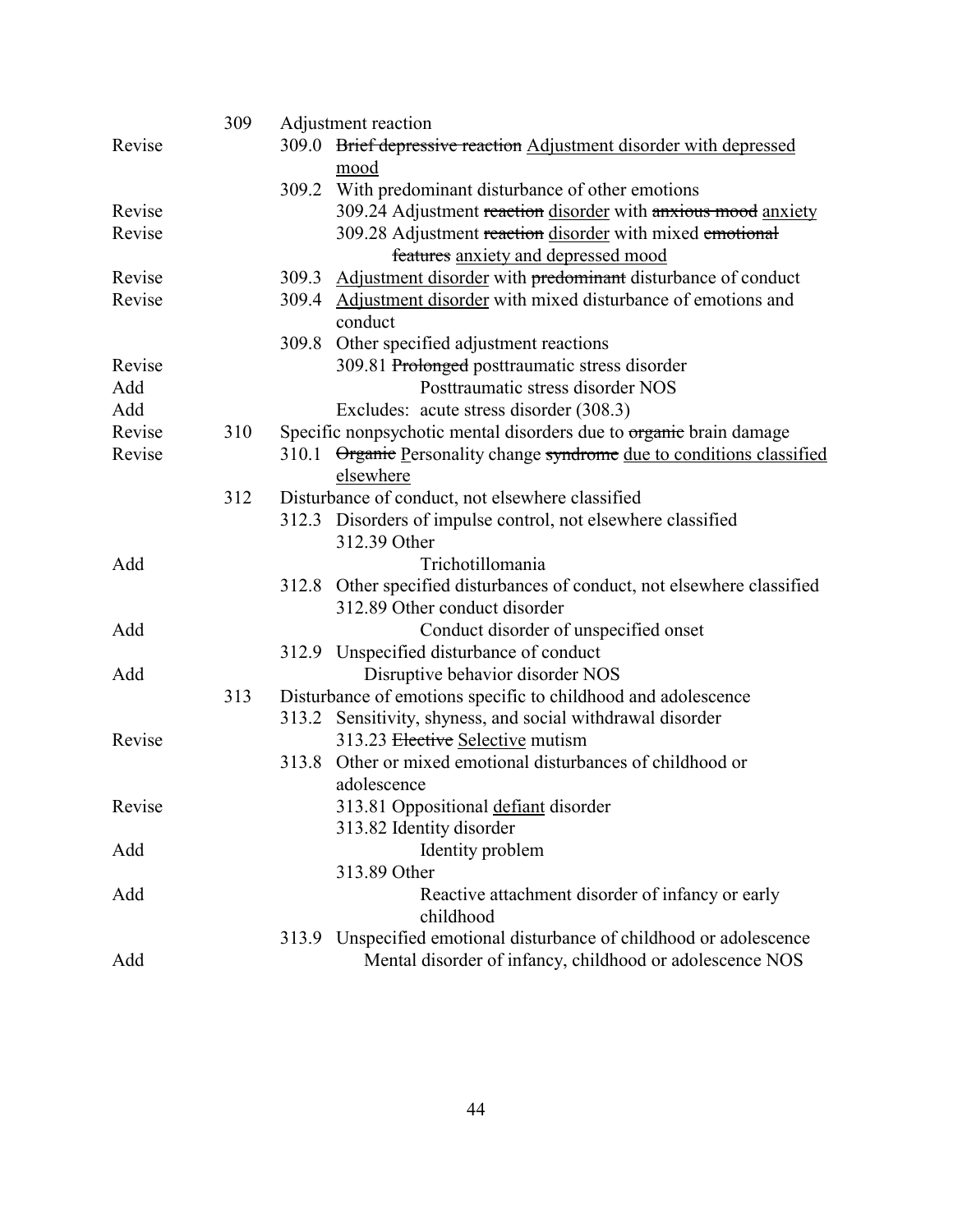| | | |
|---|---|---|
| | 309 | Adjustment reaction |
| Revise | | 309.0 ~~Brief depressive reaction~~ <u>Adjustment disorder with depressed mood</u> |
| | | 309.2 With predominant disturbance of other emotions |
| Revise | | 309.24 Adjustment ~~reaction~~ <u>disorder</u> with ~~anxious mood~~ <u>anxiety</u> |
| Revise | | 309.28 Adjustment ~~reaction~~ <u>disorder</u> with mixed ~~emotional features~~ <u>anxiety and depressed mood</u> |
| Revise | | 309.3 <u>Adjustment disorder</u> with ~~predominant~~ disturbance of conduct |
| Revise | | 309.4 <u>Adjustment disorder</u> with mixed disturbance of emotions and conduct |
| | | 309.8 Other specified adjustment reactions |
| Revise | | 309.81 ~~Prolonged~~ posttraumatic stress disorder |
| Add | | Posttraumatic stress disorder NOS |
| Add | | Excludes: acute stress disorder (308.3) |
| Revise | 310 | Specific nonpsychotic mental disorders due to ~~organic~~ brain damage |
| Revise | | 310.1 ~~Organic~~ <u>P</u>ersonality change ~~syndrome~~ <u>due to conditions classified elsewhere</u> |
| | 312 | Disturbance of conduct, not elsewhere classified |
| | | 312.3 Disorders of impulse control, not elsewhere classified |
| | | 312.39 Other |
| Add | | Trichotillomania |
| | | 312.8 Other specified disturbances of conduct, not elsewhere classified |
| | | 312.89 Other conduct disorder |
| Add | | Conduct disorder of unspecified onset |
| | | 312.9 Unspecified disturbance of conduct |
| Add | | Disruptive behavior disorder NOS |
| | 313 | Disturbance of emotions specific to childhood and adolescence |
| | | 313.2 Sensitivity, shyness, and social withdrawal disorder |
| Revise | | 313.23 ~~Elective~~ <u>Selective</u> mutism |
| | | 313.8 Other or mixed emotional disturbances of childhood or adolescence |
| Revise | | 313.81 Oppositional <u>defiant</u> disorder |
| | | 313.82 Identity disorder |
| Add | | Identity problem |
| | | 313.89 Other |
| Add | | Reactive attachment disorder of infancy or early childhood |
| | | 313.9 Unspecified emotional disturbance of childhood or adolescence |
| Add | | Mental disorder of infancy, childhood or adolescence NOS |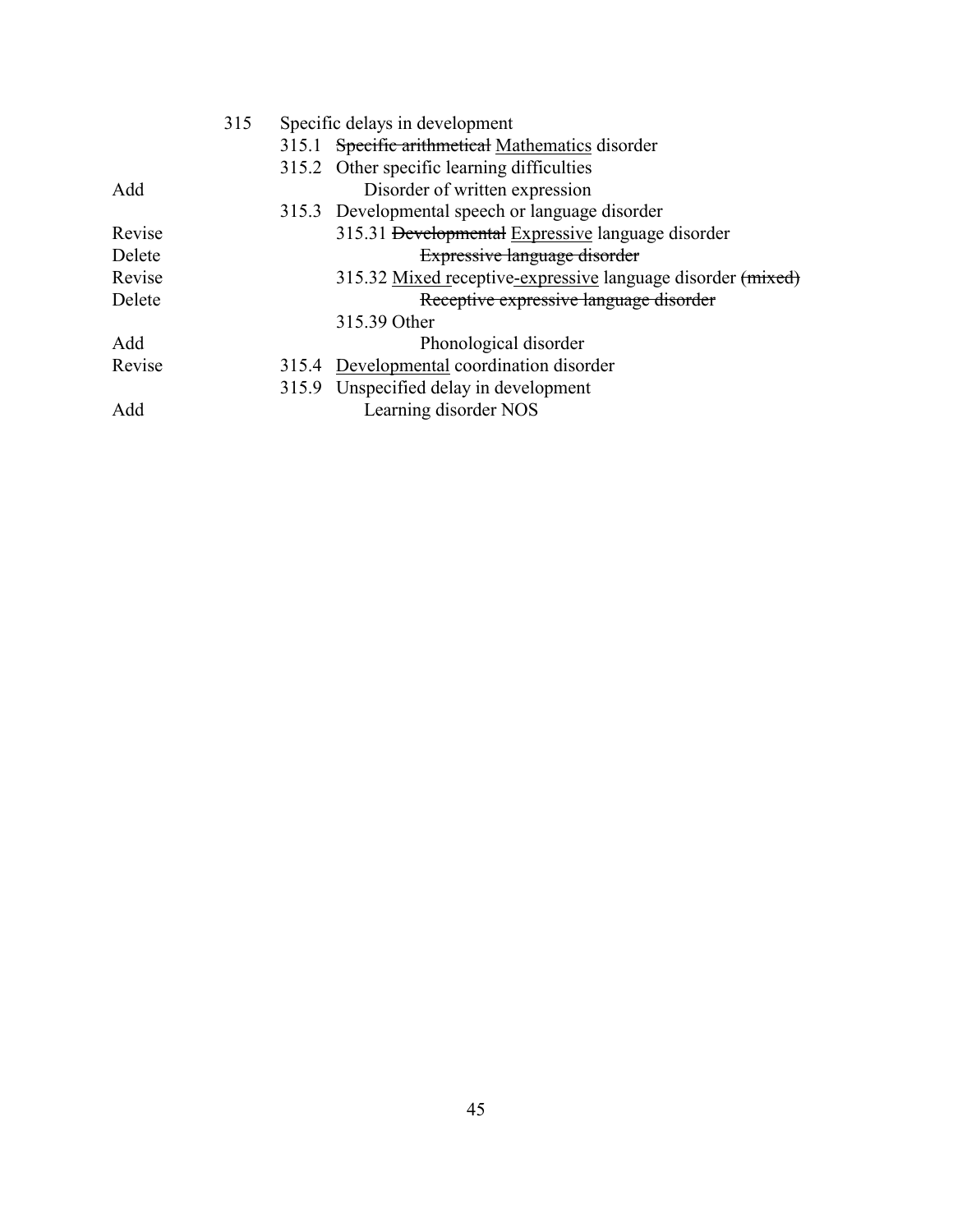| | | |
|---|---|---|
| | 315 | Specific delays in development |
| | | 315.1 ~~Specific arithmetical~~ <u>Mathematics</u> disorder |
| | | 315.2 Other specific learning difficulties |
| Add | | Disorder of written expression |
| | | 315.3 Developmental speech or language disorder |
| Revise | | 315.31 ~~Developmental~~ <u>Expressive</u> language disorder |
| Delete | | ~~Expressive language disorder~~ |
| Revise | | 315.32 <u>Mixed r</u>eceptive<u>-expressive</u> language disorder ~~(mixed)~~ |
| Delete | | ~~Receptive expressive language disorder~~ |
| | | 315.39 Other |
| Add | | Phonological disorder |
| Revise | | 315.4 <u>Developmental</u> coordination disorder |
| | | 315.9 Unspecified delay in development |
| Add | | Learning disorder NOS |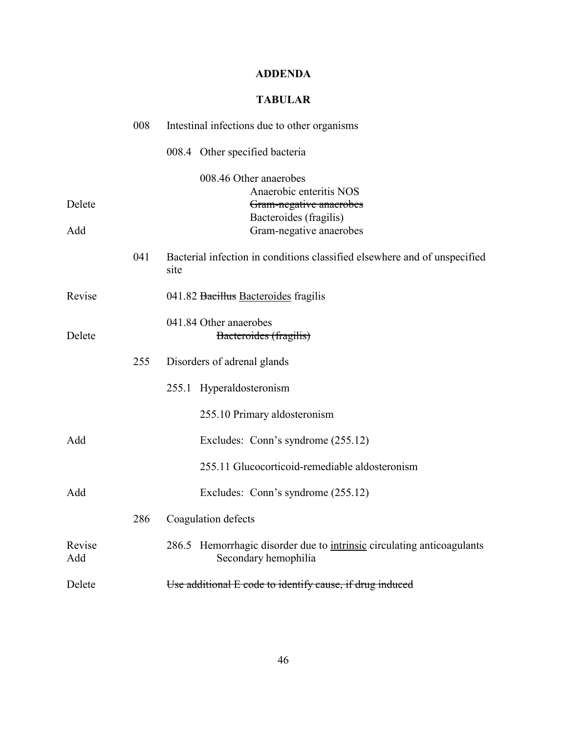## ADDENDA

## TABULAR

| | | |
|---|---|---|
| | 008 | Intestinal infections due to other organisms |
| | | 008.4 Other specified bacteria |
| | | 008.46 Other anaerobes |
| | | Anaerobic enteritis NOS |
| Delete | | ~~Gram-negative anaerobes~~ |
| | | Bacteroides (fragilis) |
| Add | | Gram-negative anaerobes |
| | 041 | Bacterial infection in conditions classified elsewhere and of unspecified site |
| Revise | | 041.82 ~~Bacillus~~ <u>Bacteroides</u> fragilis |
| | | 041.84 Other anaerobes |
| Delete | | ~~Bacteroides (fragilis)~~ |
| | 255 | Disorders of adrenal glands |
| | | 255.1 Hyperaldosteronism |
| | | 255.10 Primary aldosteronism |
| Add | | Excludes: Conn's syndrome (255.12) |
| | | 255.11 Glucocorticoid-remediable aldosteronism |
| Add | | Excludes: Conn's syndrome (255.12) |
| | 286 | Coagulation defects |
| Revise | | 286.5 Hemorrhagic disorder due to <u>intrinsic</u> circulating anticoagulants |
| Add | | Secondary hemophilia |
| Delete | | ~~Use additional E code to identify cause, if drug induced~~ |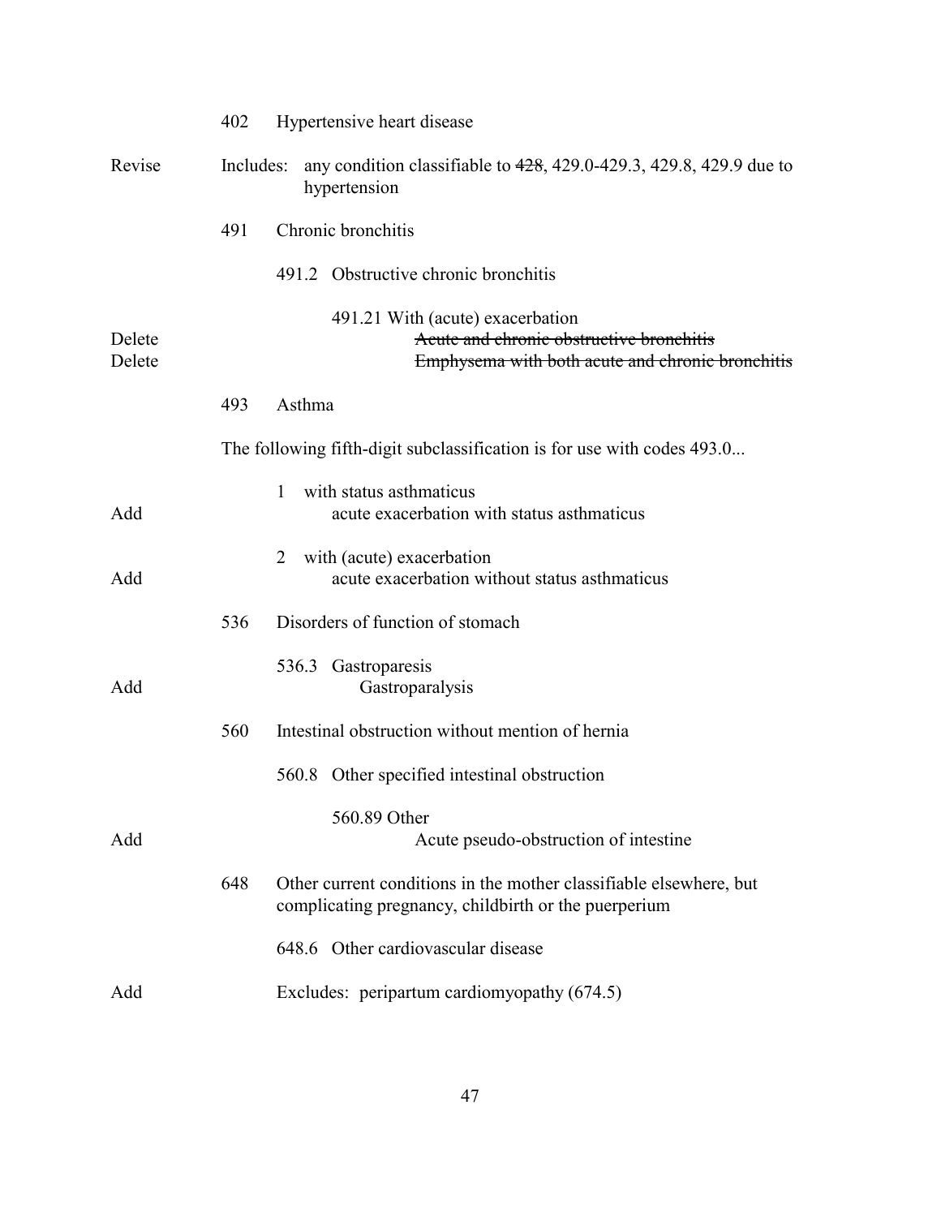402 Hypertensive heart disease

Revise — Includes: any condition classifiable to ~~428~~, 429.0-429.3, 429.8, 429.9 due to hypertension

491 Chronic bronchitis

491.2 Obstructive chronic bronchitis

491.21 With (acute) exacerbation

Delete — ~~Acute and chronic obstructive bronchitis~~

Delete — ~~Emphysema with both acute and chronic bronchitis~~

493 Asthma

The following fifth-digit subclassification is for use with codes 493.0...

1 with status asthmaticus

Add — acute exacerbation with status asthmaticus

2 with (acute) exacerbation

Add — acute exacerbation without status asthmaticus

536 Disorders of function of stomach

536.3 Gastroparesis

Add — Gastroparalysis

560 Intestinal obstruction without mention of hernia

560.8 Other specified intestinal obstruction

560.89 Other

Add — Acute pseudo-obstruction of intestine

648 Other current conditions in the mother classifiable elsewhere, but complicating pregnancy, childbirth or the puerperium

648.6 Other cardiovascular disease

Add — Excludes: peripartum cardiomyopathy (674.5)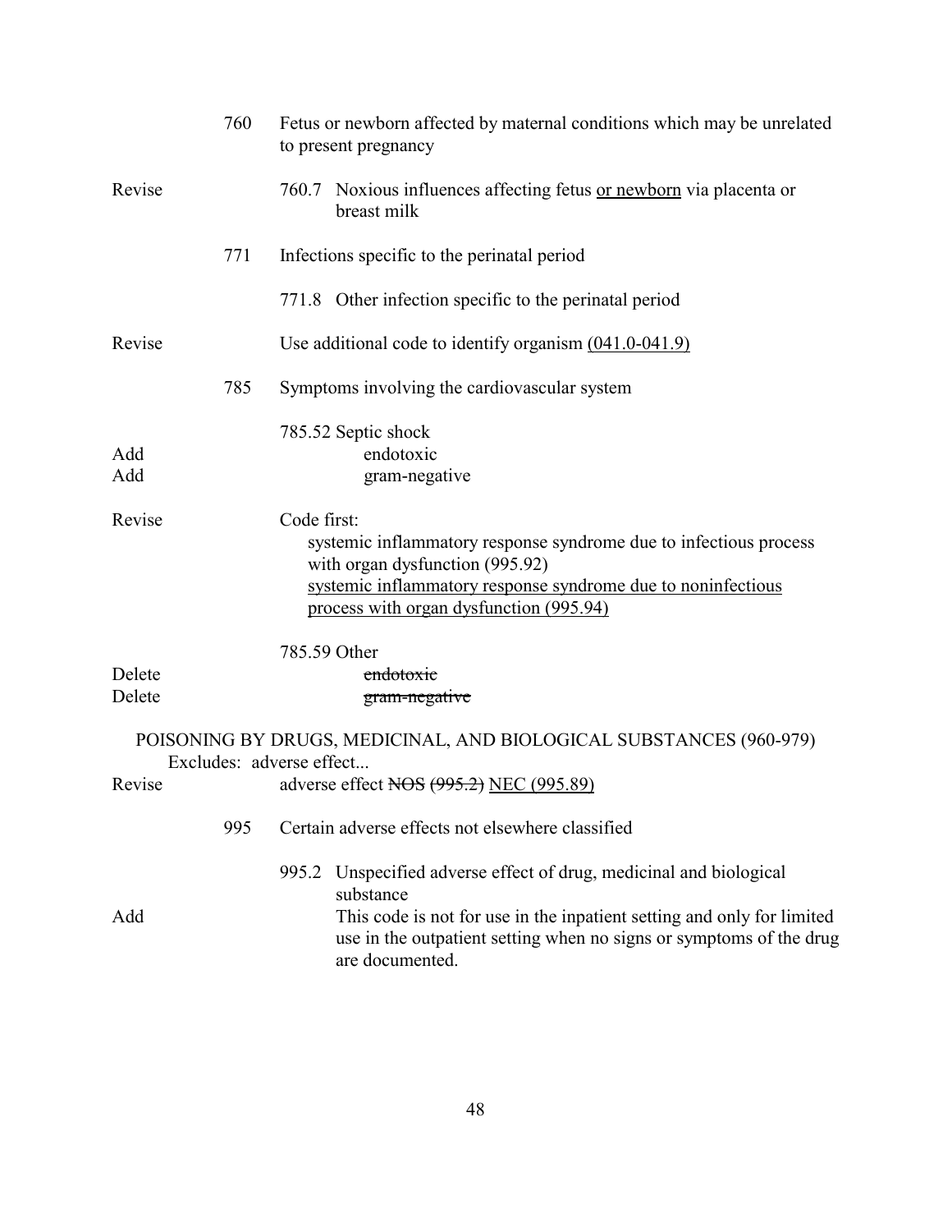| | | |
|---|---|---|
| | 760 | Fetus or newborn affected by maternal conditions which may be unrelated to present pregnancy |
| Revise | | 760.7 Noxious influences affecting fetus <u>or newborn</u> via placenta or breast milk |
| | 771 | Infections specific to the perinatal period |
| | | 771.8 Other infection specific to the perinatal period |
| Revise | | Use additional code to identify organism <u>(041.0-041.9)</u> |
| | 785 | Symptoms involving the cardiovascular system |
| | | 785.52 Septic shock |
| Add | | endotoxic |
| Add | | gram-negative |
| Revise | | Code first: systemic inflammatory response syndrome due to infectious process with organ dysfunction (995.92) <u>systemic inflammatory response syndrome due to noninfectious process with organ dysfunction (995.94)</u> |
| | | 785.59 Other |
| Delete | | ~~endotoxic~~ |
| Delete | | ~~gram-negative~~ |

POISONING BY DRUGS, MEDICINAL, AND BIOLOGICAL SUBSTANCES (960-979)

Excludes: adverse effect...

| | | |
|---|---|---|
| Revise | | adverse effect ~~NOS (995.2)~~ <u>NEC (995.89)</u> |
| | 995 | Certain adverse effects not elsewhere classified |
| | | 995.2 Unspecified adverse effect of drug, medicinal and biological substance |
| Add | | This code is not for use in the inpatient setting and only for limited use in the outpatient setting when no signs or symptoms of the drug are documented. |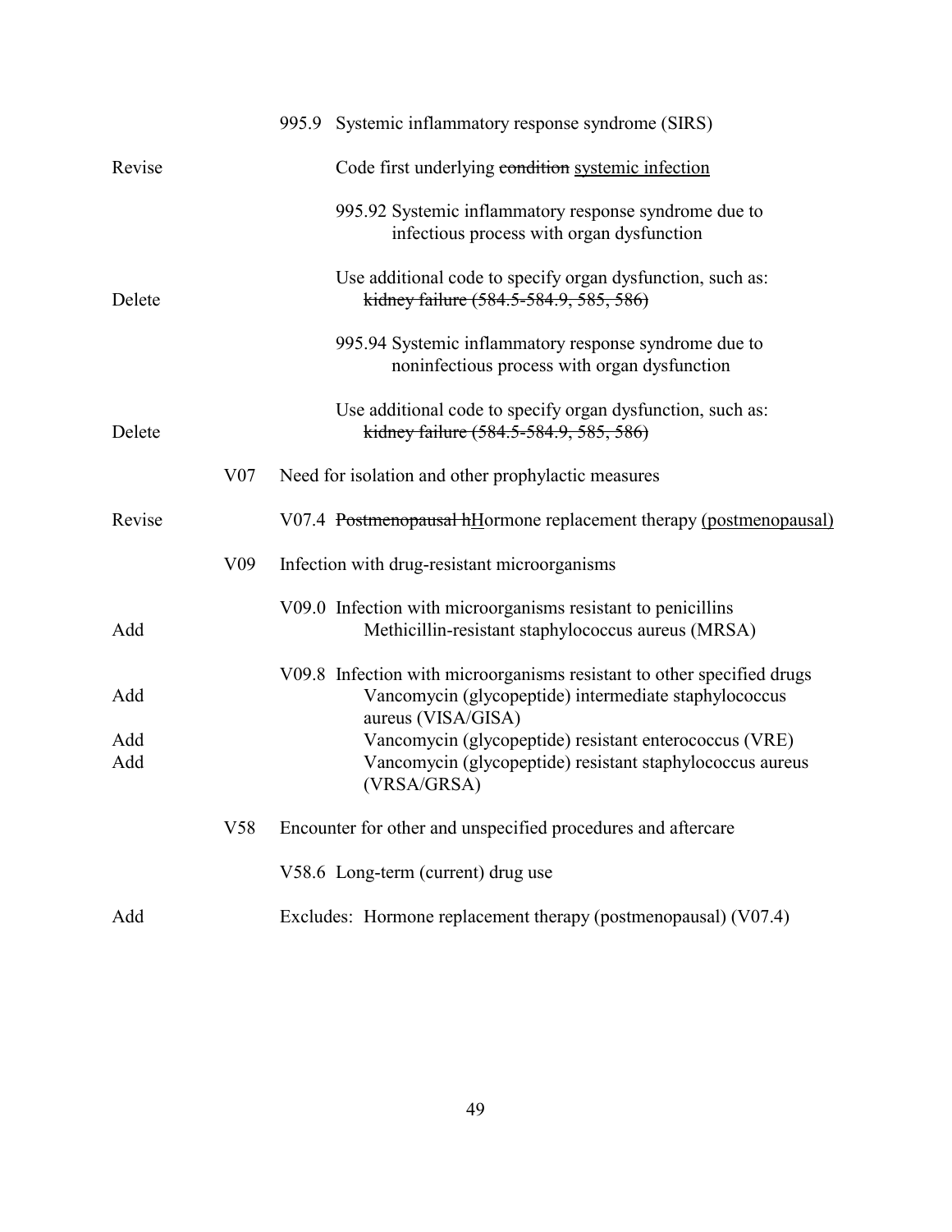| | | |
|---|---|---|
| | | 995.9 Systemic inflammatory response syndrome (SIRS) |
| Revise | | Code first underlying ~~condition~~ <u>systemic infection</u> |
| | | 995.92 Systemic inflammatory response syndrome due to infectious process with organ dysfunction |
| Delete | | Use additional code to specify organ dysfunction, such as: ~~kidney failure (584.5-584.9, 585, 586)~~ |
| | | 995.94 Systemic inflammatory response syndrome due to noninfectious process with organ dysfunction |
| Delete | | Use additional code to specify organ dysfunction, such as: ~~kidney failure (584.5-584.9, 585, 586)~~ |
| | V07 | Need for isolation and other prophylactic measures |
| Revise | | V07.4 ~~Postmenopausal h~~<u>H</u>ormone replacement therapy <u>(postmenopausal)</u> |
| | V09 | Infection with drug-resistant microorganisms |
| | | V09.0 Infection with microorganisms resistant to penicillins |
| Add | | Methicillin-resistant staphylococcus aureus (MRSA) |
| | | V09.8 Infection with microorganisms resistant to other specified drugs |
| Add | | Vancomycin (glycopeptide) intermediate staphylococcus aureus (VISA/GISA) |
| Add | | Vancomycin (glycopeptide) resistant enterococcus (VRE) |
| Add | | Vancomycin (glycopeptide) resistant staphylococcus aureus (VRSA/GRSA) |
| | V58 | Encounter for other and unspecified procedures and aftercare |
| | | V58.6 Long-term (current) drug use |
| Add | | Excludes: Hormone replacement therapy (postmenopausal) (V07.4) |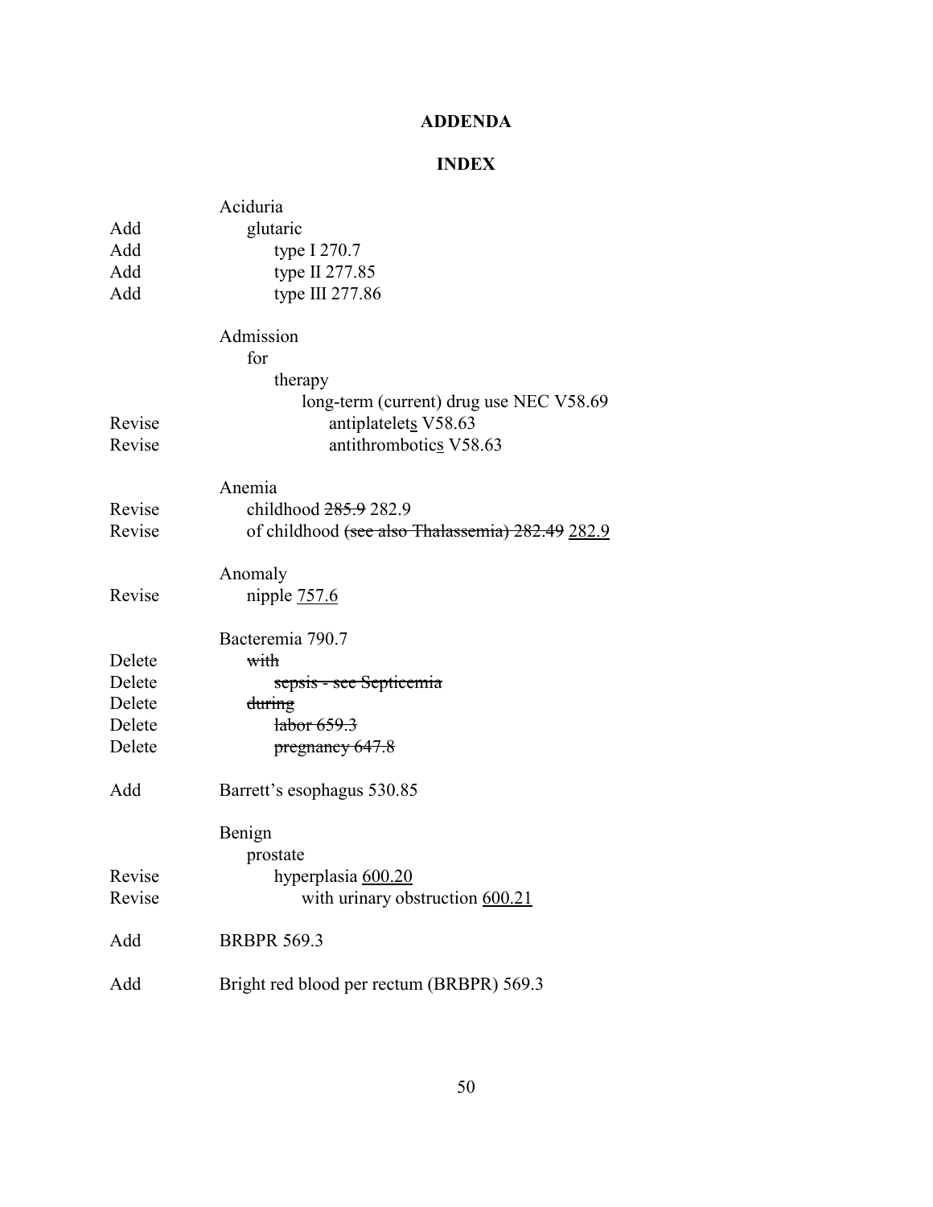**ADDENDA**

**INDEX**

| | |
|---|---|
| | Aciduria |
| Add | glutaric |
| Add | type I 270.7 |
| Add | type II 277.85 |
| Add | type III 277.86 |
| | |
| | Admission |
| | for |
| | therapy |
| | long-term (current) drug use NEC V58.69 |
| Revise | antiplatelet<u>s</u> V58.63 |
| Revise | antithrombotic<u>s</u> V58.63 |
| | |
| | Anemia |
| Revise | childhood ~~285.9~~ 282.9 |
| Revise | of childhood ~~(see also Thalassemia) 282.49~~ <u>282.9</u> |
| | |
| | Anomaly |
| Revise | nipple <u>757.6</u> |
| | |
| | Bacteremia 790.7 |
| Delete | ~~with~~ |
| Delete | ~~sepsis - see Septicemia~~ |
| Delete | ~~during~~ |
| Delete | ~~labor 659.3~~ |
| Delete | ~~pregnancy 647.8~~ |
| | |
| Add | Barrett's esophagus 530.85 |
| | |
| | Benign |
| | prostate |
| Revise | hyperplasia <u>600.20</u> |
| Revise | with urinary obstruction <u>600.21</u> |
| | |
| Add | BRBPR 569.3 |
| | |
| Add | Bright red blood per rectum (BRBPR) 569.3 |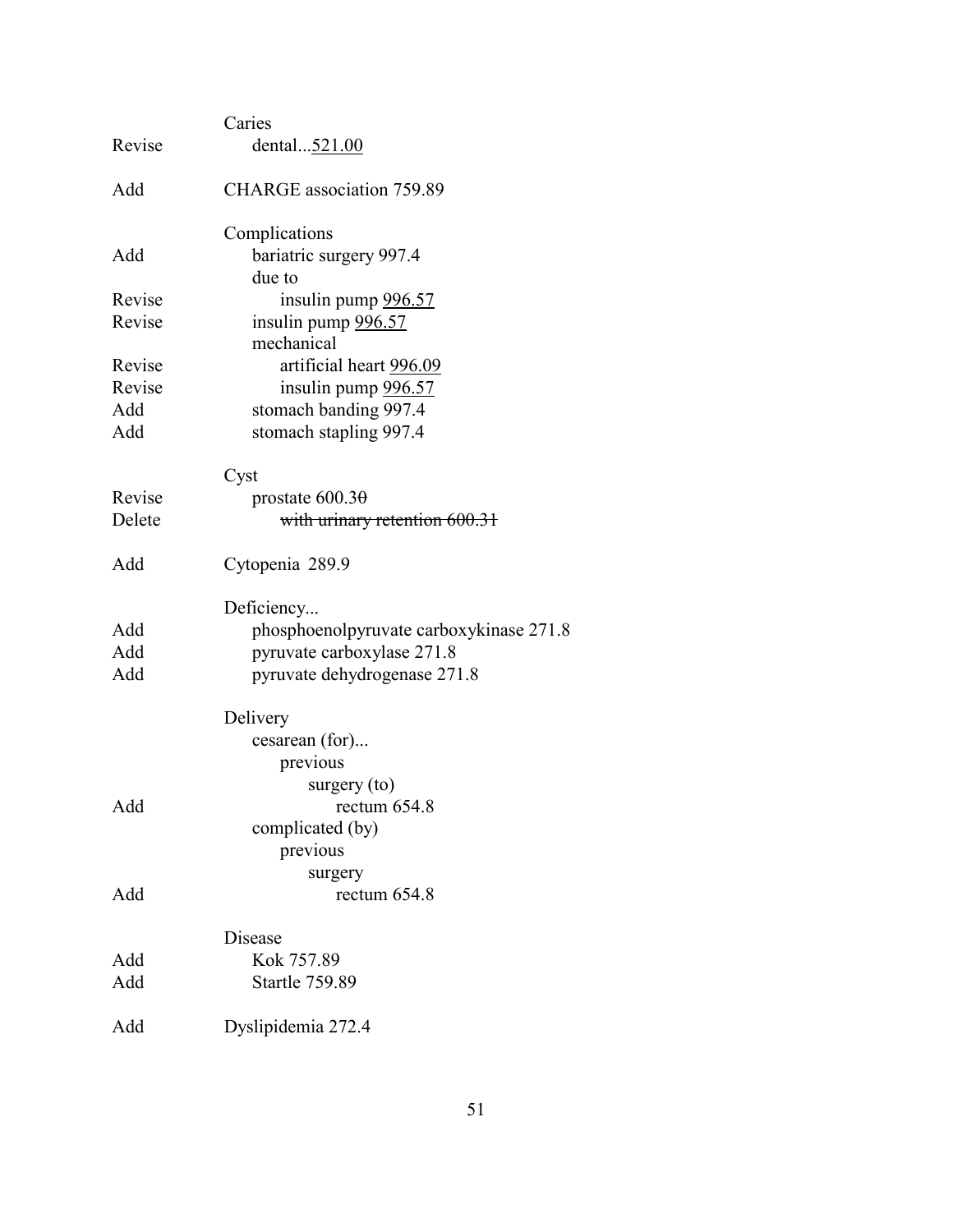| | |
|---|---|
| | Caries |
| Revise | dental...<u>521.00</u> |
| | |
| Add | CHARGE association 759.89 |
| | |
| | Complications |
| Add | bariatric surgery 997.4 |
| | due to |
| Revise | insulin pump <u>996.57</u> |
| Revise | insulin pump <u>996.57</u> |
| | mechanical |
| Revise | artificial heart <u>996.09</u> |
| Revise | insulin pump <u>996.57</u> |
| Add | stomach banding 997.4 |
| Add | stomach stapling 997.4 |
| | |
| | Cyst |
| Revise | prostate 600.3~~0~~ |
| Delete | ~~with urinary retention 600.31~~ |
| | |
| Add | Cytopenia 289.9 |
| | |
| | Deficiency... |
| Add | phosphoenolpyruvate carboxykinase 271.8 |
| Add | pyruvate carboxylase 271.8 |
| Add | pyruvate dehydrogenase 271.8 |
| | |
| | Delivery |
| | cesarean (for)... |
| | previous |
| | surgery (to) |
| Add | rectum 654.8 |
| | complicated (by) |
| | previous |
| | surgery |
| Add | rectum 654.8 |
| | |
| | Disease |
| Add | Kok 757.89 |
| Add | Startle 759.89 |
| | |
| Add | Dyslipidemia 272.4 |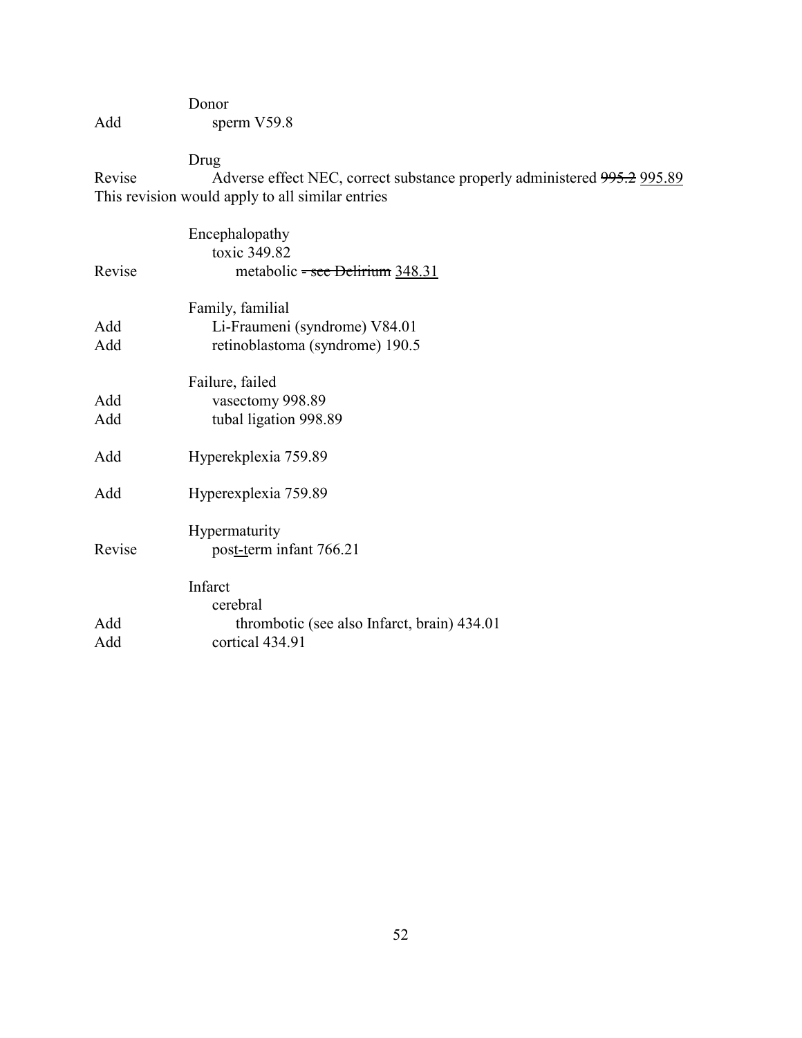| | |
|---|---|
| | Donor |
| Add | sperm V59.8 |
| | |
| | Drug |
| Revise | Adverse effect NEC, correct substance properly administered ~~995.2~~ <u>995.89</u> |

This revision would apply to all similar entries

| | |
|---|---|
| | Encephalopathy |
| | toxic 349.82 |
| Revise | metabolic ~~- see Delirium~~ <u>348.31</u> |
| | |
| | Family, familial |
| Add | Li-Fraumeni (syndrome) V84.01 |
| Add | retinoblastoma (syndrome) 190.5 |
| | |
| | Failure, failed |
| Add | vasectomy 998.89 |
| Add | tubal ligation 998.89 |
| | |
| Add | Hyperekplexia 759.89 |
| | |
| Add | Hyperexplexia 759.89 |
| | |
| | Hypermaturity |
| Revise | pos<u>t-t</u>erm infant 766.21 |
| | |
| | Infarct |
| | cerebral |
| Add | thrombotic (see also Infarct, brain) 434.01 |
| Add | cortical 434.91 |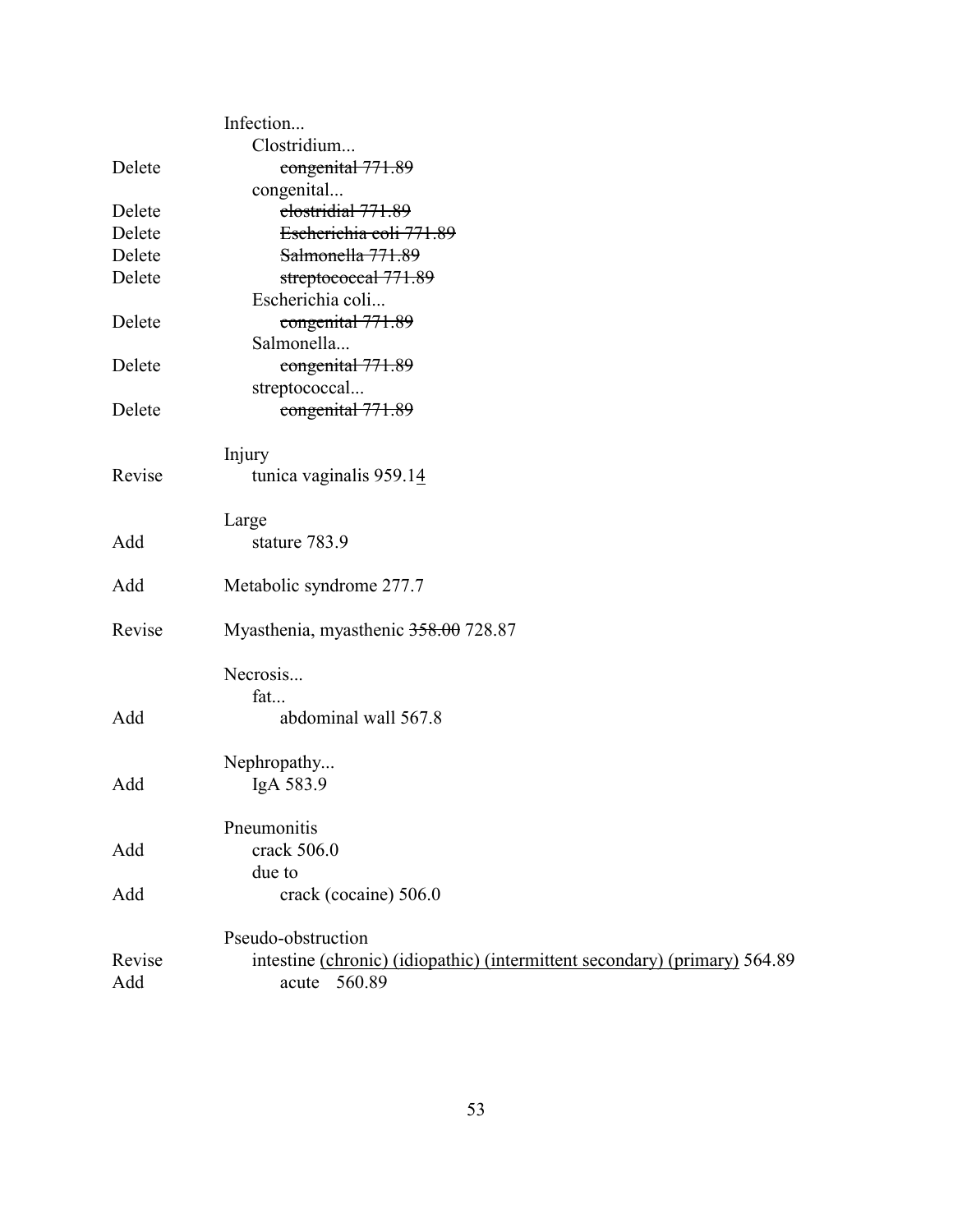| | |
|---|---|
| | Infection... |
| | Clostridium... |
| Delete | ~~congenital 771.89~~ |
| | congenital... |
| Delete | ~~clostridial 771.89~~ |
| Delete | ~~Escherichia coli 771.89~~ |
| Delete | ~~Salmonella 771.89~~ |
| Delete | ~~streptococcal 771.89~~ |
| | Escherichia coli... |
| Delete | ~~congenital 771.89~~ |
| | Salmonella... |
| Delete | ~~congenital 771.89~~ |
| | streptococcal... |
| Delete | ~~congenital 771.89~~ |
| | |
| | Injury |
| Revise | tunica vaginalis 959.1<u>4</u> |
| | |
| | Large |
| Add | stature 783.9 |
| | |
| Add | Metabolic syndrome 277.7 |
| | |
| Revise | Myasthenia, myasthenic ~~358.00~~ 728.87 |
| | |
| | Necrosis... |
| | fat... |
| Add | abdominal wall 567.8 |
| | |
| | Nephropathy... |
| Add | IgA 583.9 |
| | |
| | Pneumonitis |
| Add | crack 506.0 |
| | due to |
| Add | crack (cocaine) 506.0 |
| | |
| | Pseudo-obstruction |
| Revise | intestine <u>(chronic) (idiopathic) (intermittent secondary) (primary)</u> 564.89 |
| Add | acute 560.89 |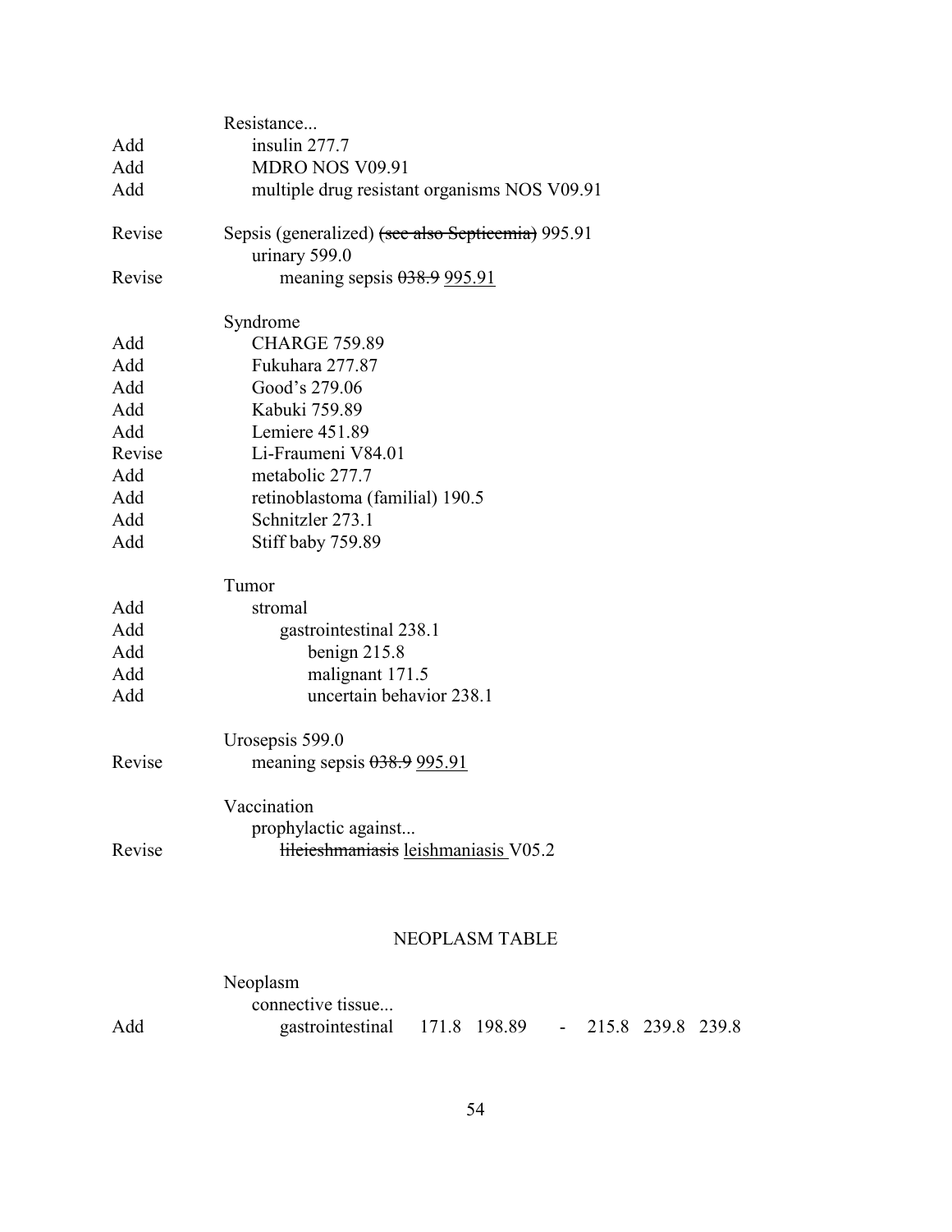| | |
|---|---|
| | Resistance... |
| Add | insulin 277.7 |
| Add | MDRO NOS V09.91 |
| Add | multiple drug resistant organisms NOS V09.91 |
| | |
| Revise | Sepsis (generalized) ~~(see also Septicemia)~~ 995.91 |
| | urinary 599.0 |
| Revise | meaning sepsis ~~038.9~~ <u>995.91</u> |
| | |
| | Syndrome |
| Add | CHARGE 759.89 |
| Add | Fukuhara 277.87 |
| Add | Good's 279.06 |
| Add | Kabuki 759.89 |
| Add | Lemiere 451.89 |
| Revise | Li-Fraumeni V84.01 |
| Add | metabolic 277.7 |
| Add | retinoblastoma (familial) 190.5 |
| Add | Schnitzler 273.1 |
| Add | Stiff baby 759.89 |
| | |
| | Tumor |
| Add | stromal |
| Add | gastrointestinal 238.1 |
| Add | benign 215.8 |
| Add | malignant 171.5 |
| Add | uncertain behavior 238.1 |
| | |
| | Urosepsis 599.0 |
| Revise | meaning sepsis ~~038.9~~ <u>995.91</u> |
| | |
| | Vaccination |
| | prophylactic against... |
| Revise | ~~lileishmaniasis~~ <u>leishmaniasis</u> V05.2 |

## NEOPLASM TABLE

| | | | | | | | |
|---|---|---|---|---|---|---|---|
| | Neoplasm | | | | | | |
| | connective tissue... | | | | | | |
| Add | gastrointestinal | 171.8 | 198.89 | - | 215.8 | 239.8 | 239.8 |